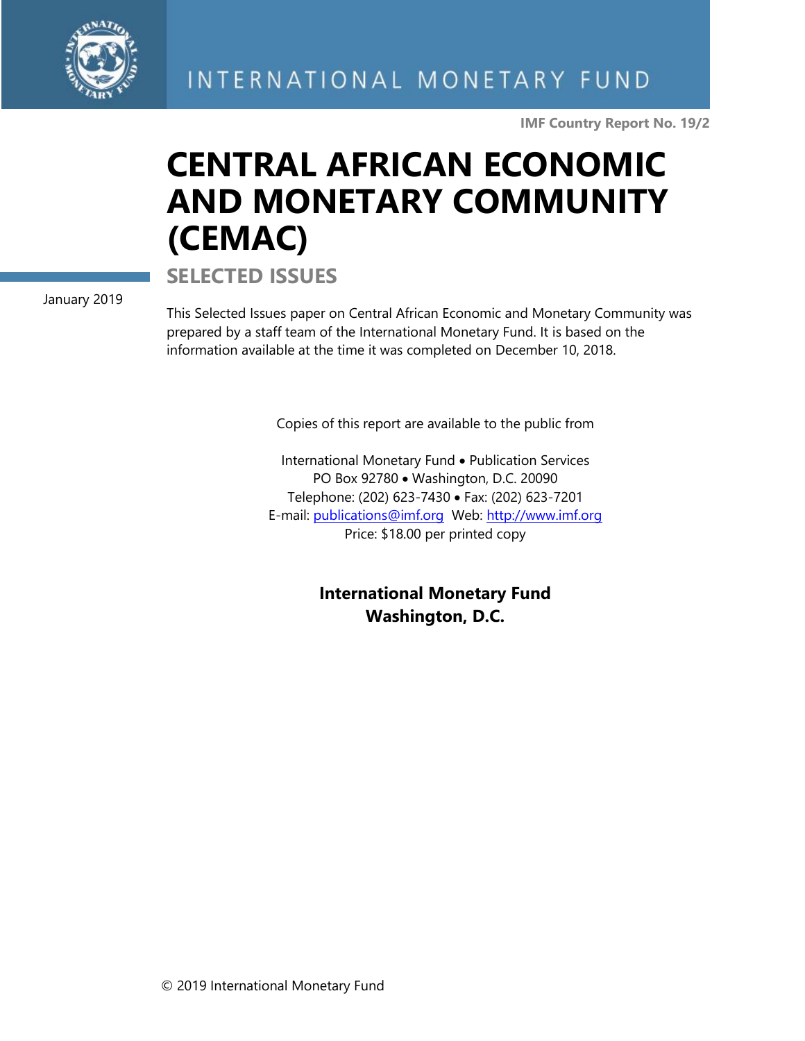INTERNATIONAL MONETARY FUND

**IMF Country Report No. 19/2**

# CENTRAL AFRICAN ECONOMIC AND MONETARY COMMUNITY (CEMAC)

## SELECTED ISSUES

January 2019

This Selected Issues paper on Central African Economic and Monetary Community was prepared by a staff team of the International Monetary Fund. It is based on the information available at the time it was completed on December 10, 2018.

Copies of this report are available to the public from

International Monetary Fund • Publication Services
PO Box 92780 • Washington, D.C. 20090
Telephone: (202) 623-7430 • Fax: (202) 623-7201
E-mail: publications@imf.org Web: http://www.imf.org
Price: $18.00 per printed copy

**International Monetary Fund**
**Washington, D.C.**

© 2019 International Monetary Fund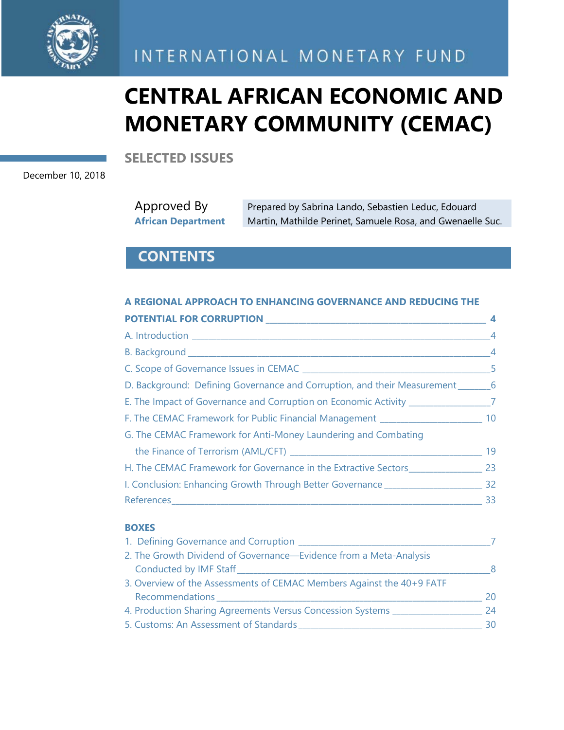INTERNATIONAL MONETARY FUND

# CENTRAL AFRICAN ECONOMIC AND MONETARY COMMUNITY (CEMAC)

## SELECTED ISSUES

December 10, 2018

Approved By
**African Department**

Prepared by Sabrina Lando, Sebastien Leduc, Edouard Martin, Mathilde Perinet, Samuele Rosa, and Gwenaelle Suc.

## CONTENTS

**A REGIONAL APPROACH TO ENHANCING GOVERNANCE AND REDUCING THE POTENTIAL FOR CORRUPTION** _____ **4**

A. Introduction _____ 4

B. Background _____ 4

C. Scope of Governance Issues in CEMAC _____ 5

D. Background: Defining Governance and Corruption, and their Measurement _____ 6

E. The Impact of Governance and Corruption on Economic Activity _____ 7

F. The CEMAC Framework for Public Financial Management _____ 10

G. The CEMAC Framework for Anti-Money Laundering and Combating the Finance of Terrorism (AML/CFT) _____ 19

H. The CEMAC Framework for Governance in the Extractive Sectors _____ 23

I. Conclusion: Enhancing Growth Through Better Governance _____ 32

References _____ 33

**BOXES**

1. Defining Governance and Corruption _____ 7
2. The Growth Dividend of Governance—Evidence from a Meta-Analysis Conducted by IMF Staff _____ 8
3. Overview of the Assessments of CEMAC Members Against the 40+9 FATF Recommendations _____ 20
4. Production Sharing Agreements Versus Concession Systems _____ 24
5. Customs: An Assessment of Standards _____ 30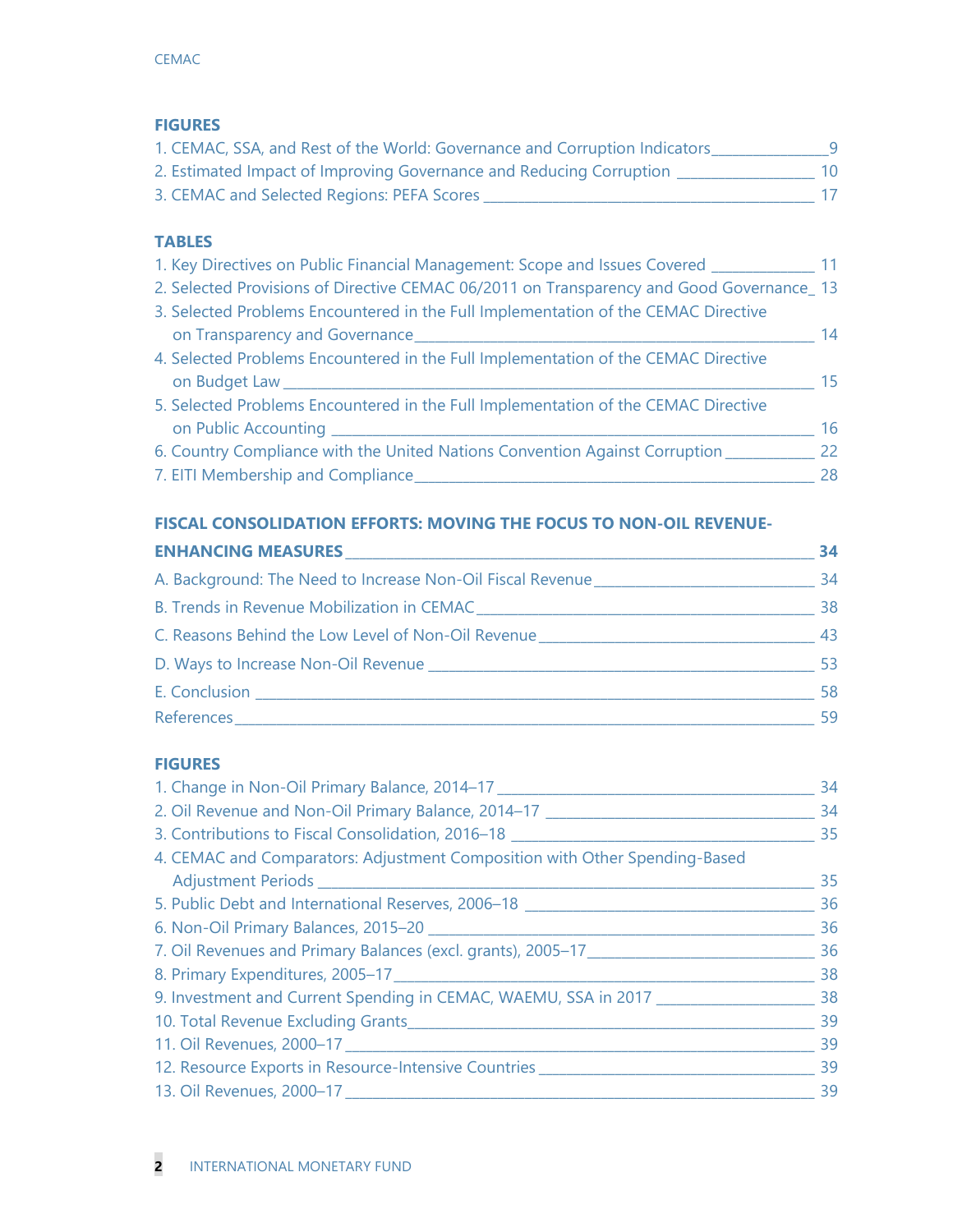**FIGURES**

1. CEMAC, SSA, and Rest of the World: Governance and Corruption Indicators _______________ 9
2. Estimated Impact of Improving Governance and Reducing Corruption _________________ 10
3. CEMAC and Selected Regions: PEFA Scores _____________________________________________ 17

**TABLES**

1. Key Directives on Public Financial Management: Scope and Issues Covered _____________ 11
2. Selected Provisions of Directive CEMAC 06/2011 on Transparency and Good Governance_ 13
3. Selected Problems Encountered in the Full Implementation of the CEMAC Directive on Transparency and Governance_____________________________________________________ 14
4. Selected Problems Encountered in the Full Implementation of the CEMAC Directive on Budget Law _____________________________________________________________________ 15
5. Selected Problems Encountered in the Full Implementation of the CEMAC Directive on Public Accounting ______________________________________________________________ 16
6. Country Compliance with the United Nations Convention Against Corruption ___________ 22
7. EITI Membership and Compliance___________________________________________________ 28

**FISCAL CONSOLIDATION EFFORTS: MOVING THE FOCUS TO NON-OIL REVENUE-ENHANCING MEASURES ___________________________________________________________ 34**

A. Background: The Need to Increase Non-Oil Fiscal Revenue ____________________________ 34
B. Trends in Revenue Mobilization in CEMAC ______________________________________________ 38
C. Reasons Behind the Low Level of Non-Oil Revenue _____________________________________ 43
D. Ways to Increase Non-Oil Revenue ______________________________________________________ 53
E. Conclusion ______________________________________________________________________________ 58
References__________________________________________________________________________________ 59

**FIGURES**

1. Change in Non-Oil Primary Balance, 2014–17 _________________________________________ 34
2. Oil Revenue and Non-Oil Primary Balance, 2014–17 ___________________________________ 34
3. Contributions to Fiscal Consolidation, 2016–18 ________________________________________ 35
4. CEMAC and Comparators: Adjustment Composition with Other Spending-Based Adjustment Periods ___________________________________________________________________ 35
5. Public Debt and International Reserves, 2006–18 ______________________________________ 36
6. Non-Oil Primary Balances, 2015–20 ____________________________________________________ 36
7. Oil Revenues and Primary Balances (excl. grants), 2005–17_______________________________ 36
8. Primary Expenditures, 2005–17_________________________________________________________ 38
9. Investment and Current Spending in CEMAC, WAEMU, SSA in 2017 ____________________ 38
10. Total Revenue Excluding Grants_______________________________________________________ 39
11. Oil Revenues, 2000–17 ________________________________________________________________ 39
12. Resource Exports in Resource-Intensive Countries _____________________________________ 39
13. Oil Revenues, 2000–17 ________________________________________________________________ 39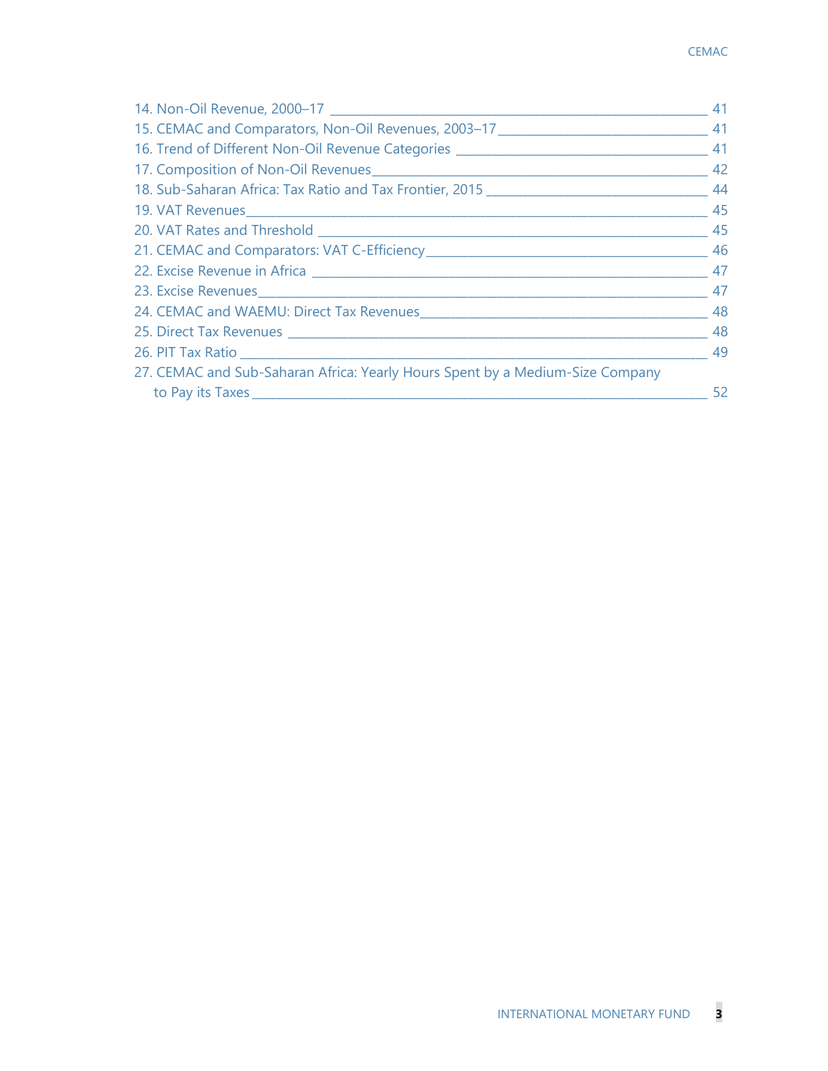14. Non-Oil Revenue, 2000–17 _______________________________________________ 41
15. CEMAC and Comparators, Non-Oil Revenues, 2003–17 ___________________________ 41
16. Trend of Different Non-Oil Revenue Categories _________________________________ 41
17. Composition of Non-Oil Revenues ____________________________________________ 42
18. Sub-Saharan Africa: Tax Ratio and Tax Frontier, 2015 ____________________________ 44
19. VAT Revenues ____________________________________________________________ 45
20. VAT Rates and Threshold ___________________________________________________ 45
21. CEMAC and Comparators: VAT C-Efficiency ____________________________________ 46
22. Excise Revenue in Africa ____________________________________________________ 47
23. Excise Revenues ___________________________________________________________ 47
24. CEMAC and WAEMU: Direct Tax Revenues _____________________________________ 48
25. Direct Tax Revenues _______________________________________________________ 48
26. PIT Tax Ratio ______________________________________________________________ 49
27. CEMAC and Sub-Saharan Africa: Yearly Hours Spent by a Medium-Size Company to Pay its Taxes ____________________________________________________________ 52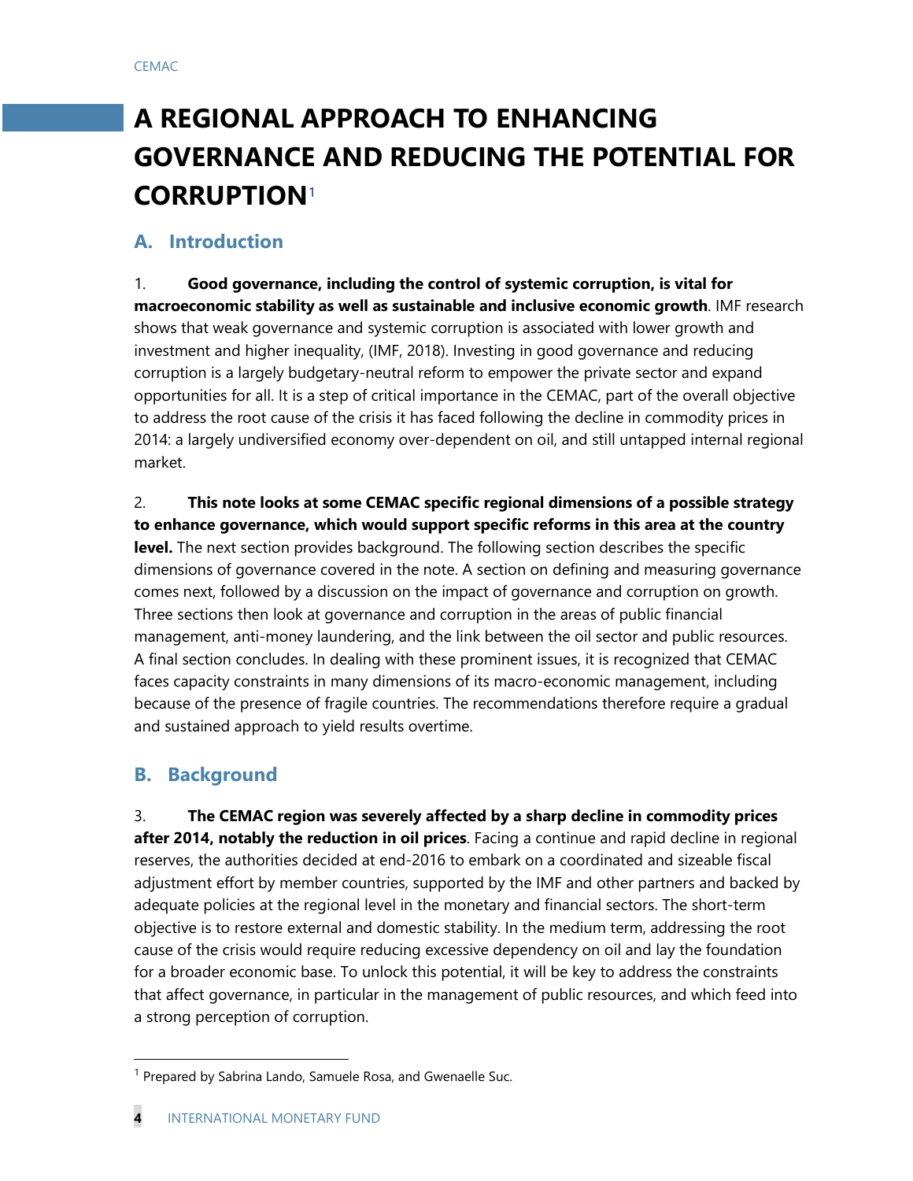# A REGIONAL APPROACH TO ENHANCING GOVERNANCE AND REDUCING THE POTENTIAL FOR CORRUPTION[1]

## A. Introduction

1. **Good governance, including the control of systemic corruption, is vital for macroeconomic stability as well as sustainable and inclusive economic growth**. IMF research shows that weak governance and systemic corruption is associated with lower growth and investment and higher inequality, (IMF, 2018). Investing in good governance and reducing corruption is a largely budgetary-neutral reform to empower the private sector and expand opportunities for all. It is a step of critical importance in the CEMAC, part of the overall objective to address the root cause of the crisis it has faced following the decline in commodity prices in 2014: a largely undiversified economy over-dependent on oil, and still untapped internal regional market.

2. **This note looks at some CEMAC specific regional dimensions of a possible strategy to enhance governance, which would support specific reforms in this area at the country level.** The next section provides background. The following section describes the specific dimensions of governance covered in the note. A section on defining and measuring governance comes next, followed by a discussion on the impact of governance and corruption on growth. Three sections then look at governance and corruption in the areas of public financial management, anti-money laundering, and the link between the oil sector and public resources. A final section concludes. In dealing with these prominent issues, it is recognized that CEMAC faces capacity constraints in many dimensions of its macro-economic management, including because of the presence of fragile countries. The recommendations therefore require a gradual and sustained approach to yield results overtime.

## B. Background

3. **The CEMAC region was severely affected by a sharp decline in commodity prices after 2014, notably the reduction in oil prices**. Facing a continue and rapid decline in regional reserves, the authorities decided at end-2016 to embark on a coordinated and sizeable fiscal adjustment effort by member countries, supported by the IMF and other partners and backed by adequate policies at the regional level in the monetary and financial sectors. The short-term objective is to restore external and domestic stability. In the medium term, addressing the root cause of the crisis would require reducing excessive dependency on oil and lay the foundation for a broader economic base. To unlock this potential, it will be key to address the constraints that affect governance, in particular in the management of public resources, and which feed into a strong perception of corruption.

[1] Prepared by Sabrina Lando, Samuele Rosa, and Gwenaelle Suc.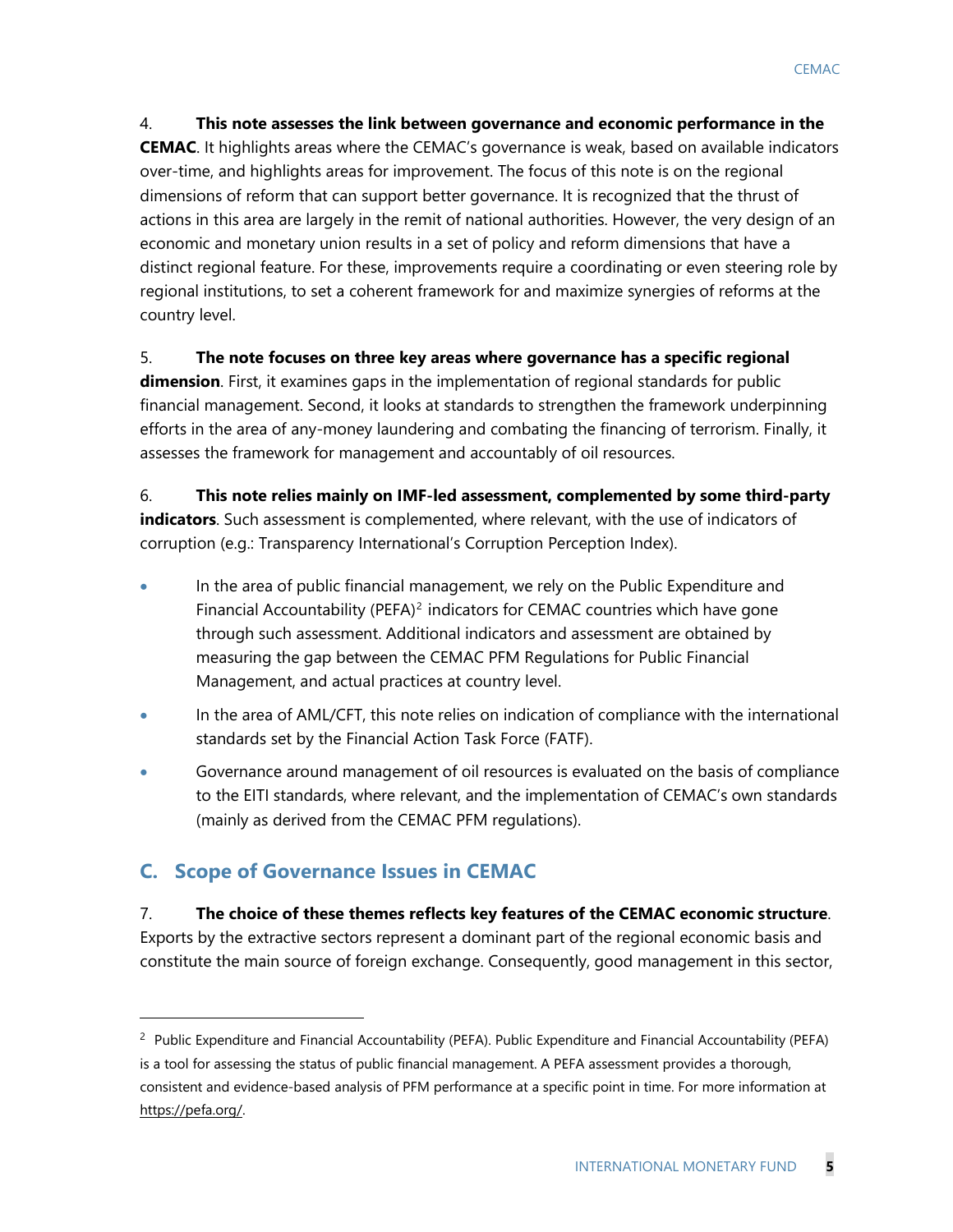4. **This note assesses the link between governance and economic performance in the CEMAC**. It highlights areas where the CEMAC's governance is weak, based on available indicators over-time, and highlights areas for improvement. The focus of this note is on the regional dimensions of reform that can support better governance. It is recognized that the thrust of actions in this area are largely in the remit of national authorities. However, the very design of an economic and monetary union results in a set of policy and reform dimensions that have a distinct regional feature. For these, improvements require a coordinating or even steering role by regional institutions, to set a coherent framework for and maximize synergies of reforms at the country level.

5. **The note focuses on three key areas where governance has a specific regional dimension**. First, it examines gaps in the implementation of regional standards for public financial management. Second, it looks at standards to strengthen the framework underpinning efforts in the area of any-money laundering and combating the financing of terrorism. Finally, it assesses the framework for management and accountably of oil resources.

6. **This note relies mainly on IMF-led assessment, complemented by some third-party indicators**. Such assessment is complemented, where relevant, with the use of indicators of corruption (e.g.: Transparency International's Corruption Perception Index).

- In the area of public financial management, we rely on the Public Expenditure and Financial Accountability (PEFA)[2] indicators for CEMAC countries which have gone through such assessment. Additional indicators and assessment are obtained by measuring the gap between the CEMAC PFM Regulations for Public Financial Management, and actual practices at country level.
- In the area of AML/CFT, this note relies on indication of compliance with the international standards set by the Financial Action Task Force (FATF).
- Governance around management of oil resources is evaluated on the basis of compliance to the EITI standards, where relevant, and the implementation of CEMAC's own standards (mainly as derived from the CEMAC PFM regulations).

## C. Scope of Governance Issues in CEMAC

7. **The choice of these themes reflects key features of the CEMAC economic structure**. Exports by the extractive sectors represent a dominant part of the regional economic basis and constitute the main source of foreign exchange. Consequently, good management in this sector,

[2] Public Expenditure and Financial Accountability (PEFA). Public Expenditure and Financial Accountability (PEFA) is a tool for assessing the status of public financial management. A PEFA assessment provides a thorough, consistent and evidence-based analysis of PFM performance at a specific point in time. For more information at https://pefa.org/.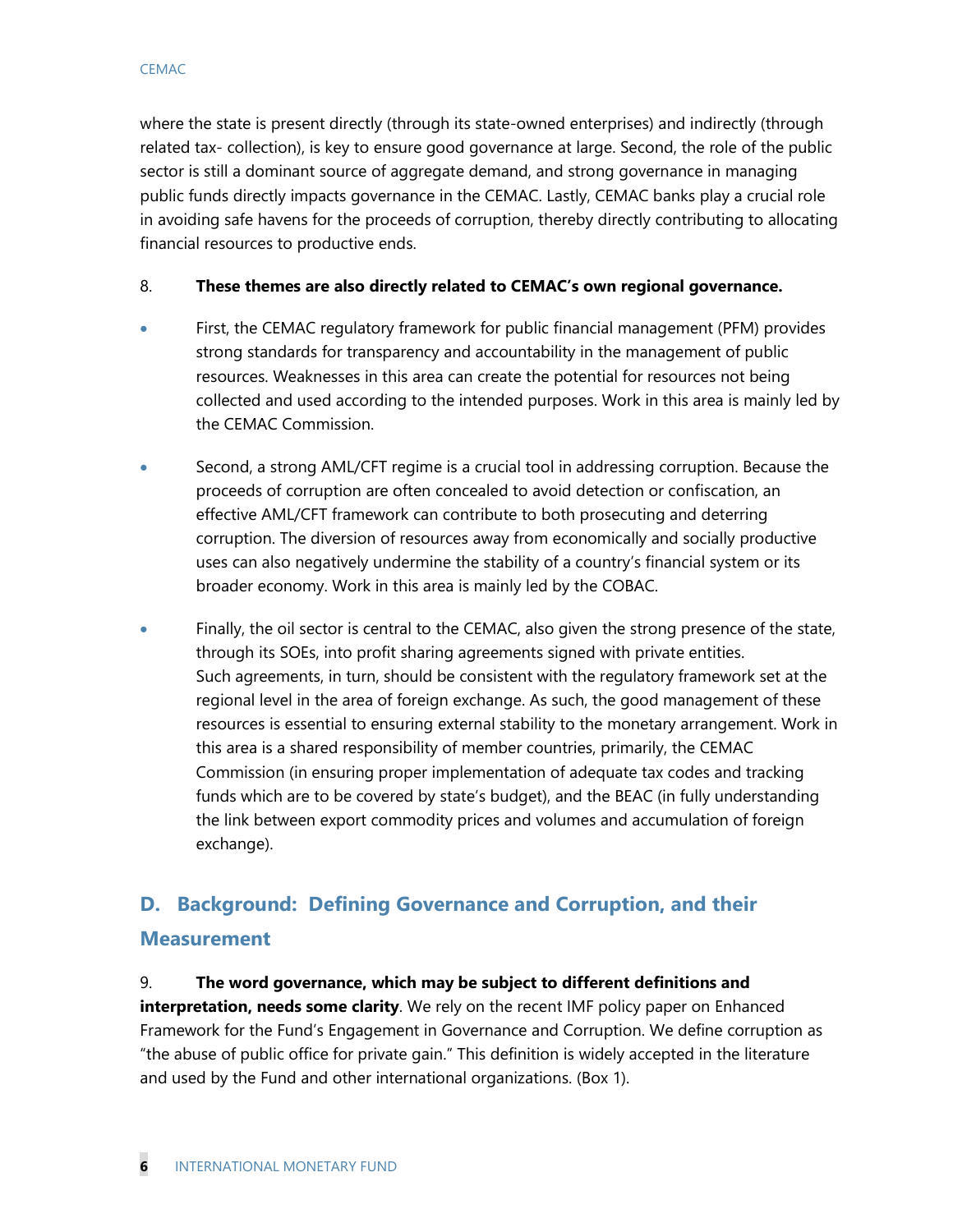where the state is present directly (through its state-owned enterprises) and indirectly (through related tax- collection), is key to ensure good governance at large. Second, the role of the public sector is still a dominant source of aggregate demand, and strong governance in managing public funds directly impacts governance in the CEMAC. Lastly, CEMAC banks play a crucial role in avoiding safe havens for the proceeds of corruption, thereby directly contributing to allocating financial resources to productive ends.

8. **These themes are also directly related to CEMAC's own regional governance.**

- First, the CEMAC regulatory framework for public financial management (PFM) provides strong standards for transparency and accountability in the management of public resources. Weaknesses in this area can create the potential for resources not being collected and used according to the intended purposes. Work in this area is mainly led by the CEMAC Commission.
- Second, a strong AML/CFT regime is a crucial tool in addressing corruption. Because the proceeds of corruption are often concealed to avoid detection or confiscation, an effective AML/CFT framework can contribute to both prosecuting and deterring corruption. The diversion of resources away from economically and socially productive uses can also negatively undermine the stability of a country's financial system or its broader economy. Work in this area is mainly led by the COBAC.
- Finally, the oil sector is central to the CEMAC, also given the strong presence of the state, through its SOEs, into profit sharing agreements signed with private entities. Such agreements, in turn, should be consistent with the regulatory framework set at the regional level in the area of foreign exchange. As such, the good management of these resources is essential to ensuring external stability to the monetary arrangement. Work in this area is a shared responsibility of member countries, primarily, the CEMAC Commission (in ensuring proper implementation of adequate tax codes and tracking funds which are to be covered by state's budget), and the BEAC (in fully understanding the link between export commodity prices and volumes and accumulation of foreign exchange).

## D. Background: Defining Governance and Corruption, and their Measurement

9. **The word governance, which may be subject to different definitions and interpretation, needs some clarity**. We rely on the recent IMF policy paper on Enhanced Framework for the Fund's Engagement in Governance and Corruption. We define corruption as "the abuse of public office for private gain." This definition is widely accepted in the literature and used by the Fund and other international organizations. (Box 1).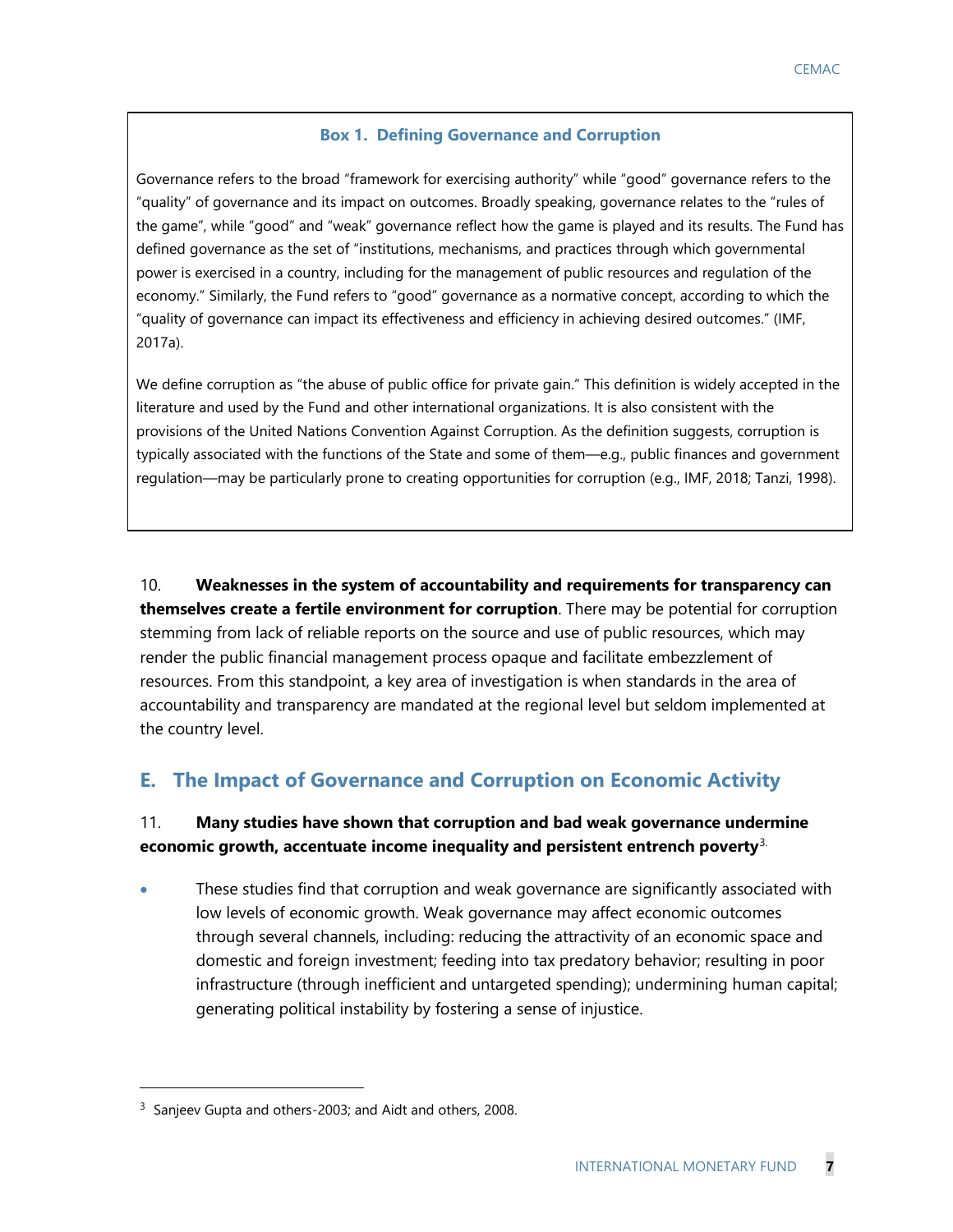### Box 1. Defining Governance and Corruption

Governance refers to the broad "framework for exercising authority" while "good" governance refers to the "quality" of governance and its impact on outcomes. Broadly speaking, governance relates to the "rules of the game", while "good" and "weak" governance reflect how the game is played and its results. The Fund has defined governance as the set of "institutions, mechanisms, and practices through which governmental power is exercised in a country, including for the management of public resources and regulation of the economy." Similarly, the Fund refers to "good" governance as a normative concept, according to which the "quality of governance can impact its effectiveness and efficiency in achieving desired outcomes." (IMF, 2017a).

We define corruption as "the abuse of public office for private gain." This definition is widely accepted in the literature and used by the Fund and other international organizations. It is also consistent with the provisions of the United Nations Convention Against Corruption. As the definition suggests, corruption is typically associated with the functions of the State and some of them—e.g., public finances and government regulation—may be particularly prone to creating opportunities for corruption (e.g., IMF, 2018; Tanzi, 1998).

10. **Weaknesses in the system of accountability and requirements for transparency can themselves create a fertile environment for corruption**. There may be potential for corruption stemming from lack of reliable reports on the source and use of public resources, which may render the public financial management process opaque and facilitate embezzlement of resources. From this standpoint, a key area of investigation is when standards in the area of accountability and transparency are mandated at the regional level but seldom implemented at the country level.

## E. The Impact of Governance and Corruption on Economic Activity

11. **Many studies have shown that corruption and bad weak governance undermine economic growth, accentuate income inequality and persistent entrench poverty**[3].

- These studies find that corruption and weak governance are significantly associated with low levels of economic growth. Weak governance may affect economic outcomes through several channels, including: reducing the attractivity of an economic space and domestic and foreign investment; feeding into tax predatory behavior; resulting in poor infrastructure (through inefficient and untargeted spending); undermining human capital; generating political instability by fostering a sense of injustice.

---

[3] Sanjeev Gupta and others-2003; and Aidt and others, 2008.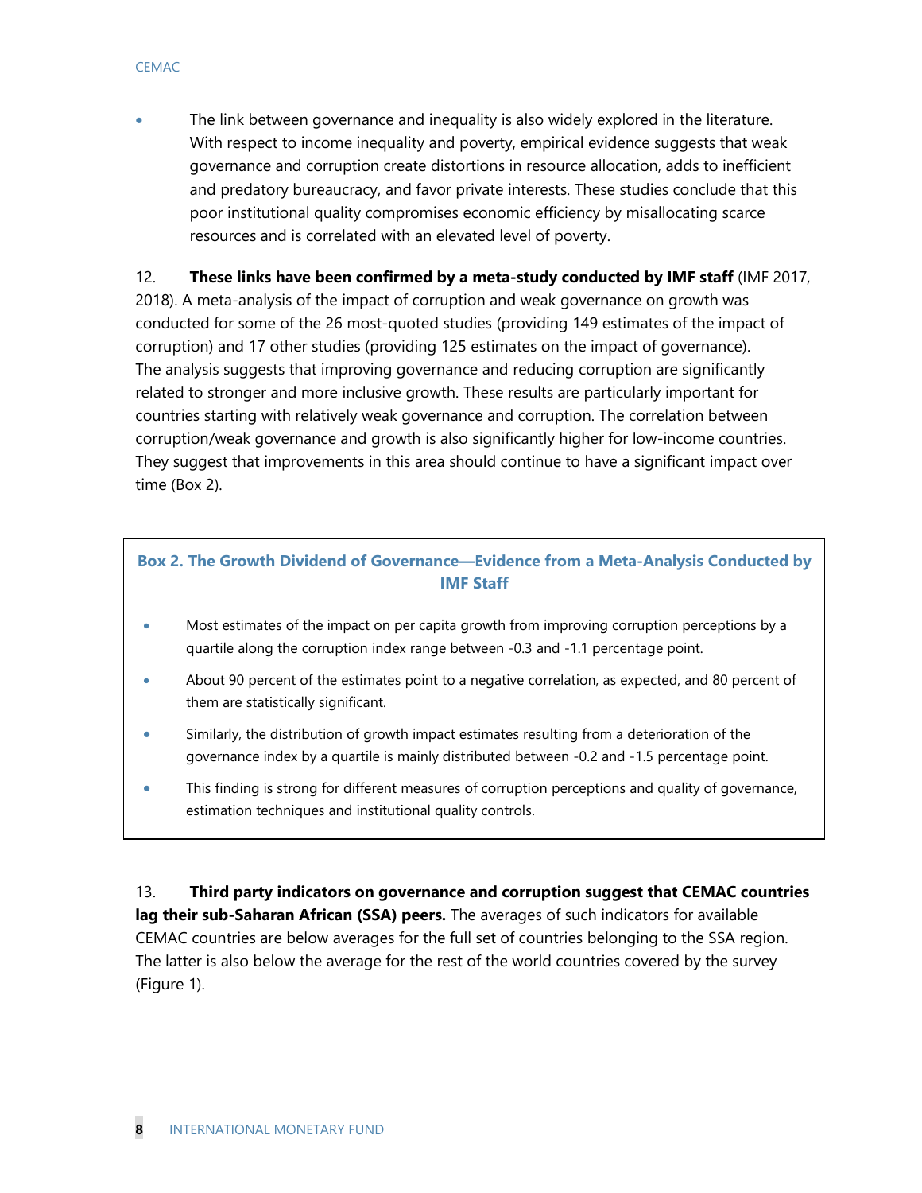- The link between governance and inequality is also widely explored in the literature. With respect to income inequality and poverty, empirical evidence suggests that weak governance and corruption create distortions in resource allocation, adds to inefficient and predatory bureaucracy, and favor private interests. These studies conclude that this poor institutional quality compromises economic efficiency by misallocating scarce resources and is correlated with an elevated level of poverty.

12. **These links have been confirmed by a meta-study conducted by IMF staff** (IMF 2017, 2018). A meta-analysis of the impact of corruption and weak governance on growth was conducted for some of the 26 most-quoted studies (providing 149 estimates of the impact of corruption) and 17 other studies (providing 125 estimates on the impact of governance). The analysis suggests that improving governance and reducing corruption are significantly related to stronger and more inclusive growth. These results are particularly important for countries starting with relatively weak governance and corruption. The correlation between corruption/weak governance and growth is also significantly higher for low-income countries. They suggest that improvements in this area should continue to have a significant impact over time (Box 2).

### Box 2. The Growth Dividend of Governance—Evidence from a Meta-Analysis Conducted by IMF Staff

- Most estimates of the impact on per capita growth from improving corruption perceptions by a quartile along the corruption index range between -0.3 and -1.1 percentage point.
- About 90 percent of the estimates point to a negative correlation, as expected, and 80 percent of them are statistically significant.
- Similarly, the distribution of growth impact estimates resulting from a deterioration of the governance index by a quartile is mainly distributed between -0.2 and -1.5 percentage point.
- This finding is strong for different measures of corruption perceptions and quality of governance, estimation techniques and institutional quality controls.

13. **Third party indicators on governance and corruption suggest that CEMAC countries lag their sub-Saharan African (SSA) peers.** The averages of such indicators for available CEMAC countries are below averages for the full set of countries belonging to the SSA region. The latter is also below the average for the rest of the world countries covered by the survey (Figure 1).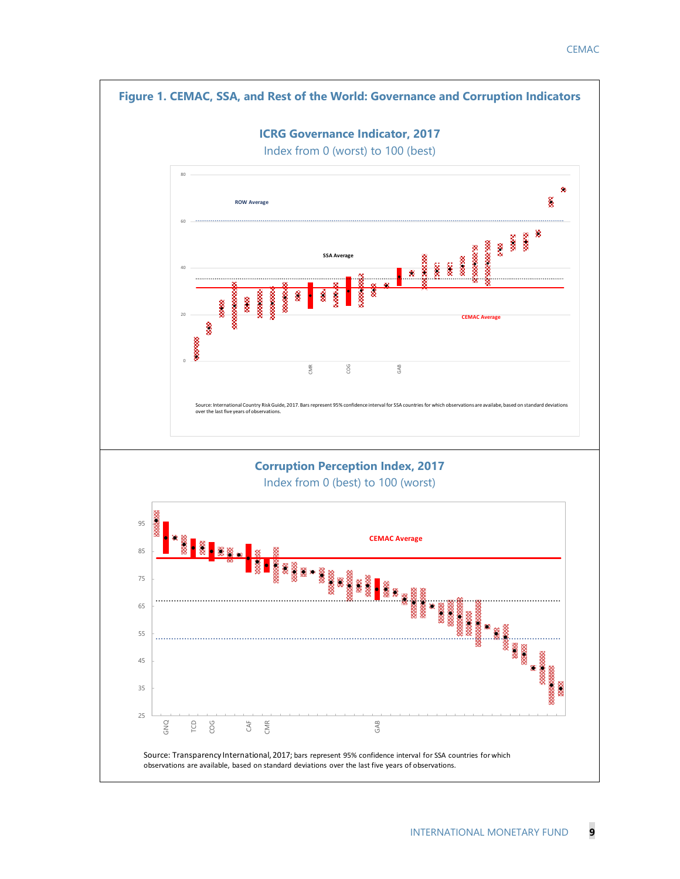## Figure 1. CEMAC, SSA, and Rest of the World: Governance and Corruption Indicators

### ICRG Governance Indicator, 2017

Index from 0 (worst) to 100 (best)

ROW Average

SSA Average

CEMAC Average

CMR COG GAB

Source: International Country Risk Guide, 2017. Bars represent 95% confidence interval for SSA countries for which observations are availabe, based on standard deviations over the last five years of observations.

### Corruption Perception Index, 2017

Index from 0 (best) to 100 (worst)

CEMAC Average

GNQ TCD COG CAF CMR GAB

Source: Transparency International, 2017; bars represent 95% confidence interval for SSA countries for which observations are available, based on standard deviations over the last five years of observations.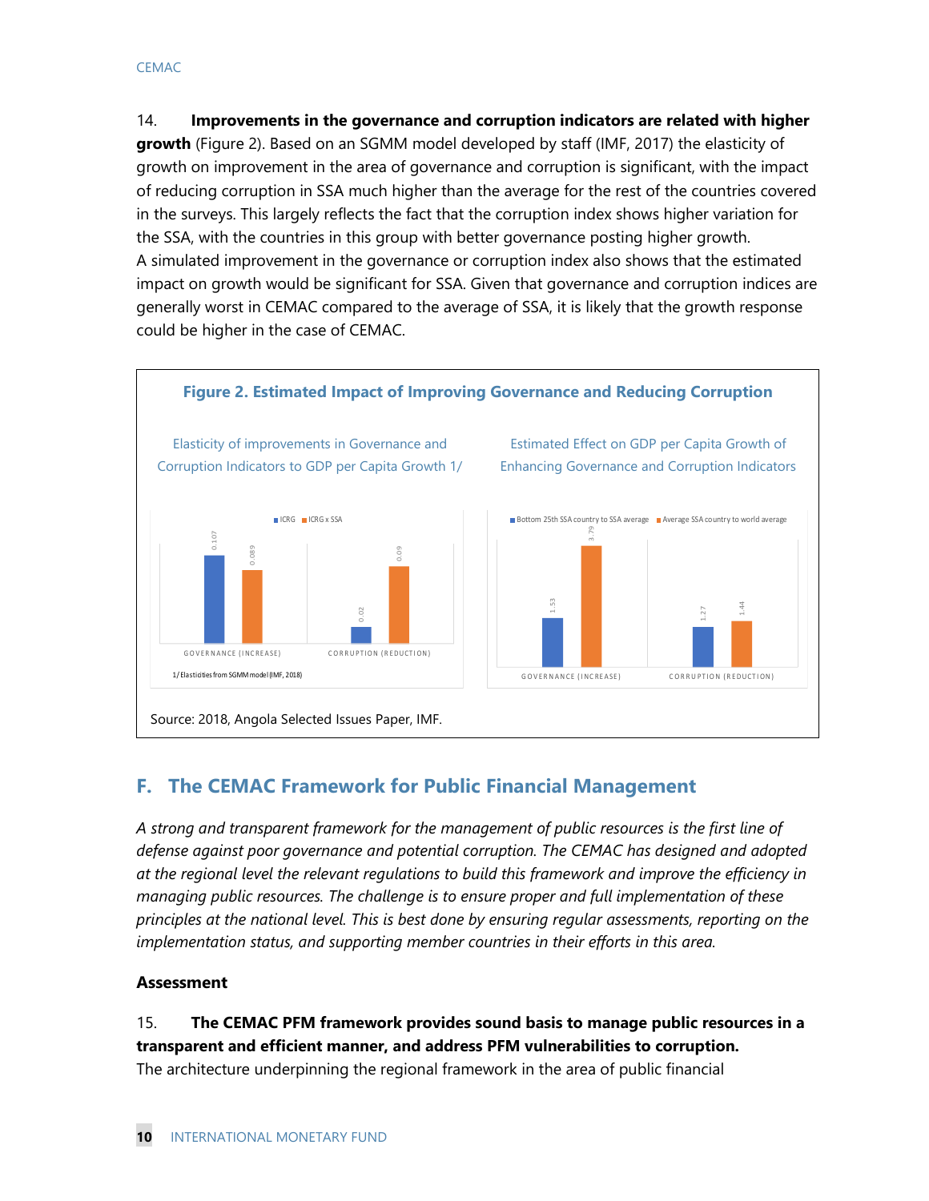14. **Improvements in the governance and corruption indicators are related with higher growth** (Figure 2). Based on an SGMM model developed by staff (IMF, 2017) the elasticity of growth on improvement in the area of governance and corruption is significant, with the impact of reducing corruption in SSA much higher than the average for the rest of the countries covered in the surveys. This largely reflects the fact that the corruption index shows higher variation for the SSA, with the countries in this group with better governance posting higher growth. A simulated improvement in the governance or corruption index also shows that the estimated impact on growth would be significant for SSA. Given that governance and corruption indices are generally worst in CEMAC compared to the average of SSA, it is likely that the growth response could be higher in the case of CEMAC.

**Figure 2. Estimated Impact of Improving Governance and Reducing Corruption**

Elasticity of improvements in Governance and Corruption Indicators to GDP per Capita Growth 1/

| | ICRG | ICRG x SSA |
|---|---|---|
| Governance (increase) | 0.107 | 0.089 |
| Corruption (reduction) | 0.02 | 0.09 |

1/ Elasticities from SGMM model (IMF, 2018)

Estimated Effect on GDP per Capita Growth of Enhancing Governance and Corruption Indicators

| | Bottom 25th SSA country to SSA average | Average SSA country to world average |
|---|---|---|
| Governance (increase) | 1.53 | 3.79 |
| Corruption (reduction) | 1.27 | 1.44 |

Source: 2018, Angola Selected Issues Paper, IMF.

## F. The CEMAC Framework for Public Financial Management

*A strong and transparent framework for the management of public resources is the first line of defense against poor governance and potential corruption. The CEMAC has designed and adopted at the regional level the relevant regulations to build this framework and improve the efficiency in managing public resources. The challenge is to ensure proper and full implementation of these principles at the national level. This is best done by ensuring regular assessments, reporting on the implementation status, and supporting member countries in their efforts in this area.*

### Assessment

15. **The CEMAC PFM framework provides sound basis to manage public resources in a transparent and efficient manner, and address PFM vulnerabilities to corruption.** The architecture underpinning the regional framework in the area of public financial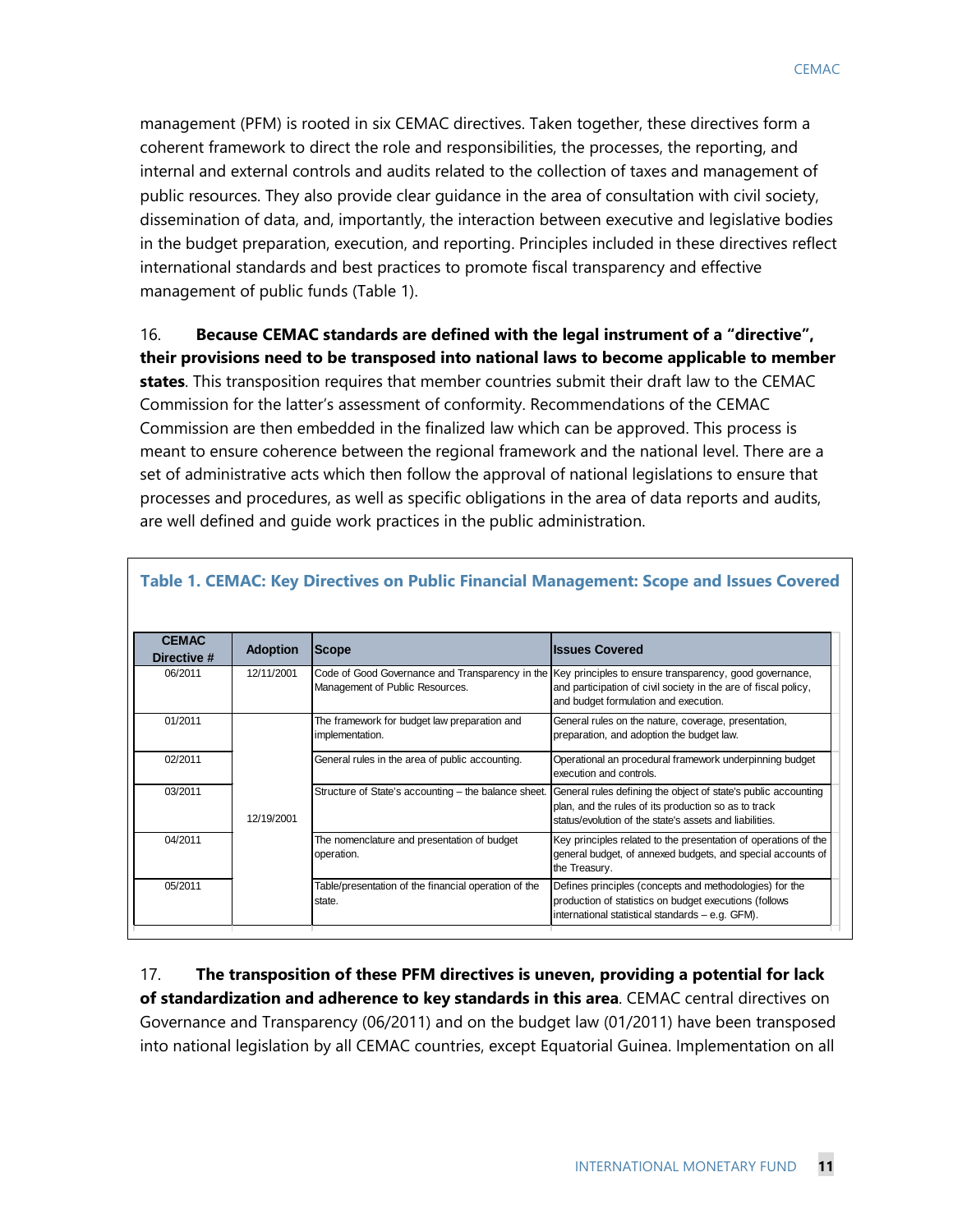management (PFM) is rooted in six CEMAC directives. Taken together, these directives form a coherent framework to direct the role and responsibilities, the processes, the reporting, and internal and external controls and audits related to the collection of taxes and management of public resources. They also provide clear guidance in the area of consultation with civil society, dissemination of data, and, importantly, the interaction between executive and legislative bodies in the budget preparation, execution, and reporting. Principles included in these directives reflect international standards and best practices to promote fiscal transparency and effective management of public funds (Table 1).

16. **Because CEMAC standards are defined with the legal instrument of a "directive", their provisions need to be transposed into national laws to become applicable to member states**. This transposition requires that member countries submit their draft law to the CEMAC Commission for the latter's assessment of conformity. Recommendations of the CEMAC Commission are then embedded in the finalized law which can be approved. This process is meant to ensure coherence between the regional framework and the national level. There are a set of administrative acts which then follow the approval of national legislations to ensure that processes and procedures, as well as specific obligations in the area of data reports and audits, are well defined and guide work practices in the public administration.

**Table 1. CEMAC: Key Directives on Public Financial Management: Scope and Issues Covered**

| CEMAC Directive # | Adoption | Scope | Issues Covered |
|---|---|---|---|
| 06/2011 | 12/11/2001 | Code of Good Governance and Transparency in the Management of Public Resources. | Key principles to ensure transparency, good governance, and participation of civil society in the are of fiscal policy, and budget formulation and execution. |
| 01/2011 | 12/19/2001 | The framework for budget law preparation and implementation. | General rules on the nature, coverage, presentation, preparation, and adoption the budget law. |
| 02/2011 | | General rules in the area of public accounting. | Operational an procedural framework underpinning budget execution and controls. |
| 03/2011 | | Structure of State's accounting – the balance sheet. | General rules defining the object of state's public accounting plan, and the rules of its production so as to track status/evolution of the state's assets and liabilities. |
| 04/2011 | | The nomenclature and presentation of budget operation. | Key principles related to the presentation of operations of the general budget, of annexed budgets, and special accounts of the Treasury. |
| 05/2011 | | Table/presentation of the financial operation of the state. | Defines principles (concepts and methodologies) for the production of statistics on budget executions (follows international statistical standards – e.g. GFM). |

17. **The transposition of these PFM directives is uneven, providing a potential for lack of standardization and adherence to key standards in this area**. CEMAC central directives on Governance and Transparency (06/2011) and on the budget law (01/2011) have been transposed into national legislation by all CEMAC countries, except Equatorial Guinea. Implementation on all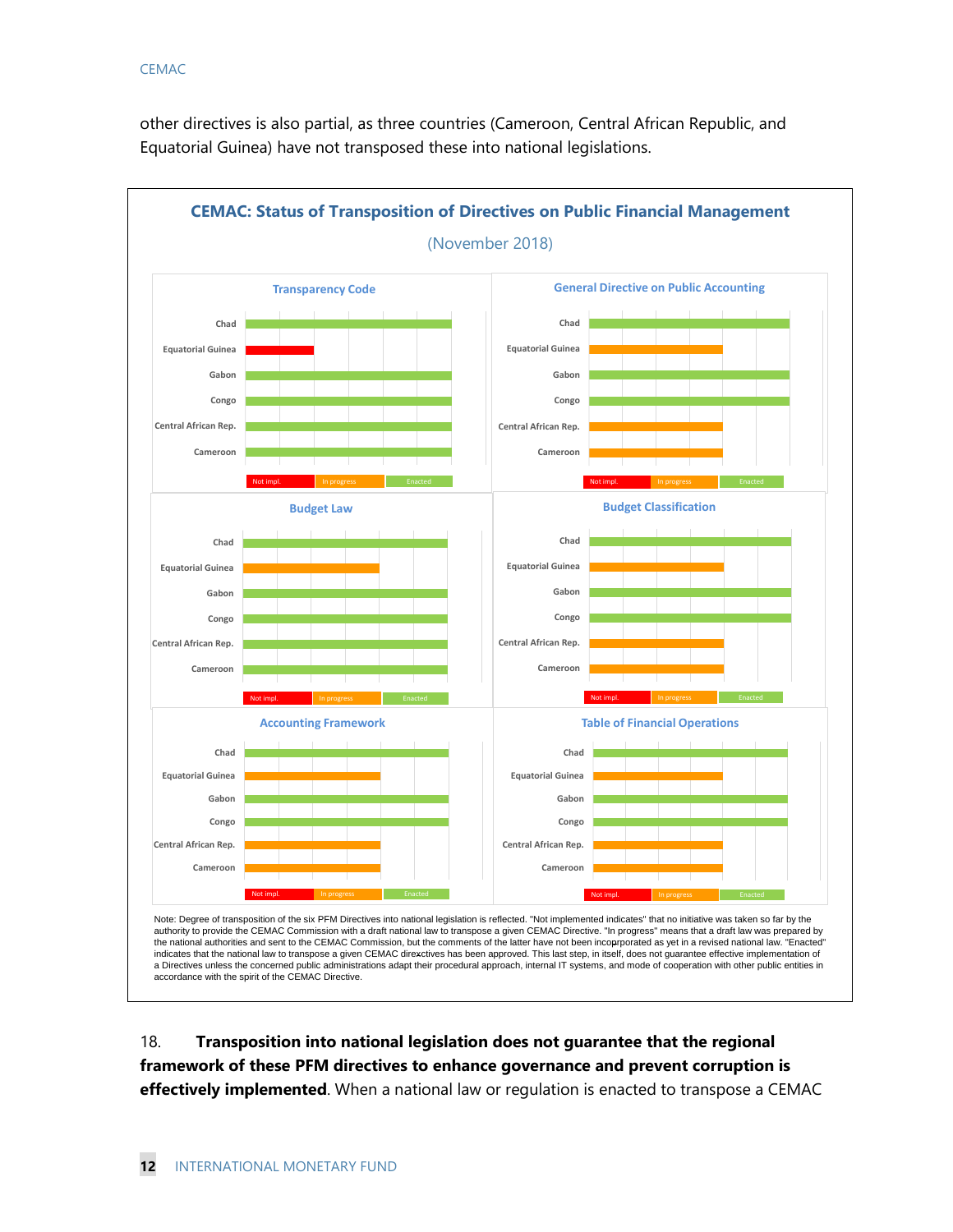other directives is also partial, as three countries (Cameroon, Central African Republic, and Equatorial Guinea) have not transposed these into national legislations.

**CEMAC: Status of Transposition of Directives on Public Financial Management**

(November 2018)

| Country | Transparency Code | General Directive on Public Accounting | Budget Law | Budget Classification | Accounting Framework | Table of Financial Operations |
|---|---|---|---|---|---|---|
| Chad | Enacted | Enacted | Enacted | Enacted | Enacted | Enacted |
| Equatorial Guinea | Not impl. | In progress | In progress | In progress | In progress | In progress |
| Gabon | Enacted | Enacted | Enacted | Enacted | Enacted | Enacted |
| Congo | Enacted | Enacted | Enacted | Enacted | Enacted | Enacted |
| Central African Rep. | Enacted | In progress | Enacted | In progress | In progress | In progress |
| Cameroon | Enacted | In progress | Enacted | In progress | In progress | In progress |

Note: Degree of transposition of the six PFM Directives into national legislation is reflected. "Not implemented indicates" that no initiative was taken so far by the authority to provide the CEMAC Commission with a draft national law to transpose a given CEMAC Directive. "In progress" means that a draft law was prepared by the national authorities and sent to the CEMAC Commission, but the comments of the latter have not been incorporated as yet in a revised national law. "Enacted" indicates that the national law to transpose a given CEMAC direcxtives has been approved. This last step, in itself, does not guarantee effective implementation of a Directives unless the concerned public administrations adapt their procedural approach, internal IT systems, and mode of cooperation with other public entities in accordance with the spirit of the CEMAC Directive.

18. **Transposition into national legislation does not guarantee that the regional framework of these PFM directives to enhance governance and prevent corruption is effectively implemented**. When a national law or regulation is enacted to transpose a CEMAC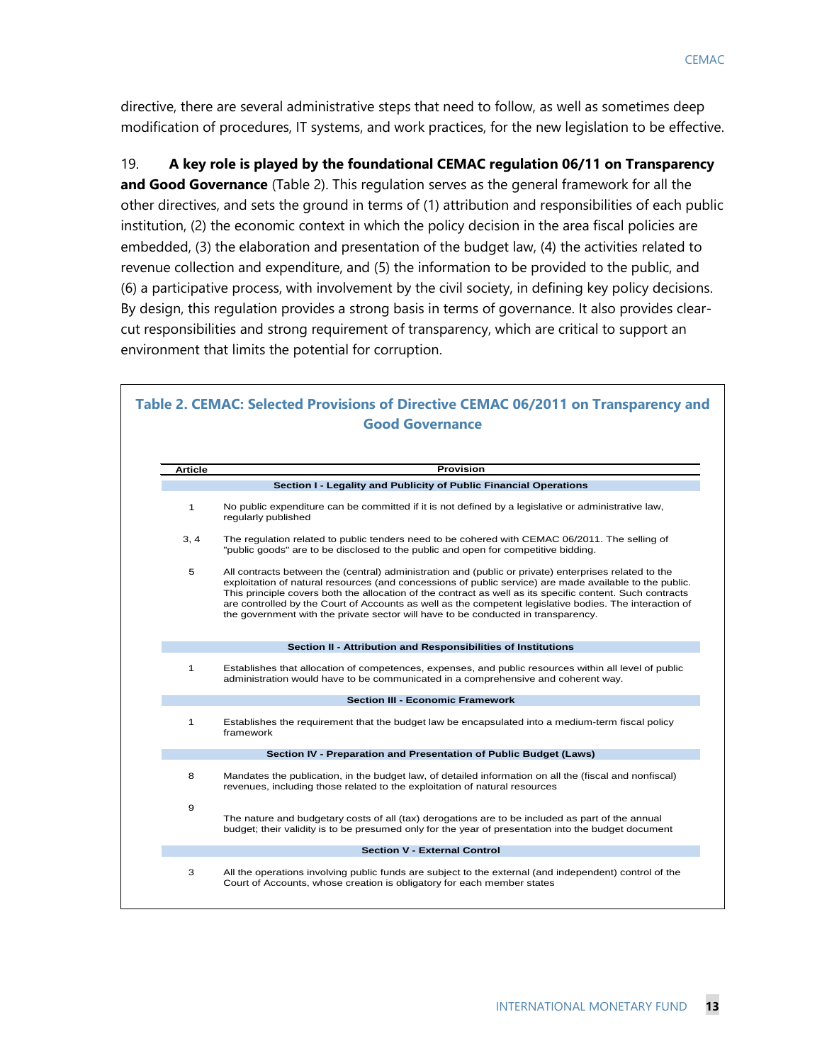directive, there are several administrative steps that need to follow, as well as sometimes deep modification of procedures, IT systems, and work practices, for the new legislation to be effective.

19. **A key role is played by the foundational CEMAC regulation 06/11 on Transparency and Good Governance** (Table 2). This regulation serves as the general framework for all the other directives, and sets the ground in terms of (1) attribution and responsibilities of each public institution, (2) the economic context in which the policy decision in the area fiscal policies are embedded, (3) the elaboration and presentation of the budget law, (4) the activities related to revenue collection and expenditure, and (5) the information to be provided to the public, and (6) a participative process, with involvement by the civil society, in defining key policy decisions. By design, this regulation provides a strong basis in terms of governance. It also provides clear-cut responsibilities and strong requirement of transparency, which are critical to support an environment that limits the potential for corruption.

**Table 2. CEMAC: Selected Provisions of Directive CEMAC 06/2011 on Transparency and Good Governance**

| Article | Provision |
|---|---|
| | **Section I - Legality and Publicity of Public Financial Operations** |
| 1 | No public expenditure can be committed if it is not defined by a legislative or administrative law, regularly published |
| 3, 4 | The regulation related to public tenders need to be cohered with CEMAC 06/2011. The selling of "public goods" are to be disclosed to the public and open for competitive bidding. |
| 5 | All contracts between the (central) administration and (public or private) enterprises related to the exploitation of natural resources (and concessions of public service) are made available to the public. This principle covers both the allocation of the contract as well as its specific content. Such contracts are controlled by the Court of Accounts as well as the competent legislative bodies. The interaction of the government with the private sector will have to be conducted in transparency. |
| | **Section II - Attribution and Responsibilities of Institutions** |
| 1 | Establishes that allocation of competences, expenses, and public resources within all level of public administration would have to be communicated in a comprehensive and coherent way. |
| | **Section III - Economic Framework** |
| 1 | Establishes the requirement that the budget law be encapsulated into a medium-term fiscal policy framework |
| | **Section IV - Preparation and Presentation of Public Budget (Laws)** |
| 8 | Mandates the publication, in the budget law, of detailed information on all the (fiscal and nonfiscal) revenues, including those related to the exploitation of natural resources |
| 9 | The nature and budgetary costs of all (tax) derogations are to be included as part of the annual budget; their validity is to be presumed only for the year of presentation into the budget document |
| | **Section V - External Control** |
| 3 | All the operations involving public funds are subject to the external (and independent) control of the Court of Accounts, whose creation is obligatory for each member states |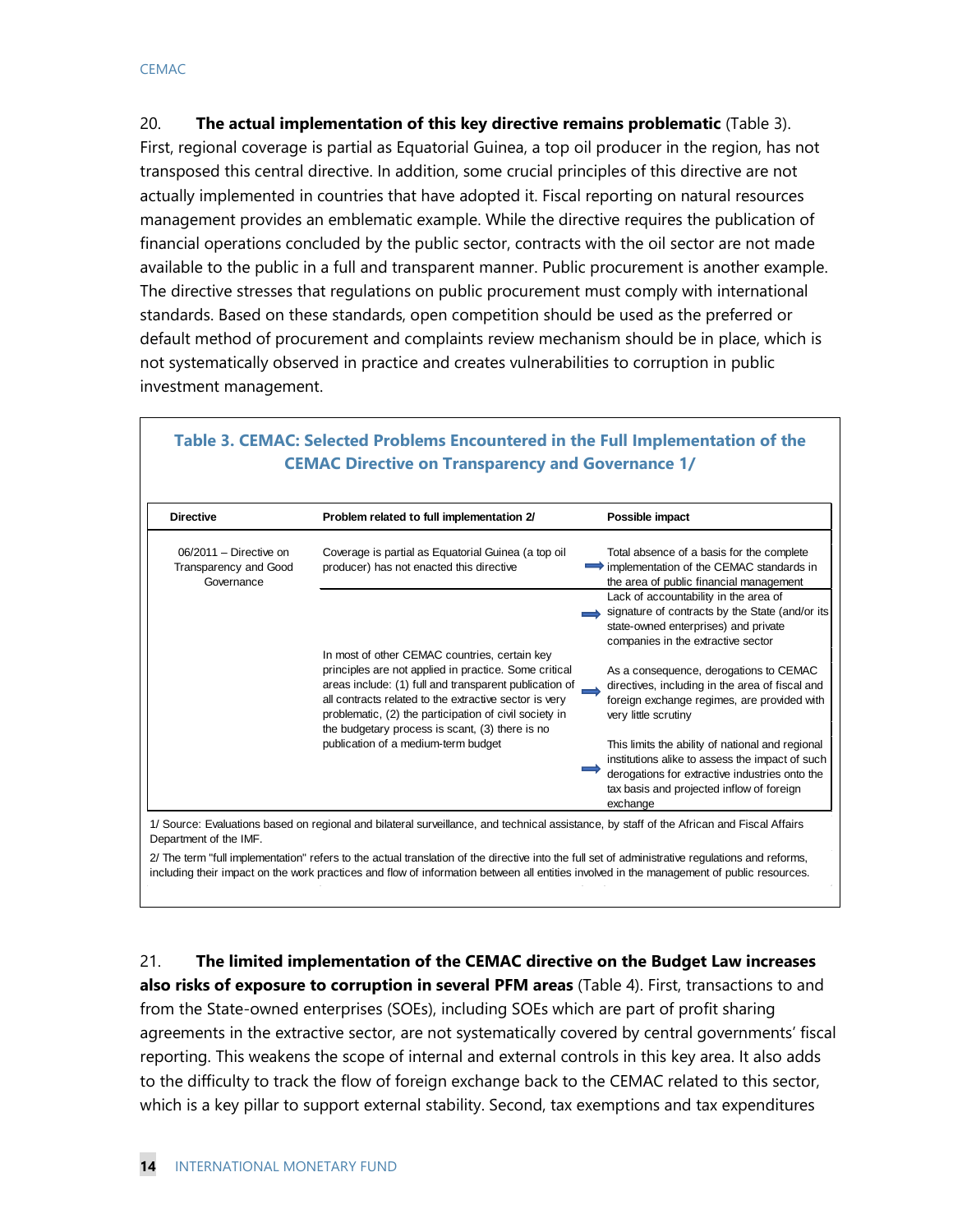20. **The actual implementation of this key directive remains problematic** (Table 3). First, regional coverage is partial as Equatorial Guinea, a top oil producer in the region, has not transposed this central directive. In addition, some crucial principles of this directive are not actually implemented in countries that have adopted it. Fiscal reporting on natural resources management provides an emblematic example. While the directive requires the publication of financial operations concluded by the public sector, contracts with the oil sector are not made available to the public in a full and transparent manner. Public procurement is another example. The directive stresses that regulations on public procurement must comply with international standards. Based on these standards, open competition should be used as the preferred or default method of procurement and complaints review mechanism should be in place, which is not systematically observed in practice and creates vulnerabilities to corruption in public investment management.

### Table 3. CEMAC: Selected Problems Encountered in the Full Implementation of the CEMAC Directive on Transparency and Governance 1/

| Directive | Problem related to full implementation 2/ | Possible impact |
|---|---|---|
| 06/2011 – Directive on Transparency and Good Governance | Coverage is partial as Equatorial Guinea (a top oil producer) has not enacted this directive | Total absence of a basis for the complete implementation of the CEMAC standards in the area of public financial management |
| | In most of other CEMAC countries, certain key principles are not applied in practice. Some critical areas include: (1) full and transparent publication of all contracts related to the extractive sector is very problematic, (2) the participation of civil society in the budgetary process is scant, (3) there is no publication of a medium-term budget | Lack of accountability in the area of signature of contracts by the State (and/or its state-owned enterprises) and private companies in the extractive sector |
| | | As a consequence, derogations to CEMAC directives, including in the area of fiscal and foreign exchange regimes, are provided with very little scrutiny |
| | | This limits the ability of national and regional institutions alike to assess the impact of such derogations for extractive industries onto the tax basis and projected inflow of foreign exchange |

1/ Source: Evaluations based on regional and bilateral surveillance, and technical assistance, by staff of the African and Fiscal Affairs Department of the IMF.

2/ The term "full implementation" refers to the actual translation of the directive into the full set of administrative regulations and reforms, including their impact on the work practices and flow of information between all entities involved in the management of public resources.

21. **The limited implementation of the CEMAC directive on the Budget Law increases also risks of exposure to corruption in several PFM areas** (Table 4). First, transactions to and from the State-owned enterprises (SOEs), including SOEs which are part of profit sharing agreements in the extractive sector, are not systematically covered by central governments' fiscal reporting. This weakens the scope of internal and external controls in this key area. It also adds to the difficulty to track the flow of foreign exchange back to the CEMAC related to this sector, which is a key pillar to support external stability. Second, tax exemptions and tax expenditures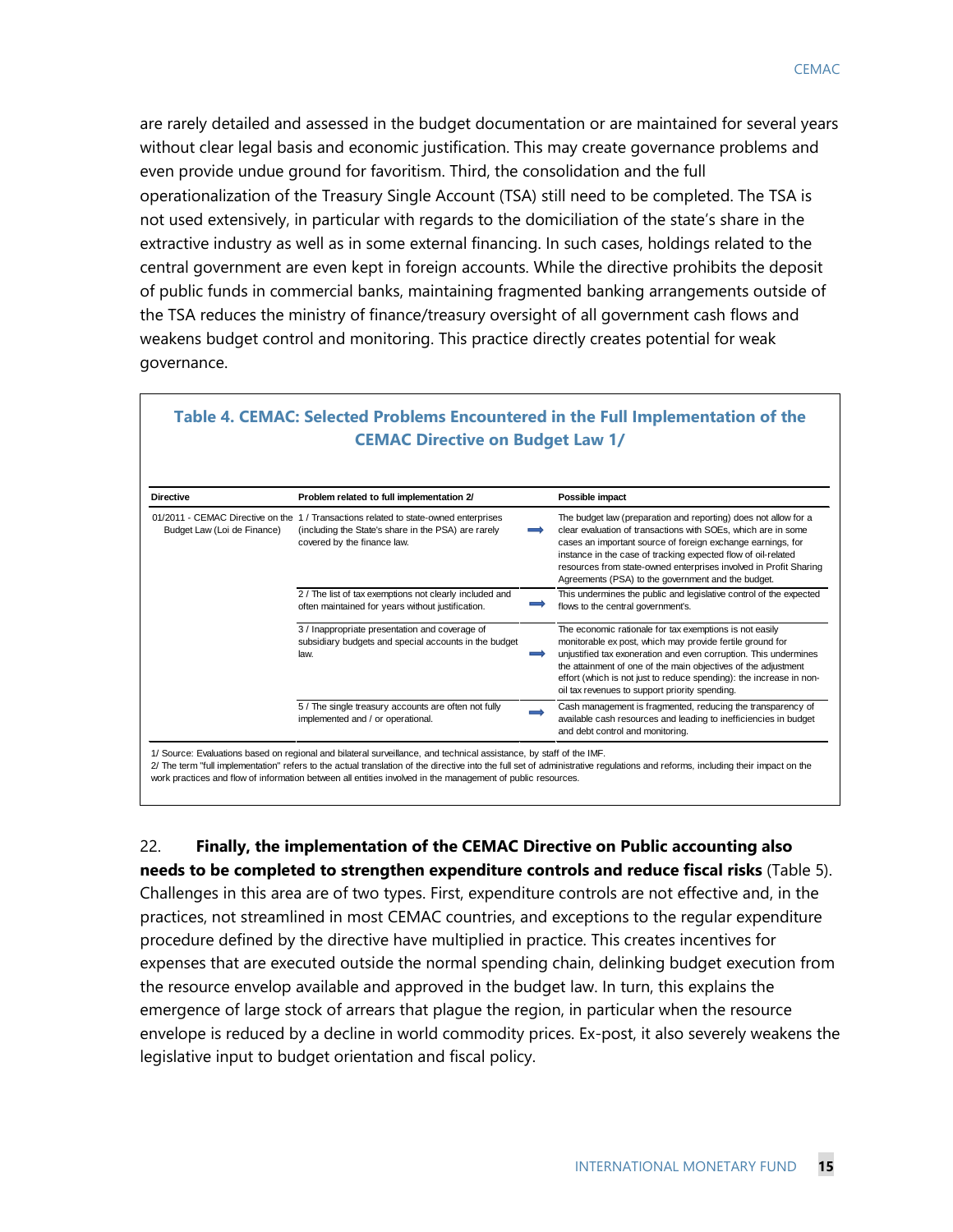are rarely detailed and assessed in the budget documentation or are maintained for several years without clear legal basis and economic justification. This may create governance problems and even provide undue ground for favoritism. Third, the consolidation and the full operationalization of the Treasury Single Account (TSA) still need to be completed. The TSA is not used extensively, in particular with regards to the domiciliation of the state's share in the extractive industry as well as in some external financing. In such cases, holdings related to the central government are even kept in foreign accounts. While the directive prohibits the deposit of public funds in commercial banks, maintaining fragmented banking arrangements outside of the TSA reduces the ministry of finance/treasury oversight of all government cash flows and weakens budget control and monitoring. This practice directly creates potential for weak governance.

**Table 4. CEMAC: Selected Problems Encountered in the Full Implementation of the CEMAC Directive on Budget Law 1/**

| Directive | Problem related to full implementation 2/ | | Possible impact |
|---|---|---|---|
| 01/2011 - CEMAC Directive on the Budget Law (Loi de Finance) | 1 / Transactions related to state-owned enterprises (including the State's share in the PSA) are rarely covered by the finance law. | ➡ | The budget law (preparation and reporting) does not allow for a clear evaluation of transactions with SOEs, which are in some cases an important source of foreign exchange earnings, for instance in the case of tracking expected flow of oil-related resources from state-owned enterprises involved in Profit Sharing Agreements (PSA) to the government and the budget. |
| | 2 / The list of tax exemptions not clearly included and often maintained for years without justification. | ➡ | This undermines the public and legislative control of the expected flows to the central government's. |
| | 3 / Inappropriate presentation and coverage of subsidiary budgets and special accounts in the budget law. | ➡ | The economic rationale for tax exemptions is not easily monitorable ex post, which may provide fertile ground for unjustified tax exoneration and even corruption. This undermines the attainment of one of the main objectives of the adjustment effort (which is not just to reduce spending): the increase in non-oil tax revenues to support priority spending. |
| | 5 / The single treasury accounts are often not fully implemented and / or operational. | ➡ | Cash management is fragmented, reducing the transparency of available cash resources and leading to inefficiencies in budget and debt control and monitoring. |

1/ Source: Evaluations based on regional and bilateral surveillance, and technical assistance, by staff of the IMF.
2/ The term "full implementation" refers to the actual translation of the directive into the full set of administrative regulations and reforms, including their impact on the work practices and flow of information between all entities involved in the management of public resources.

22. **Finally, the implementation of the CEMAC Directive on Public accounting also needs to be completed to strengthen expenditure controls and reduce fiscal risks** (Table 5). Challenges in this area are of two types. First, expenditure controls are not effective and, in the practices, not streamlined in most CEMAC countries, and exceptions to the regular expenditure procedure defined by the directive have multiplied in practice. This creates incentives for expenses that are executed outside the normal spending chain, delinking budget execution from the resource envelop available and approved in the budget law. In turn, this explains the emergence of large stock of arrears that plague the region, in particular when the resource envelope is reduced by a decline in world commodity prices. Ex-post, it also severely weakens the legislative input to budget orientation and fiscal policy.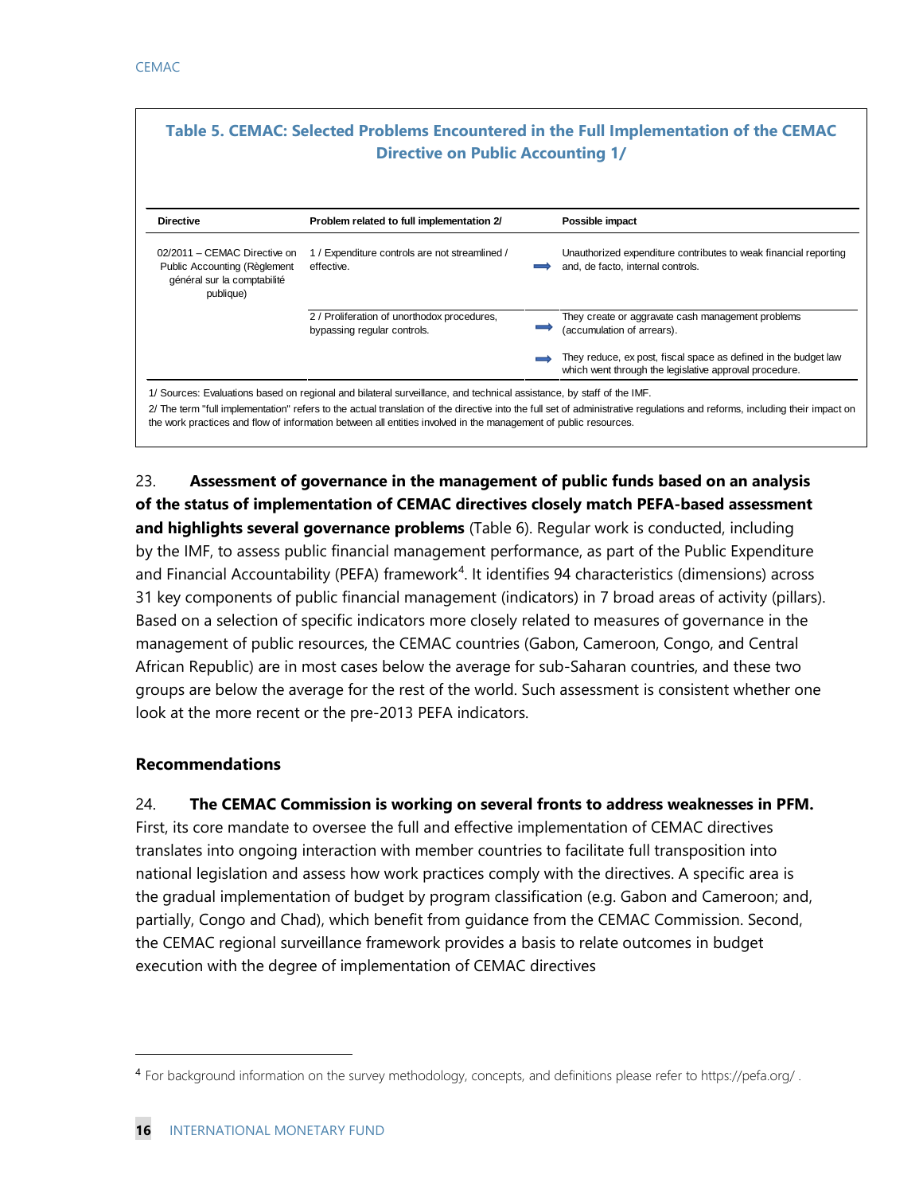**Table 5. CEMAC: Selected Problems Encountered in the Full Implementation of the CEMAC Directive on Public Accounting 1/**

| Directive | Problem related to full implementation 2/ | | Possible impact |
|---|---|---|---|
| 02/2011 – CEMAC Directive on Public Accounting (Règlement général sur la comptabilité publique) | 1 / Expenditure controls are not streamlined / effective. | ➡ | Unauthorized expenditure contributes to weak financial reporting and, de facto, internal controls. |
| | 2 / Proliferation of unorthodox procedures, bypassing regular controls. | ➡ | They create or aggravate cash management problems (accumulation of arrears). |
| | | ➡ | They reduce, ex post, fiscal space as defined in the budget law which went through the legislative approval procedure. |

1/ Sources: Evaluations based on regional and bilateral surveillance, and technical assistance, by staff of the IMF.

2/ The term "full implementation" refers to the actual translation of the directive into the full set of administrative regulations and reforms, including their impact on the work practices and flow of information between all entities involved in the management of public resources.

23. **Assessment of governance in the management of public funds based on an analysis of the status of implementation of CEMAC directives closely match PEFA-based assessment and highlights several governance problems** (Table 6). Regular work is conducted, including by the IMF, to assess public financial management performance, as part of the Public Expenditure and Financial Accountability (PEFA) framework[4]. It identifies 94 characteristics (dimensions) across 31 key components of public financial management (indicators) in 7 broad areas of activity (pillars). Based on a selection of specific indicators more closely related to measures of governance in the management of public resources, the CEMAC countries (Gabon, Cameroon, Congo, and Central African Republic) are in most cases below the average for sub-Saharan countries, and these two groups are below the average for the rest of the world. Such assessment is consistent whether one look at the more recent or the pre-2013 PEFA indicators.

### Recommendations

24. **The CEMAC Commission is working on several fronts to address weaknesses in PFM.** First, its core mandate to oversee the full and effective implementation of CEMAC directives translates into ongoing interaction with member countries to facilitate full transposition into national legislation and assess how work practices comply with the directives. A specific area is the gradual implementation of budget by program classification (e.g. Gabon and Cameroon; and, partially, Congo and Chad), which benefit from guidance from the CEMAC Commission. Second, the CEMAC regional surveillance framework provides a basis to relate outcomes in budget execution with the degree of implementation of CEMAC directives

---

[4] For background information on the survey methodology, concepts, and definitions please refer to https://pefa.org/ .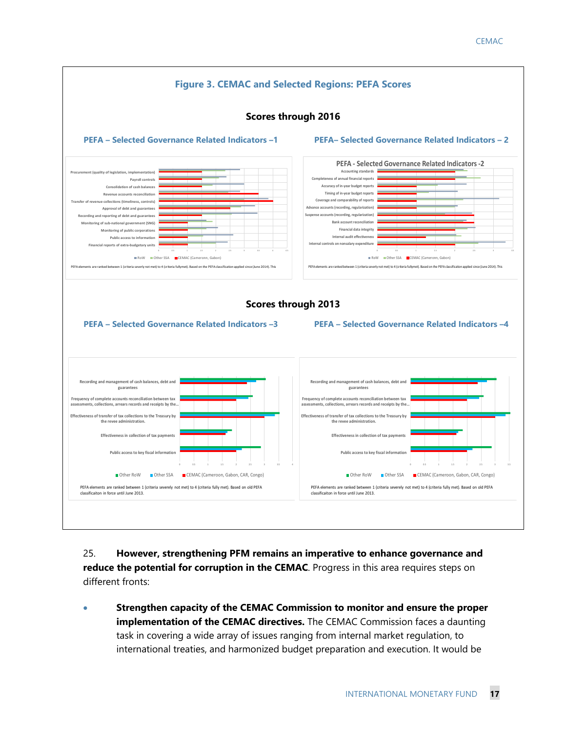## Figure 3. CEMAC and Selected Regions: PEFA Scores

### Scores through 2016

**PEFA – Selected Governance Related Indicators –1**

Procurement (quality of legislation, implementation)
Payroll controls
Consolidation of cash balances
Revenue accounts reconciliation
Transfer of revenue collections (timeliness, controls)
Approval of debt and guarantees
Recording and reporting of debt and guarantees
Monitoring of sub-national government (SNG)
Monitoring of public corporations
Public access to information
Financial reports of extra-budgetary units

RoW | Other SSA | CEMAC (Cameroon, Gabon)

PEFA elements are ranked between 1 (criteria severly not met) to 4 (criteria fullymet). Based on the PEFA classification applied since (June 2014). This

**PEFA– Selected Governance Related Indicators – 2**

PEFA - Selected Governance Related Indicators -2

Accounting standards
Completeness of annual financial reports
Accuracy of in-year budget reports
Timing of in-year budget reports
Coverage and comparability of reports
Advance accounts (recording, regularization)
Suspense accounts (recording, regularization)
Bank account reconciliation
Financial data integrity
Internal audit effectiveness
Internal controls on nonsalary expenditure

RoW | Other SSA | CEMAC (Cameroon, Gabon)

PEFA elements are ranked between 1 (criteria severly not met) to 4 (criteria fullymet). Based on the PEFA classification applied since (June 2014). This

### Scores through 2013

**PEFA – Selected Governance Related Indicators –3**

Recording and management of cash balances, debt and guarantees
Frequency of complete accounts reconciliation between tax assessments, collections, arrears records and receipts by the...
Effectiveness of transfer of tax collections to the Treasury by the revee administration.
Effectiveness in collection of tax payments
Public access to key fiscal information

Other RoW | Other SSA | CEMAC (Cameroon, Gabon, CAR, Congo)

PEFA elements are ranked between 1 (criteria severely not met) to 4 (criteria fully met). Based on old PEFA classificaiton in force until June 2013.

**PEFA – Selected Governance Related Indicators –4**

Recording and management of cash balances, debt and guarantees
Frequency of complete accounts reconciliation between tax assessments, collections, arrears records and receipts by the...
Effectiveness of transfer of tax collections to the Treasury by the revee administration.
Effectiveness in collection of tax payments
Public access to key fiscal information

Other RoW | Other SSA | CEMAC (Cameroon, Gabon, CAR, Congo)

PEFA elements are ranked between 1 (criteria severely not met) to 4 (criteria fully met). Based on old PEFA classificaiton in force until June 2013.

25. **However, strengthening PFM remains an imperative to enhance governance and reduce the potential for corruption in the CEMAC**. Progress in this area requires steps on different fronts:

- **Strengthen capacity of the CEMAC Commission to monitor and ensure the proper implementation of the CEMAC directives.** The CEMAC Commission faces a daunting task in covering a wide array of issues ranging from internal market regulation, to international treaties, and harmonized budget preparation and execution. It would be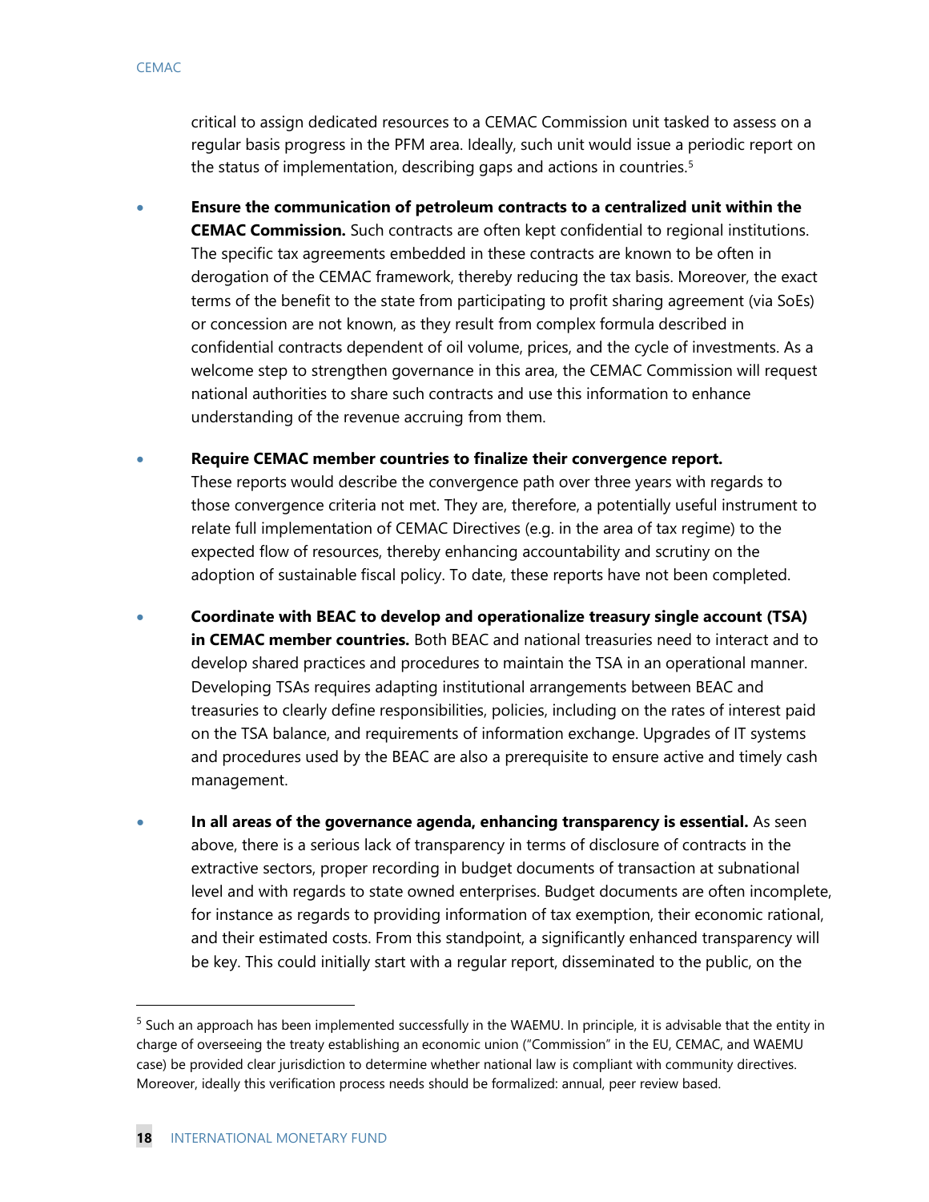critical to assign dedicated resources to a CEMAC Commission unit tasked to assess on a regular basis progress in the PFM area. Ideally, such unit would issue a periodic report on the status of implementation, describing gaps and actions in countries.[5]

- **Ensure the communication of petroleum contracts to a centralized unit within the CEMAC Commission.** Such contracts are often kept confidential to regional institutions. The specific tax agreements embedded in these contracts are known to be often in derogation of the CEMAC framework, thereby reducing the tax basis. Moreover, the exact terms of the benefit to the state from participating to profit sharing agreement (via SoEs) or concession are not known, as they result from complex formula described in confidential contracts dependent of oil volume, prices, and the cycle of investments. As a welcome step to strengthen governance in this area, the CEMAC Commission will request national authorities to share such contracts and use this information to enhance understanding of the revenue accruing from them.

- **Require CEMAC member countries to finalize their convergence report.** These reports would describe the convergence path over three years with regards to those convergence criteria not met. They are, therefore, a potentially useful instrument to relate full implementation of CEMAC Directives (e.g. in the area of tax regime) to the expected flow of resources, thereby enhancing accountability and scrutiny on the adoption of sustainable fiscal policy. To date, these reports have not been completed.

- **Coordinate with BEAC to develop and operationalize treasury single account (TSA) in CEMAC member countries.** Both BEAC and national treasuries need to interact and to develop shared practices and procedures to maintain the TSA in an operational manner. Developing TSAs requires adapting institutional arrangements between BEAC and treasuries to clearly define responsibilities, policies, including on the rates of interest paid on the TSA balance, and requirements of information exchange. Upgrades of IT systems and procedures used by the BEAC are also a prerequisite to ensure active and timely cash management.

- **In all areas of the governance agenda, enhancing transparency is essential.** As seen above, there is a serious lack of transparency in terms of disclosure of contracts in the extractive sectors, proper recording in budget documents of transaction at subnational level and with regards to state owned enterprises. Budget documents are often incomplete, for instance as regards to providing information of tax exemption, their economic rational, and their estimated costs. From this standpoint, a significantly enhanced transparency will be key. This could initially start with a regular report, disseminated to the public, on the

---

[5] Such an approach has been implemented successfully in the WAEMU. In principle, it is advisable that the entity in charge of overseeing the treaty establishing an economic union ("Commission" in the EU, CEMAC, and WAEMU case) be provided clear jurisdiction to determine whether national law is compliant with community directives. Moreover, ideally this verification process needs should be formalized: annual, peer review based.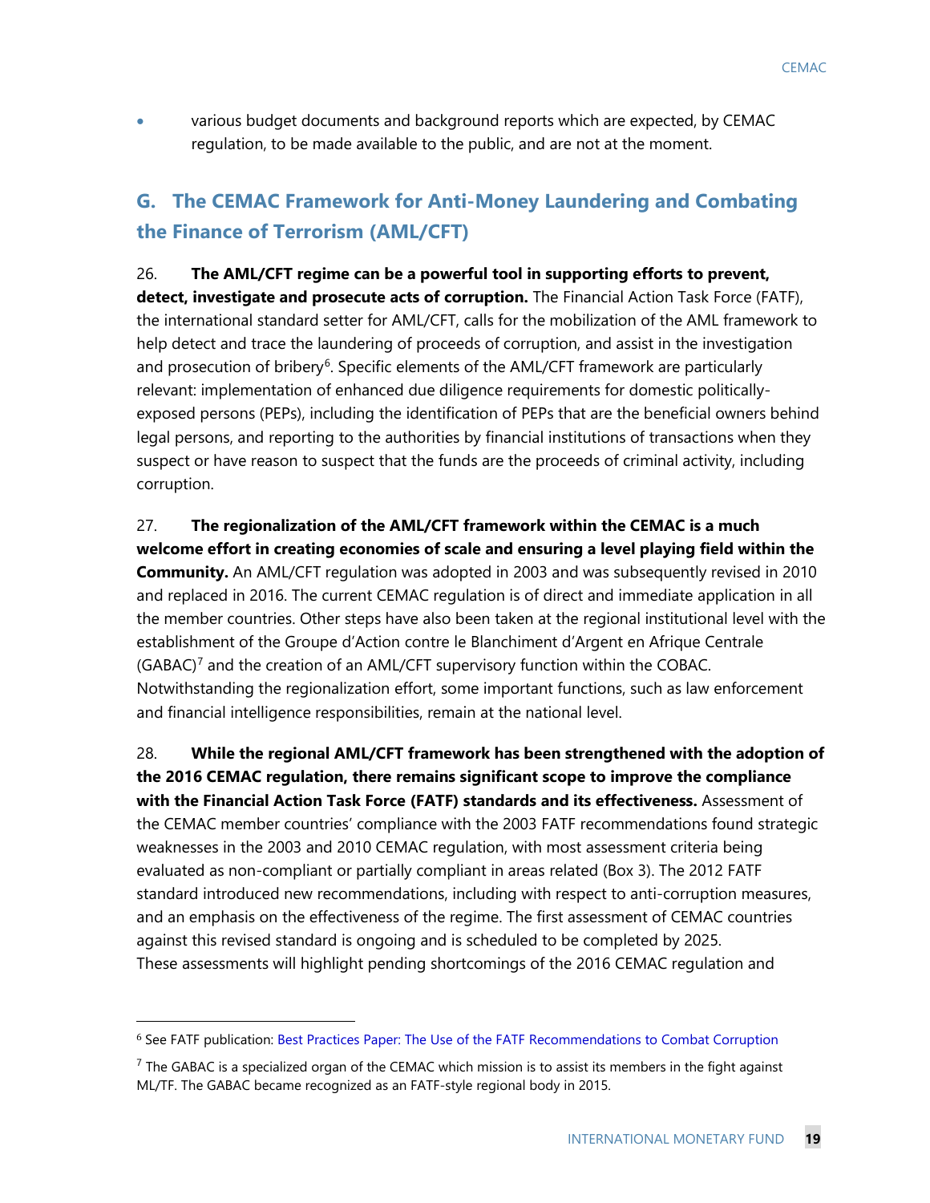- various budget documents and background reports which are expected, by CEMAC regulation, to be made available to the public, and are not at the moment.

## G. The CEMAC Framework for Anti-Money Laundering and Combating the Finance of Terrorism (AML/CFT)

26. **The AML/CFT regime can be a powerful tool in supporting efforts to prevent, detect, investigate and prosecute acts of corruption.** The Financial Action Task Force (FATF), the international standard setter for AML/CFT, calls for the mobilization of the AML framework to help detect and trace the laundering of proceeds of corruption, and assist in the investigation and prosecution of bribery[6]. Specific elements of the AML/CFT framework are particularly relevant: implementation of enhanced due diligence requirements for domestic politically-exposed persons (PEPs), including the identification of PEPs that are the beneficial owners behind legal persons, and reporting to the authorities by financial institutions of transactions when they suspect or have reason to suspect that the funds are the proceeds of criminal activity, including corruption.

27. **The regionalization of the AML/CFT framework within the CEMAC is a much welcome effort in creating economies of scale and ensuring a level playing field within the Community.** An AML/CFT regulation was adopted in 2003 and was subsequently revised in 2010 and replaced in 2016. The current CEMAC regulation is of direct and immediate application in all the member countries. Other steps have also been taken at the regional institutional level with the establishment of the Groupe d'Action contre le Blanchiment d'Argent en Afrique Centrale (GABAC)[7] and the creation of an AML/CFT supervisory function within the COBAC. Notwithstanding the regionalization effort, some important functions, such as law enforcement and financial intelligence responsibilities, remain at the national level.

28. **While the regional AML/CFT framework has been strengthened with the adoption of the 2016 CEMAC regulation, there remains significant scope to improve the compliance with the Financial Action Task Force (FATF) standards and its effectiveness.** Assessment of the CEMAC member countries' compliance with the 2003 FATF recommendations found strategic weaknesses in the 2003 and 2010 CEMAC regulation, with most assessment criteria being evaluated as non-compliant or partially compliant in areas related (Box 3). The 2012 FATF standard introduced new recommendations, including with respect to anti-corruption measures, and an emphasis on the effectiveness of the regime. The first assessment of CEMAC countries against this revised standard is ongoing and is scheduled to be completed by 2025. These assessments will highlight pending shortcomings of the 2016 CEMAC regulation and

---

[6] See FATF publication: Best Practices Paper: The Use of the FATF Recommendations to Combat Corruption

[7] The GABAC is a specialized organ of the CEMAC which mission is to assist its members in the fight against ML/TF. The GABAC became recognized as an FATF-style regional body in 2015.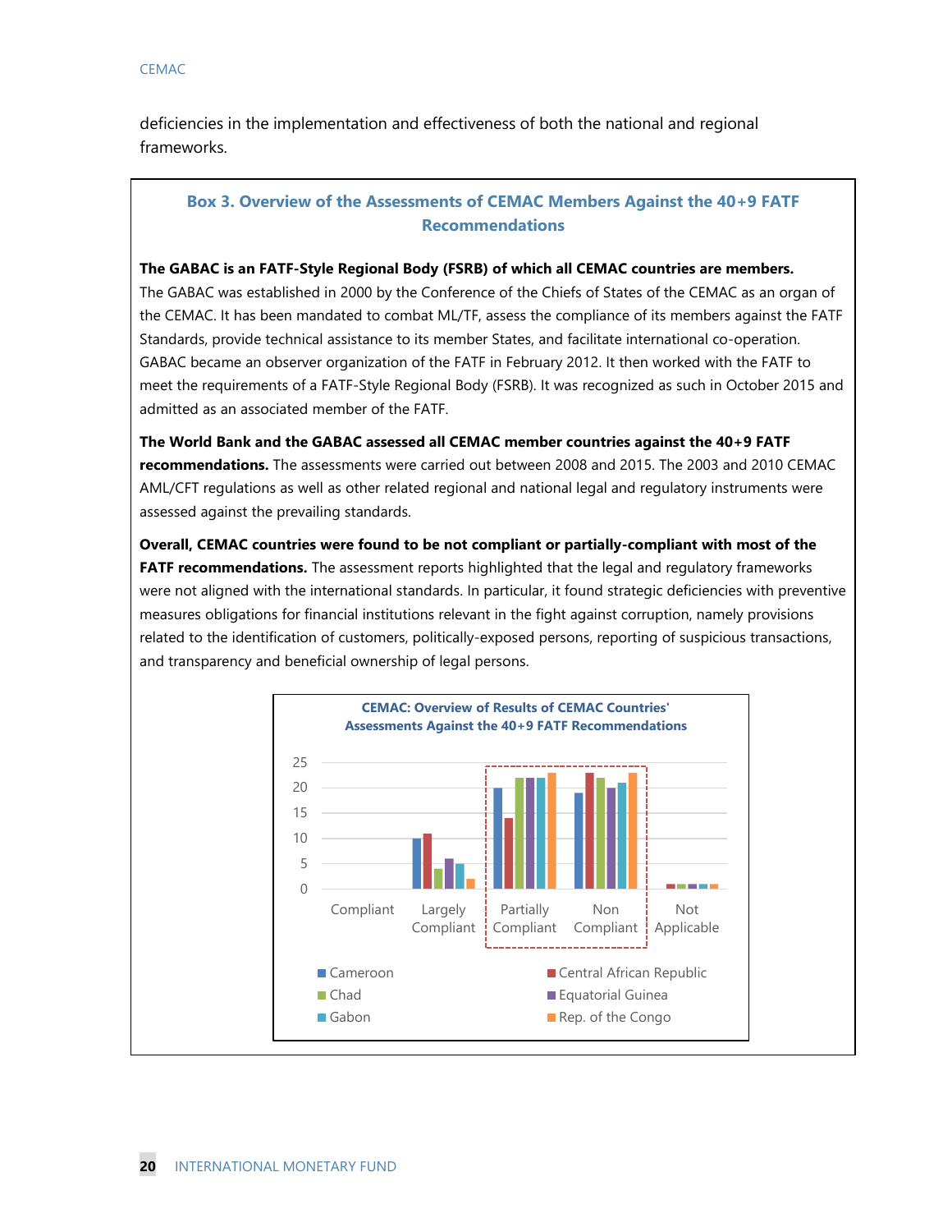deficiencies in the implementation and effectiveness of both the national and regional frameworks.

### Box 3. Overview of the Assessments of CEMAC Members Against the 40+9 FATF Recommendations

**The GABAC is an FATF-Style Regional Body (FSRB) of which all CEMAC countries are members.** The GABAC was established in 2000 by the Conference of the Chiefs of States of the CEMAC as an organ of the CEMAC. It has been mandated to combat ML/TF, assess the compliance of its members against the FATF Standards, provide technical assistance to its member States, and facilitate international co-operation. GABAC became an observer organization of the FATF in February 2012. It then worked with the FATF to meet the requirements of a FATF-Style Regional Body (FSRB). It was recognized as such in October 2015 and admitted as an associated member of the FATF.

**The World Bank and the GABAC assessed all CEMAC member countries against the 40+9 FATF recommendations.** The assessments were carried out between 2008 and 2015. The 2003 and 2010 CEMAC AML/CFT regulations as well as other related regional and national legal and regulatory instruments were assessed against the prevailing standards.

**Overall, CEMAC countries were found to be not compliant or partially-compliant with most of the FATF recommendations.** The assessment reports highlighted that the legal and regulatory frameworks were not aligned with the international standards. In particular, it found strategic deficiencies with preventive measures obligations for financial institutions relevant in the fight against corruption, namely provisions related to the identification of customers, politically-exposed persons, reporting of suspicious transactions, and transparency and beneficial ownership of legal persons.

**CEMAC: Overview of Results of CEMAC Countries' Assessments Against the 40+9 FATF Recommendations**

| | Compliant | Largely Compliant | Partially Compliant | Non Compliant | Not Applicable |
|---|---|---|---|---|---|
| Cameroon | 0 | 10 | 20 | 19 | 0 |
| Central African Republic | 0 | 11 | 14 | 23 | 1 |
| Chad | 0 | 4 | 22 | 22 | 1 |
| Equatorial Guinea | 0 | 6 | 22 | 20 | 1 |
| Gabon | 0 | 5 | 22 | 21 | 1 |
| Rep. of the Congo | 0 | 2 | 23 | 23 | 1 |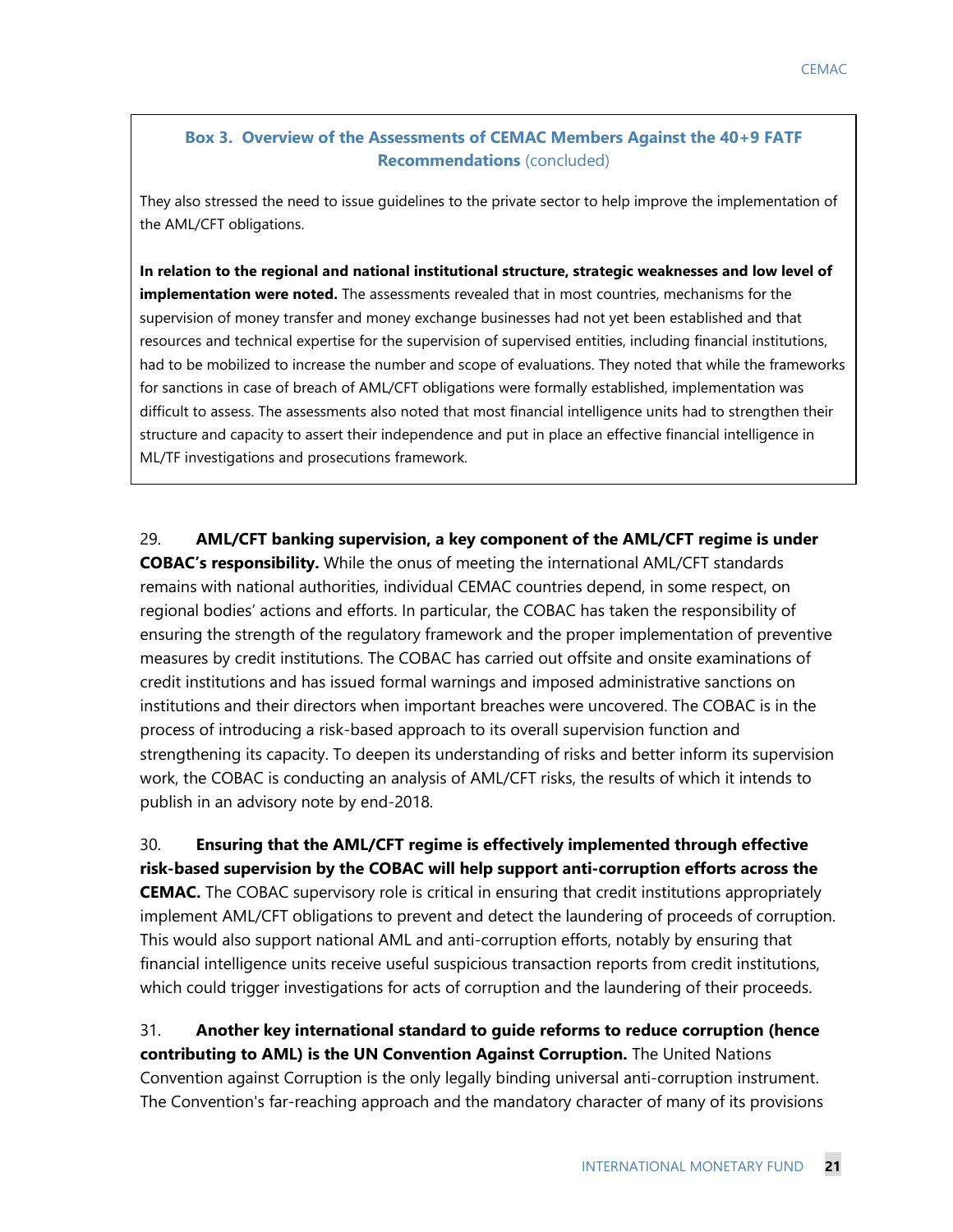**Box 3. Overview of the Assessments of CEMAC Members Against the 40+9 FATF Recommendations** (concluded)

They also stressed the need to issue guidelines to the private sector to help improve the implementation of the AML/CFT obligations.

**In relation to the regional and national institutional structure, strategic weaknesses and low level of implementation were noted.** The assessments revealed that in most countries, mechanisms for the supervision of money transfer and money exchange businesses had not yet been established and that resources and technical expertise for the supervision of supervised entities, including financial institutions, had to be mobilized to increase the number and scope of evaluations. They noted that while the frameworks for sanctions in case of breach of AML/CFT obligations were formally established, implementation was difficult to assess. The assessments also noted that most financial intelligence units had to strengthen their structure and capacity to assert their independence and put in place an effective financial intelligence in ML/TF investigations and prosecutions framework.

29. **AML/CFT banking supervision, a key component of the AML/CFT regime is under COBAC's responsibility.** While the onus of meeting the international AML/CFT standards remains with national authorities, individual CEMAC countries depend, in some respect, on regional bodies' actions and efforts. In particular, the COBAC has taken the responsibility of ensuring the strength of the regulatory framework and the proper implementation of preventive measures by credit institutions. The COBAC has carried out offsite and onsite examinations of credit institutions and has issued formal warnings and imposed administrative sanctions on institutions and their directors when important breaches were uncovered. The COBAC is in the process of introducing a risk-based approach to its overall supervision function and strengthening its capacity. To deepen its understanding of risks and better inform its supervision work, the COBAC is conducting an analysis of AML/CFT risks, the results of which it intends to publish in an advisory note by end-2018.

30. **Ensuring that the AML/CFT regime is effectively implemented through effective risk-based supervision by the COBAC will help support anti-corruption efforts across the CEMAC.** The COBAC supervisory role is critical in ensuring that credit institutions appropriately implement AML/CFT obligations to prevent and detect the laundering of proceeds of corruption. This would also support national AML and anti-corruption efforts, notably by ensuring that financial intelligence units receive useful suspicious transaction reports from credit institutions, which could trigger investigations for acts of corruption and the laundering of their proceeds.

31. **Another key international standard to guide reforms to reduce corruption (hence contributing to AML) is the UN Convention Against Corruption.** The United Nations Convention against Corruption is the only legally binding universal anti-corruption instrument. The Convention's far-reaching approach and the mandatory character of many of its provisions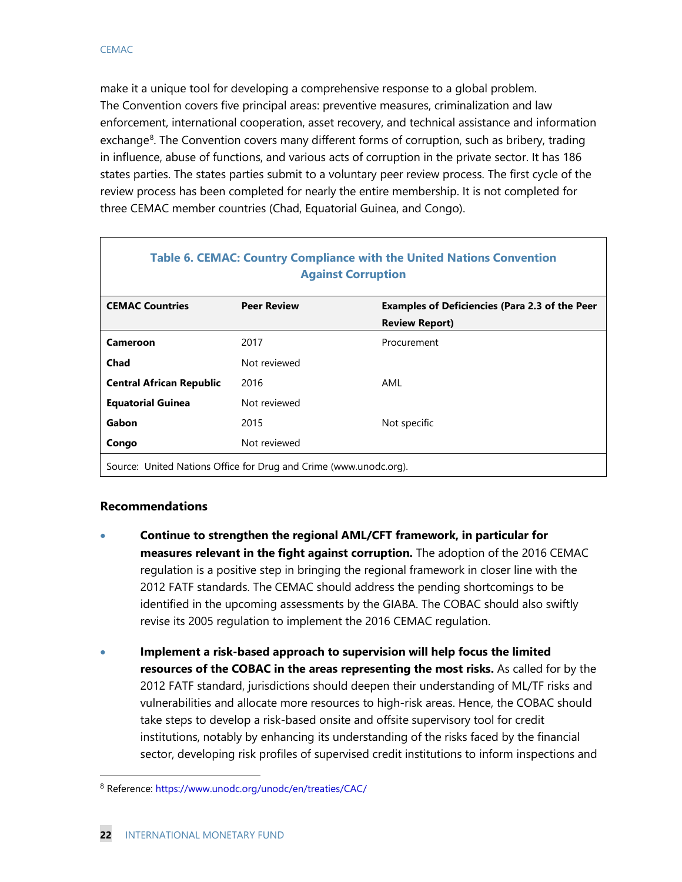make it a unique tool for developing a comprehensive response to a global problem. The Convention covers five principal areas: preventive measures, criminalization and law enforcement, international cooperation, asset recovery, and technical assistance and information exchange[8]. The Convention covers many different forms of corruption, such as bribery, trading in influence, abuse of functions, and various acts of corruption in the private sector. It has 186 states parties. The states parties submit to a voluntary peer review process. The first cycle of the review process has been completed for nearly the entire membership. It is not completed for three CEMAC member countries (Chad, Equatorial Guinea, and Congo).

**Table 6. CEMAC: Country Compliance with the United Nations Convention Against Corruption**

| CEMAC Countries | Peer Review | Examples of Deficiencies (Para 2.3 of the Peer Review Report) |
|---|---|---|
| **Cameroon** | 2017 | Procurement |
| **Chad** | Not reviewed | |
| **Central African Republic** | 2016 | AML |
| **Equatorial Guinea** | Not reviewed | |
| **Gabon** | 2015 | Not specific |
| **Congo** | Not reviewed | |

Source: United Nations Office for Drug and Crime (www.unodc.org).

### Recommendations

- **Continue to strengthen the regional AML/CFT framework, in particular for measures relevant in the fight against corruption.** The adoption of the 2016 CEMAC regulation is a positive step in bringing the regional framework in closer line with the 2012 FATF standards. The CEMAC should address the pending shortcomings to be identified in the upcoming assessments by the GIABA. The COBAC should also swiftly revise its 2005 regulation to implement the 2016 CEMAC regulation.

- **Implement a risk-based approach to supervision will help focus the limited resources of the COBAC in the areas representing the most risks.** As called for by the 2012 FATF standard, jurisdictions should deepen their understanding of ML/TF risks and vulnerabilities and allocate more resources to high-risk areas. Hence, the COBAC should take steps to develop a risk-based onsite and offsite supervisory tool for credit institutions, notably by enhancing its understanding of the risks faced by the financial sector, developing risk profiles of supervised credit institutions to inform inspections and

[8] Reference: https://www.unodc.org/unodc/en/treaties/CAC/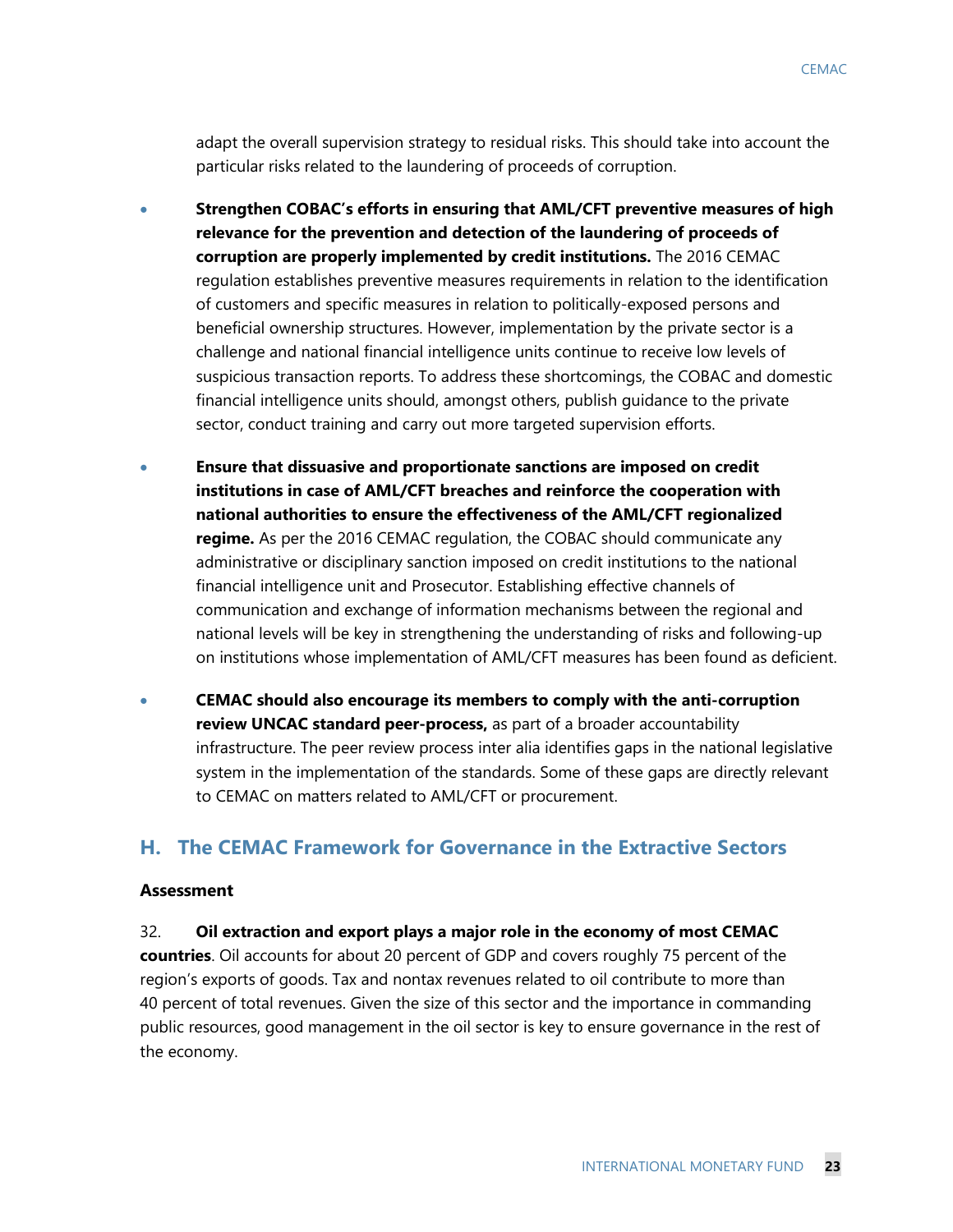adapt the overall supervision strategy to residual risks. This should take into account the particular risks related to the laundering of proceeds of corruption.

- **Strengthen COBAC's efforts in ensuring that AML/CFT preventive measures of high relevance for the prevention and detection of the laundering of proceeds of corruption are properly implemented by credit institutions.** The 2016 CEMAC regulation establishes preventive measures requirements in relation to the identification of customers and specific measures in relation to politically-exposed persons and beneficial ownership structures. However, implementation by the private sector is a challenge and national financial intelligence units continue to receive low levels of suspicious transaction reports. To address these shortcomings, the COBAC and domestic financial intelligence units should, amongst others, publish guidance to the private sector, conduct training and carry out more targeted supervision efforts.

- **Ensure that dissuasive and proportionate sanctions are imposed on credit institutions in case of AML/CFT breaches and reinforce the cooperation with national authorities to ensure the effectiveness of the AML/CFT regionalized regime.** As per the 2016 CEMAC regulation, the COBAC should communicate any administrative or disciplinary sanction imposed on credit institutions to the national financial intelligence unit and Prosecutor. Establishing effective channels of communication and exchange of information mechanisms between the regional and national levels will be key in strengthening the understanding of risks and following-up on institutions whose implementation of AML/CFT measures has been found as deficient.

- **CEMAC should also encourage its members to comply with the anti-corruption review UNCAC standard peer-process,** as part of a broader accountability infrastructure. The peer review process inter alia identifies gaps in the national legislative system in the implementation of the standards. Some of these gaps are directly relevant to CEMAC on matters related to AML/CFT or procurement.

## H. The CEMAC Framework for Governance in the Extractive Sectors

**Assessment**

32. **Oil extraction and export plays a major role in the economy of most CEMAC countries**. Oil accounts for about 20 percent of GDP and covers roughly 75 percent of the region's exports of goods. Tax and nontax revenues related to oil contribute to more than 40 percent of total revenues. Given the size of this sector and the importance in commanding public resources, good management in the oil sector is key to ensure governance in the rest of the economy.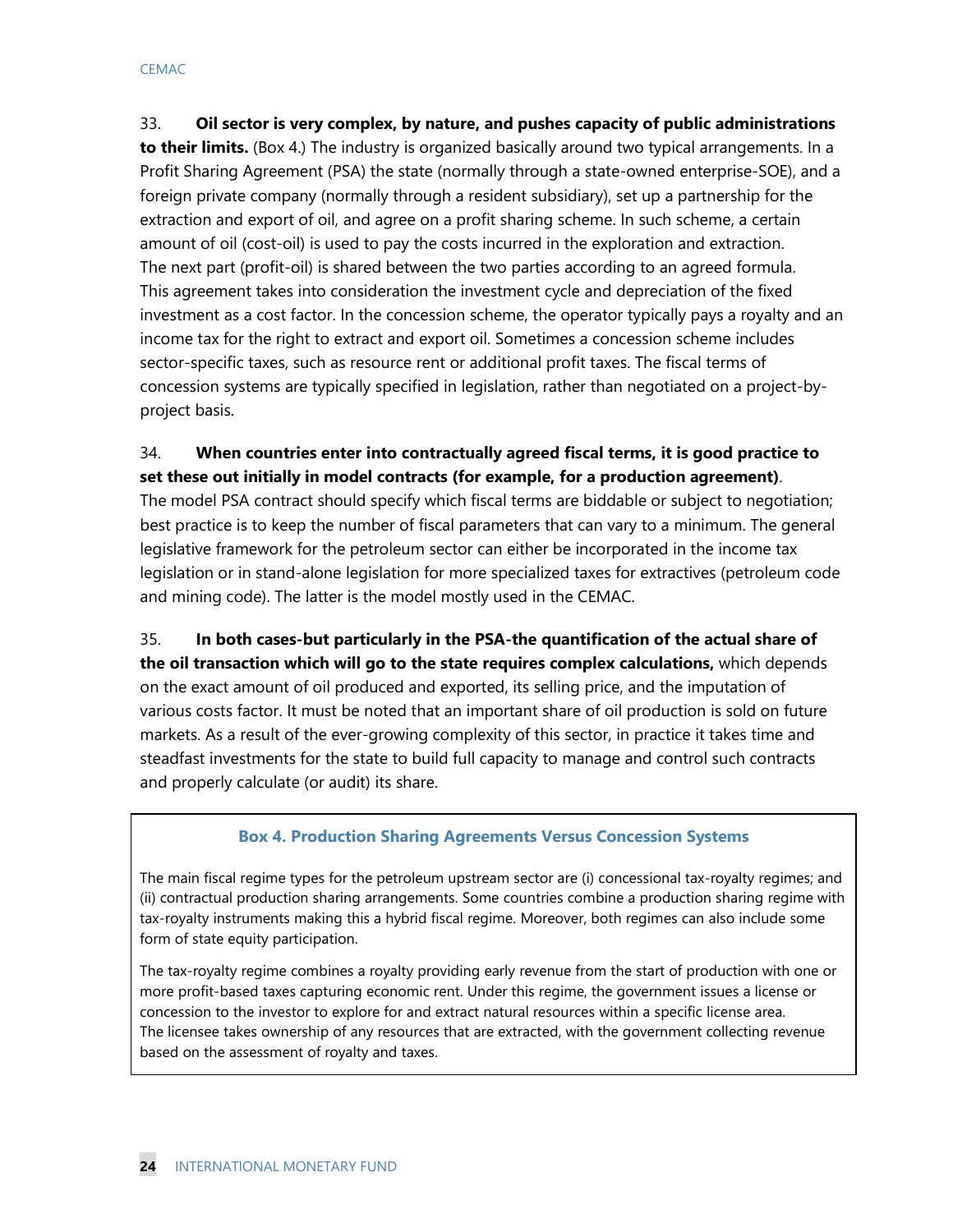33. **Oil sector is very complex, by nature, and pushes capacity of public administrations to their limits.** (Box 4.) The industry is organized basically around two typical arrangements. In a Profit Sharing Agreement (PSA) the state (normally through a state-owned enterprise-SOE), and a foreign private company (normally through a resident subsidiary), set up a partnership for the extraction and export of oil, and agree on a profit sharing scheme. In such scheme, a certain amount of oil (cost-oil) is used to pay the costs incurred in the exploration and extraction. The next part (profit-oil) is shared between the two parties according to an agreed formula. This agreement takes into consideration the investment cycle and depreciation of the fixed investment as a cost factor. In the concession scheme, the operator typically pays a royalty and an income tax for the right to extract and export oil. Sometimes a concession scheme includes sector-specific taxes, such as resource rent or additional profit taxes. The fiscal terms of concession systems are typically specified in legislation, rather than negotiated on a project-by-project basis.

34. **When countries enter into contractually agreed fiscal terms, it is good practice to set these out initially in model contracts (for example, for a production agreement)**. The model PSA contract should specify which fiscal terms are biddable or subject to negotiation; best practice is to keep the number of fiscal parameters that can vary to a minimum. The general legislative framework for the petroleum sector can either be incorporated in the income tax legislation or in stand-alone legislation for more specialized taxes for extractives (petroleum code and mining code). The latter is the model mostly used in the CEMAC.

35. **In both cases-but particularly in the PSA-the quantification of the actual share of the oil transaction which will go to the state requires complex calculations,** which depends on the exact amount of oil produced and exported, its selling price, and the imputation of various costs factor. It must be noted that an important share of oil production is sold on future markets. As a result of the ever-growing complexity of this sector, in practice it takes time and steadfast investments for the state to build full capacity to manage and control such contracts and properly calculate (or audit) its share.

### Box 4. Production Sharing Agreements Versus Concession Systems

The main fiscal regime types for the petroleum upstream sector are (i) concessional tax-royalty regimes; and (ii) contractual production sharing arrangements. Some countries combine a production sharing regime with tax-royalty instruments making this a hybrid fiscal regime. Moreover, both regimes can also include some form of state equity participation.

The tax-royalty regime combines a royalty providing early revenue from the start of production with one or more profit-based taxes capturing economic rent. Under this regime, the government issues a license or concession to the investor to explore for and extract natural resources within a specific license area. The licensee takes ownership of any resources that are extracted, with the government collecting revenue based on the assessment of royalty and taxes.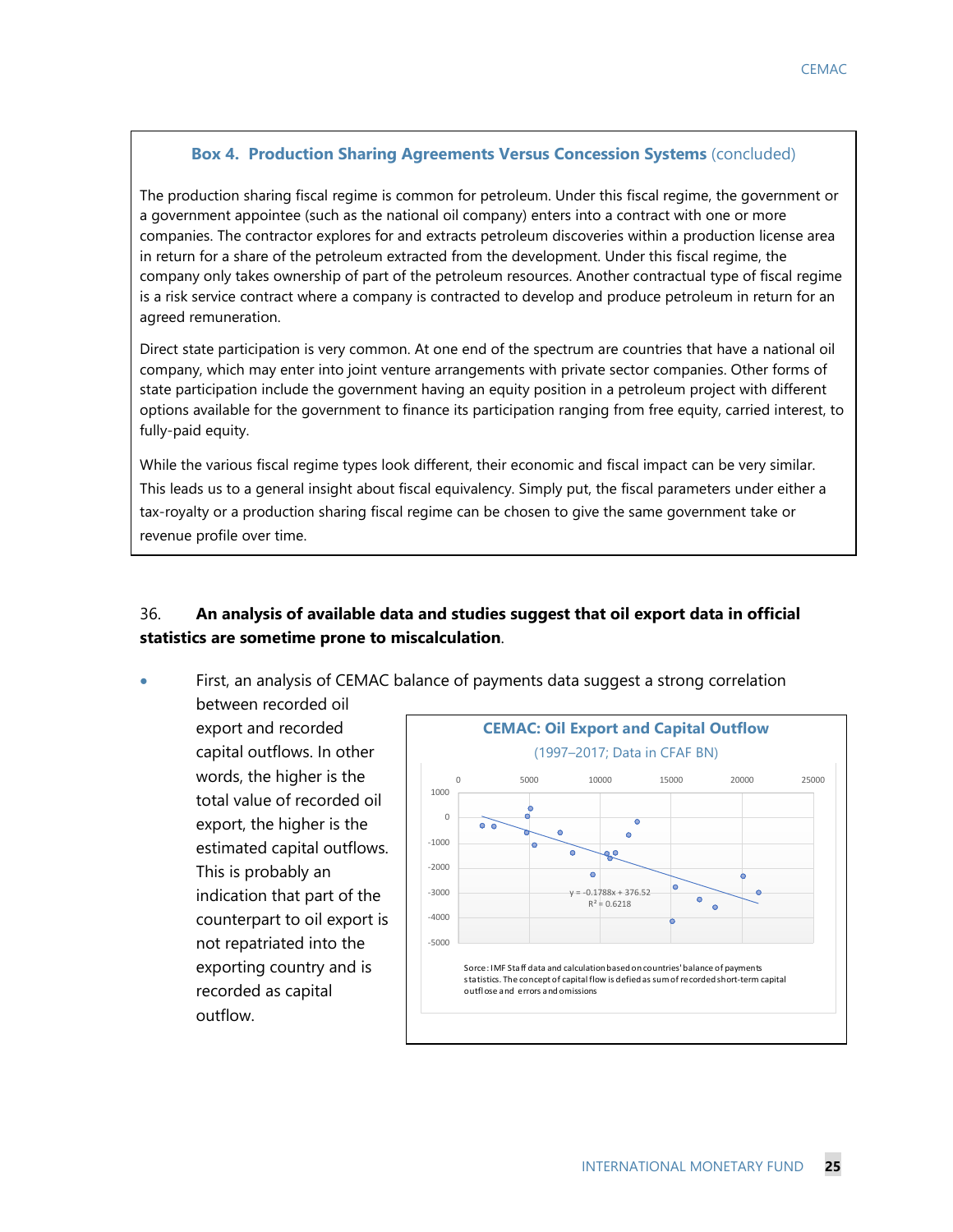### Box 4. Production Sharing Agreements Versus Concession Systems (concluded)

The production sharing fiscal regime is common for petroleum. Under this fiscal regime, the government or a government appointee (such as the national oil company) enters into a contract with one or more companies. The contractor explores for and extracts petroleum discoveries within a production license area in return for a share of the petroleum extracted from the development. Under this fiscal regime, the company only takes ownership of part of the petroleum resources. Another contractual type of fiscal regime is a risk service contract where a company is contracted to develop and produce petroleum in return for an agreed remuneration.

Direct state participation is very common. At one end of the spectrum are countries that have a national oil company, which may enter into joint venture arrangements with private sector companies. Other forms of state participation include the government having an equity position in a petroleum project with different options available for the government to finance its participation ranging from free equity, carried interest, to fully-paid equity.

While the various fiscal regime types look different, their economic and fiscal impact can be very similar. This leads us to a general insight about fiscal equivalency. Simply put, the fiscal parameters under either a tax-royalty or a production sharing fiscal regime can be chosen to give the same government take or revenue profile over time.

36. **An analysis of available data and studies suggest that oil export data in official statistics are sometime prone to miscalculation**.

- First, an analysis of CEMAC balance of payments data suggest a strong correlation between recorded oil export and recorded capital outflows. In other words, the higher is the total value of recorded oil export, the higher is the estimated capital outflows. This is probably an indication that part of the counterpart to oil export is not repatriated into the exporting country and is recorded as capital outflow.

**CEMAC: Oil Export and Capital Outflow**

(1997–2017; Data in CFAF BN)

$y = -0.1788x + 376.52$

$R^2 = 0.6218$

Sorce: IMF Staff data and calculation based on countries' balance of payments statistics. The concept of capital flow is defied as sum of recorded short-term capital outflose and errors and omissions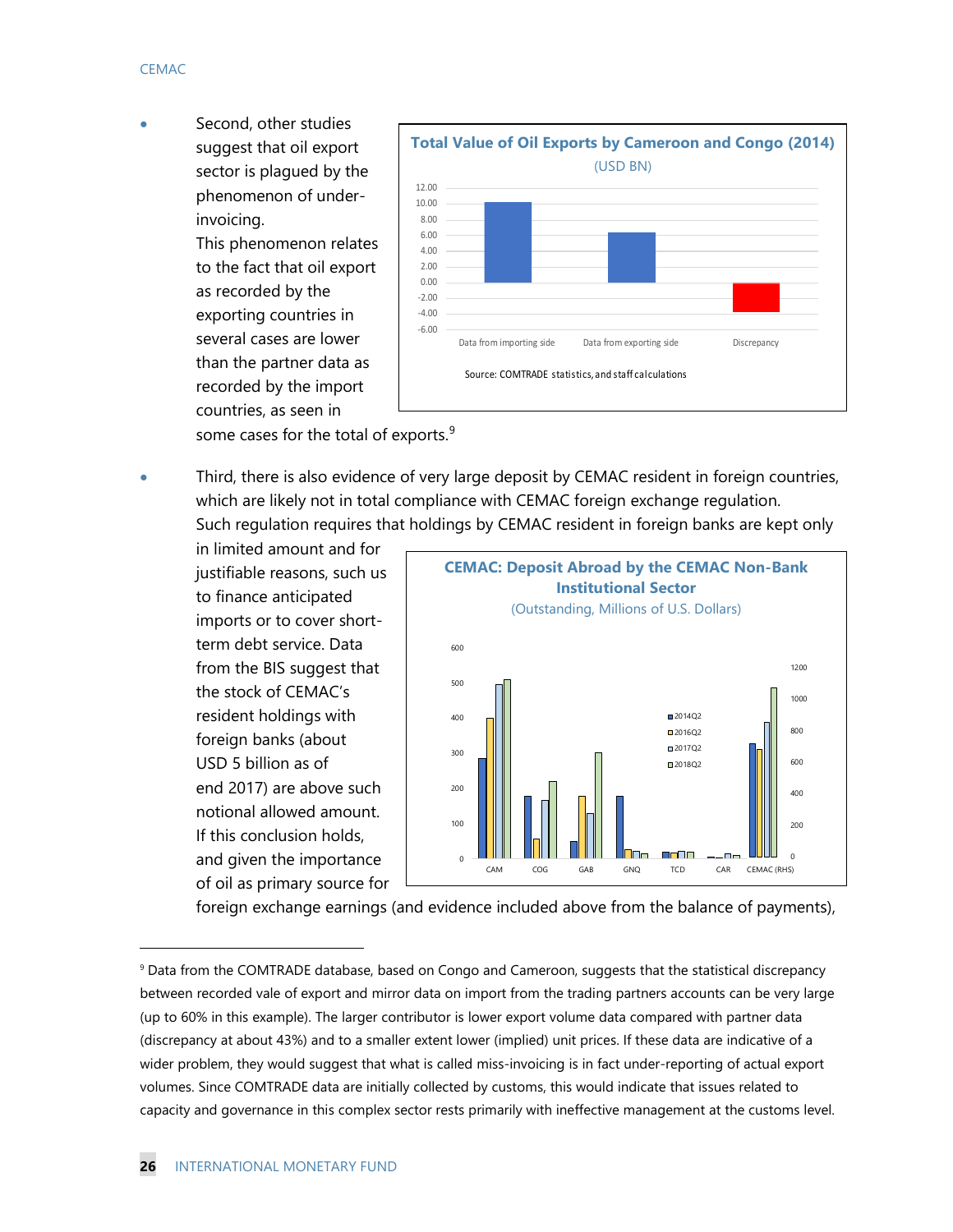- Second, other studies suggest that oil export sector is plagued by the phenomenon of under-invoicing. This phenomenon relates to the fact that oil export as recorded by the exporting countries in several cases are lower than the partner data as recorded by the import countries, as seen in some cases for the total of exports.[9]

**Total Value of Oil Exports by Cameroon and Congo (2014)**
(USD BN)

Source: COMTRADE statistics, and staff calculations

- Third, there is also evidence of very large deposit by CEMAC resident in foreign countries, which are likely not in total compliance with CEMAC foreign exchange regulation. Such regulation requires that holdings by CEMAC resident in foreign banks are kept only in limited amount and for justifiable reasons, such us to finance anticipated imports or to cover short-term debt service. Data from the BIS suggest that the stock of CEMAC's resident holdings with foreign banks (about USD 5 billion as of end 2017) are above such notional allowed amount. If this conclusion holds, and given the importance of oil as primary source for foreign exchange earnings (and evidence included above from the balance of payments),

**CEMAC: Deposit Abroad by the CEMAC Non-Bank Institutional Sector**
(Outstanding, Millions of U.S. Dollars)

---

[9] Data from the COMTRADE database, based on Congo and Cameroon, suggests that the statistical discrepancy between recorded vale of export and mirror data on import from the trading partners accounts can be very large (up to 60% in this example). The larger contributor is lower export volume data compared with partner data (discrepancy at about 43%) and to a smaller extent lower (implied) unit prices. If these data are indicative of a wider problem, they would suggest that what is called miss-invoicing is in fact under-reporting of actual export volumes. Since COMTRADE data are initially collected by customs, this would indicate that issues related to capacity and governance in this complex sector rests primarily with ineffective management at the customs level.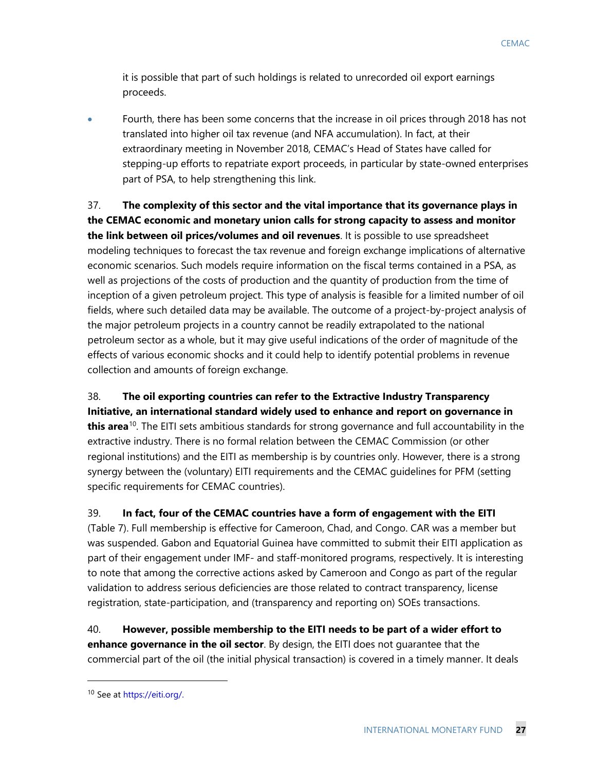it is possible that part of such holdings is related to unrecorded oil export earnings proceeds.

- Fourth, there has been some concerns that the increase in oil prices through 2018 has not translated into higher oil tax revenue (and NFA accumulation). In fact, at their extraordinary meeting in November 2018, CEMAC's Head of States have called for stepping-up efforts to repatriate export proceeds, in particular by state-owned enterprises part of PSA, to help strengthening this link.

37. **The complexity of this sector and the vital importance that its governance plays in the CEMAC economic and monetary union calls for strong capacity to assess and monitor the link between oil prices/volumes and oil revenues**. It is possible to use spreadsheet modeling techniques to forecast the tax revenue and foreign exchange implications of alternative economic scenarios. Such models require information on the fiscal terms contained in a PSA, as well as projections of the costs of production and the quantity of production from the time of inception of a given petroleum project. This type of analysis is feasible for a limited number of oil fields, where such detailed data may be available. The outcome of a project-by-project analysis of the major petroleum projects in a country cannot be readily extrapolated to the national petroleum sector as a whole, but it may give useful indications of the order of magnitude of the effects of various economic shocks and it could help to identify potential problems in revenue collection and amounts of foreign exchange.

38. **The oil exporting countries can refer to the Extractive Industry Transparency Initiative, an international standard widely used to enhance and report on governance in this area**[10]. The EITI sets ambitious standards for strong governance and full accountability in the extractive industry. There is no formal relation between the CEMAC Commission (or other regional institutions) and the EITI as membership is by countries only. However, there is a strong synergy between the (voluntary) EITI requirements and the CEMAC guidelines for PFM (setting specific requirements for CEMAC countries).

39. **In fact, four of the CEMAC countries have a form of engagement with the EITI** (Table 7). Full membership is effective for Cameroon, Chad, and Congo. CAR was a member but was suspended. Gabon and Equatorial Guinea have committed to submit their EITI application as part of their engagement under IMF- and staff-monitored programs, respectively. It is interesting to note that among the corrective actions asked by Cameroon and Congo as part of the regular validation to address serious deficiencies are those related to contract transparency, license registration, state-participation, and (transparency and reporting on) SOEs transactions.

40. **However, possible membership to the EITI needs to be part of a wider effort to enhance governance in the oil sector**. By design, the EITI does not guarantee that the commercial part of the oil (the initial physical transaction) is covered in a timely manner. It deals

---

[10] See at https://eiti.org/.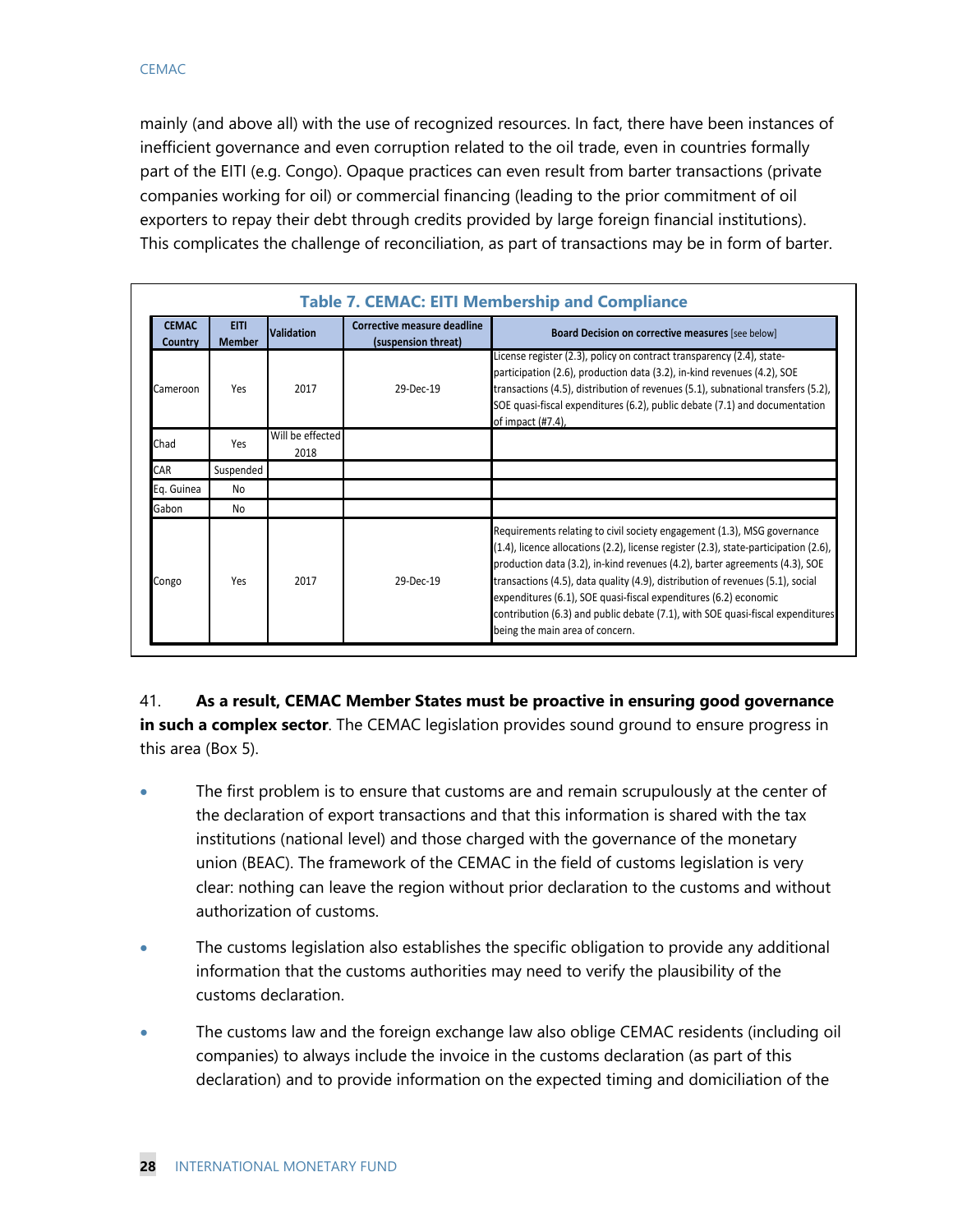mainly (and above all) with the use of recognized resources. In fact, there have been instances of inefficient governance and even corruption related to the oil trade, even in countries formally part of the EITI (e.g. Congo). Opaque practices can even result from barter transactions (private companies working for oil) or commercial financing (leading to the prior commitment of oil exporters to repay their debt through credits provided by large foreign financial institutions). This complicates the challenge of reconciliation, as part of transactions may be in form of barter.

**Table 7. CEMAC: EITI Membership and Compliance**

| CEMAC Country | EITI Member | Validation | Corrective measure deadline (suspension threat) | Board Decision on corrective measures [see below] |
|---|---|---|---|---|
| Cameroon | Yes | 2017 | 29-Dec-19 | License register (2.3), policy on contract transparency (2.4), state-participation (2.6), production data (3.2), in-kind revenues (4.2), SOE transactions (4.5), distribution of revenues (5.1), subnational transfers (5.2), SOE quasi-fiscal expenditures (6.2), public debate (7.1) and documentation of impact (#7.4), |
| Chad | Yes | Will be effected 2018 | | |
| CAR | Suspended | | | |
| Eq. Guinea | No | | | |
| Gabon | No | | | |
| Congo | Yes | 2017 | 29-Dec-19 | Requirements relating to civil society engagement (1.3), MSG governance (1.4), licence allocations (2.2), license register (2.3), state-participation (2.6), production data (3.2), in-kind revenues (4.2), barter agreements (4.3), SOE transactions (4.5), data quality (4.9), distribution of revenues (5.1), social expenditures (6.1), SOE quasi-fiscal expenditures (6.2) economic contribution (6.3) and public debate (7.1), with SOE quasi-fiscal expenditures being the main area of concern. |

41. **As a result, CEMAC Member States must be proactive in ensuring good governance in such a complex sector**. The CEMAC legislation provides sound ground to ensure progress in this area (Box 5).

- The first problem is to ensure that customs are and remain scrupulously at the center of the declaration of export transactions and that this information is shared with the tax institutions (national level) and those charged with the governance of the monetary union (BEAC). The framework of the CEMAC in the field of customs legislation is very clear: nothing can leave the region without prior declaration to the customs and without authorization of customs.
- The customs legislation also establishes the specific obligation to provide any additional information that the customs authorities may need to verify the plausibility of the customs declaration.
- The customs law and the foreign exchange law also oblige CEMAC residents (including oil companies) to always include the invoice in the customs declaration (as part of this declaration) and to provide information on the expected timing and domiciliation of the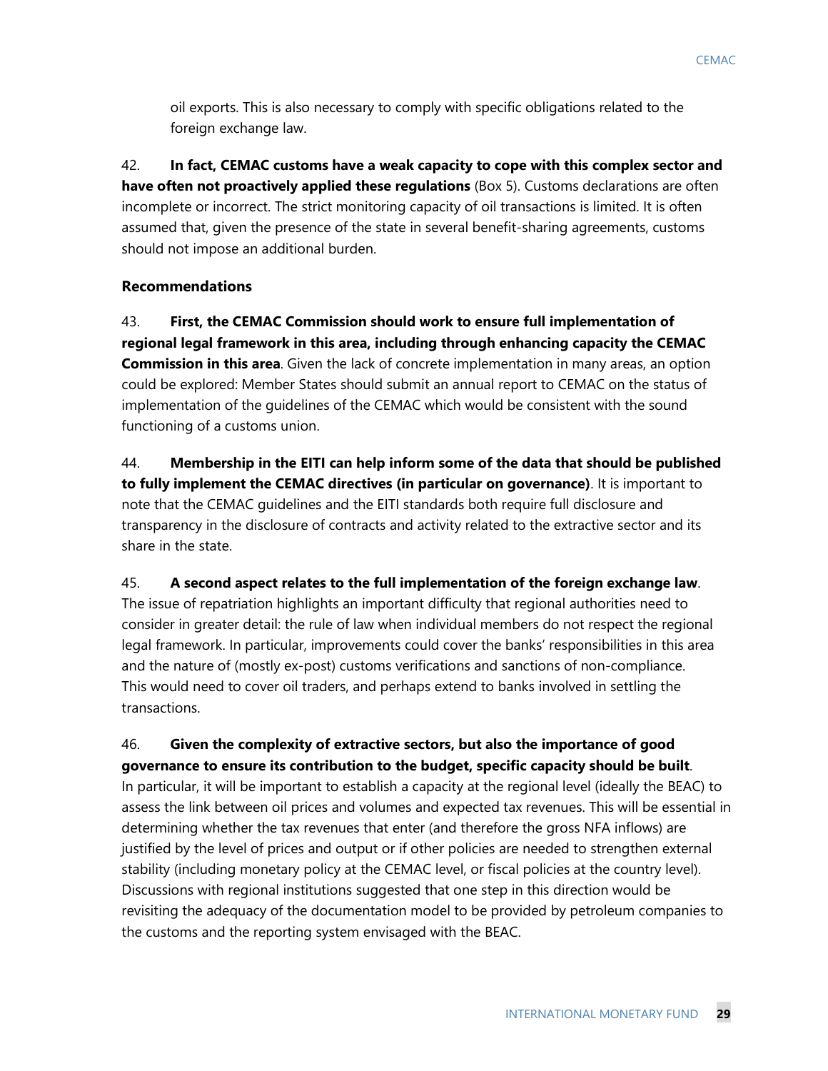oil exports. This is also necessary to comply with specific obligations related to the foreign exchange law.

42. **In fact, CEMAC customs have a weak capacity to cope with this complex sector and have often not proactively applied these regulations** (Box 5). Customs declarations are often incomplete or incorrect. The strict monitoring capacity of oil transactions is limited. It is often assumed that, given the presence of the state in several benefit-sharing agreements, customs should not impose an additional burden.

**Recommendations**

43. **First, the CEMAC Commission should work to ensure full implementation of regional legal framework in this area, including through enhancing capacity the CEMAC Commission in this area**. Given the lack of concrete implementation in many areas, an option could be explored: Member States should submit an annual report to CEMAC on the status of implementation of the guidelines of the CEMAC which would be consistent with the sound functioning of a customs union.

44. **Membership in the EITI can help inform some of the data that should be published to fully implement the CEMAC directives (in particular on governance)**. It is important to note that the CEMAC guidelines and the EITI standards both require full disclosure and transparency in the disclosure of contracts and activity related to the extractive sector and its share in the state.

45. **A second aspect relates to the full implementation of the foreign exchange law**. The issue of repatriation highlights an important difficulty that regional authorities need to consider in greater detail: the rule of law when individual members do not respect the regional legal framework. In particular, improvements could cover the banks' responsibilities in this area and the nature of (mostly ex-post) customs verifications and sanctions of non-compliance. This would need to cover oil traders, and perhaps extend to banks involved in settling the transactions.

46. **Given the complexity of extractive sectors, but also the importance of good governance to ensure its contribution to the budget, specific capacity should be built**. In particular, it will be important to establish a capacity at the regional level (ideally the BEAC) to assess the link between oil prices and volumes and expected tax revenues. This will be essential in determining whether the tax revenues that enter (and therefore the gross NFA inflows) are justified by the level of prices and output or if other policies are needed to strengthen external stability (including monetary policy at the CEMAC level, or fiscal policies at the country level). Discussions with regional institutions suggested that one step in this direction would be revisiting the adequacy of the documentation model to be provided by petroleum companies to the customs and the reporting system envisaged with the BEAC.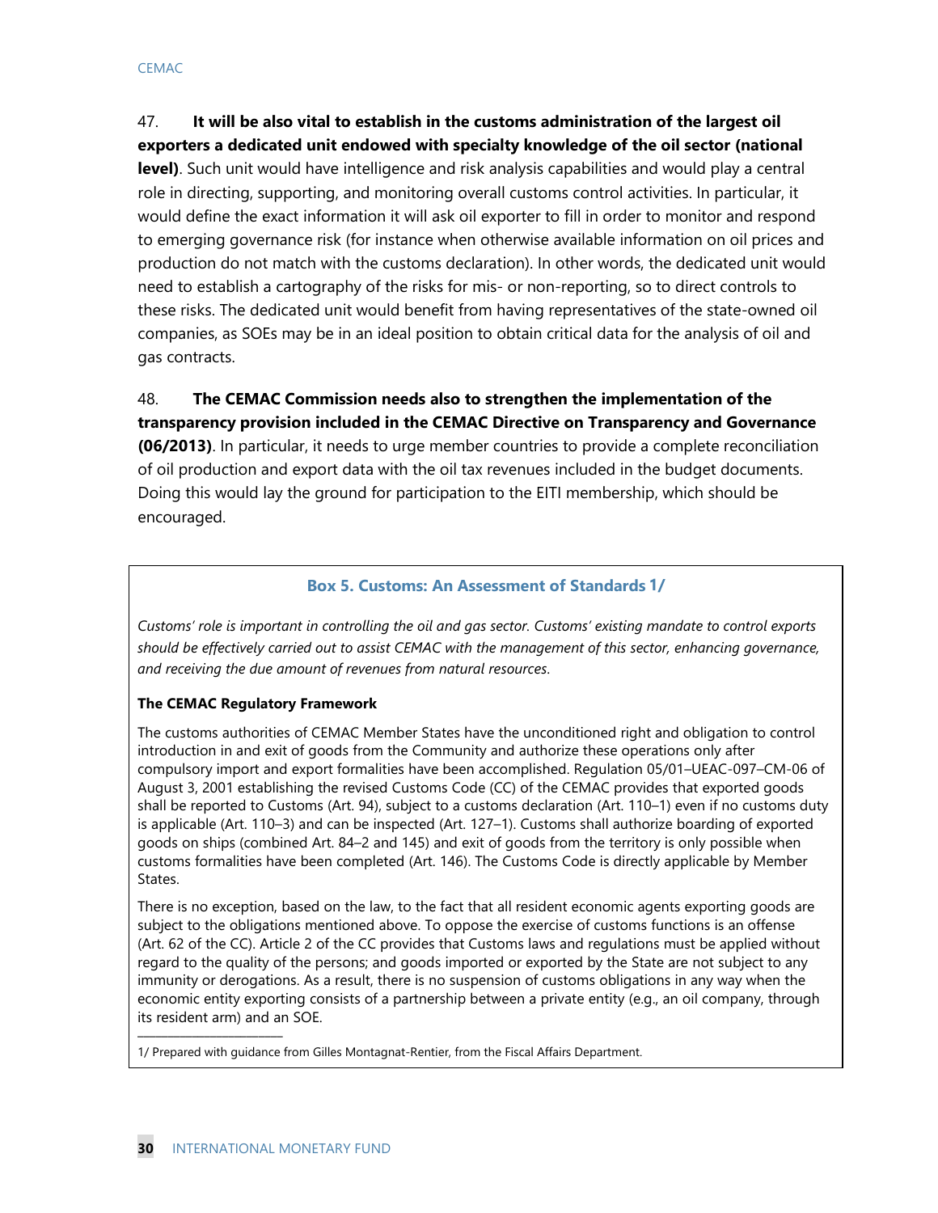47. **It will be also vital to establish in the customs administration of the largest oil exporters a dedicated unit endowed with specialty knowledge of the oil sector (national level)**. Such unit would have intelligence and risk analysis capabilities and would play a central role in directing, supporting, and monitoring overall customs control activities. In particular, it would define the exact information it will ask oil exporter to fill in order to monitor and respond to emerging governance risk (for instance when otherwise available information on oil prices and production do not match with the customs declaration). In other words, the dedicated unit would need to establish a cartography of the risks for mis- or non-reporting, so to direct controls to these risks. The dedicated unit would benefit from having representatives of the state-owned oil companies, as SOEs may be in an ideal position to obtain critical data for the analysis of oil and gas contracts.

48. **The CEMAC Commission needs also to strengthen the implementation of the transparency provision included in the CEMAC Directive on Transparency and Governance (06/2013)**. In particular, it needs to urge member countries to provide a complete reconciliation of oil production and export data with the oil tax revenues included in the budget documents. Doing this would lay the ground for participation to the EITI membership, which should be encouraged.

### Box 5. Customs: An Assessment of Standards 1/

*Customs' role is important in controlling the oil and gas sector. Customs' existing mandate to control exports should be effectively carried out to assist CEMAC with the management of this sector, enhancing governance, and receiving the due amount of revenues from natural resources.*

**The CEMAC Regulatory Framework**

The customs authorities of CEMAC Member States have the unconditioned right and obligation to control introduction in and exit of goods from the Community and authorize these operations only after compulsory import and export formalities have been accomplished. Regulation 05/01–UEAC-097–CM-06 of August 3, 2001 establishing the revised Customs Code (CC) of the CEMAC provides that exported goods shall be reported to Customs (Art. 94), subject to a customs declaration (Art. 110–1) even if no customs duty is applicable (Art. 110–3) and can be inspected (Art. 127–1). Customs shall authorize boarding of exported goods on ships (combined Art. 84–2 and 145) and exit of goods from the territory is only possible when customs formalities have been completed (Art. 146). The Customs Code is directly applicable by Member States.

There is no exception, based on the law, to the fact that all resident economic agents exporting goods are subject to the obligations mentioned above. To oppose the exercise of customs functions is an offense (Art. 62 of the CC). Article 2 of the CC provides that Customs laws and regulations must be applied without regard to the quality of the persons; and goods imported or exported by the State are not subject to any immunity or derogations. As a result, there is no suspension of customs obligations in any way when the economic entity exporting consists of a partnership between a private entity (e.g., an oil company, through its resident arm) and an SOE.

1/ Prepared with guidance from Gilles Montagnat-Rentier, from the Fiscal Affairs Department.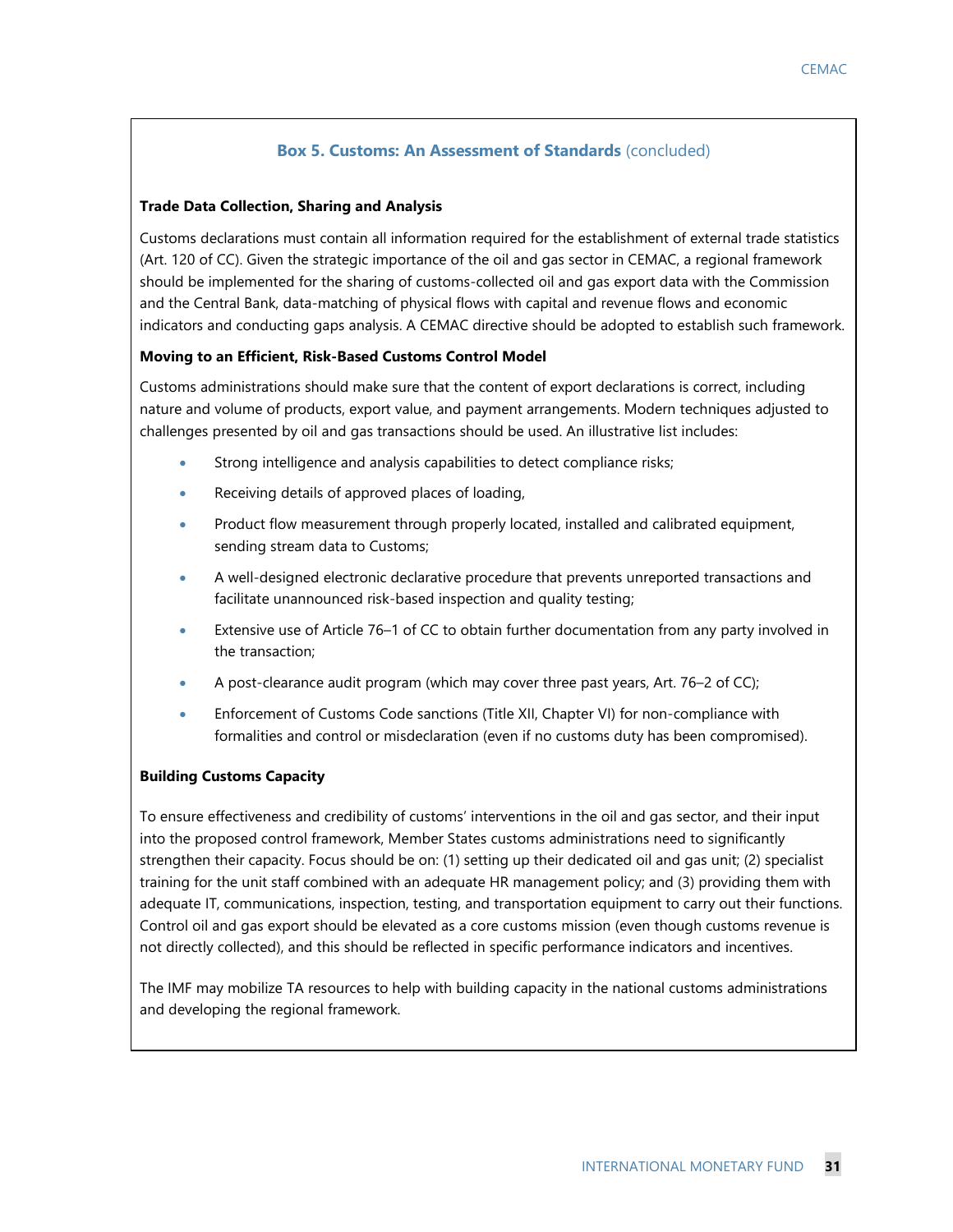### Box 5. Customs: An Assessment of Standards (concluded)

**Trade Data Collection, Sharing and Analysis**

Customs declarations must contain all information required for the establishment of external trade statistics (Art. 120 of CC). Given the strategic importance of the oil and gas sector in CEMAC, a regional framework should be implemented for the sharing of customs-collected oil and gas export data with the Commission and the Central Bank, data-matching of physical flows with capital and revenue flows and economic indicators and conducting gaps analysis. A CEMAC directive should be adopted to establish such framework.

**Moving to an Efficient, Risk-Based Customs Control Model**

Customs administrations should make sure that the content of export declarations is correct, including nature and volume of products, export value, and payment arrangements. Modern techniques adjusted to challenges presented by oil and gas transactions should be used. An illustrative list includes:

- Strong intelligence and analysis capabilities to detect compliance risks;
- Receiving details of approved places of loading,
- Product flow measurement through properly located, installed and calibrated equipment, sending stream data to Customs;
- A well-designed electronic declarative procedure that prevents unreported transactions and facilitate unannounced risk-based inspection and quality testing;
- Extensive use of Article 76–1 of CC to obtain further documentation from any party involved in the transaction;
- A post-clearance audit program (which may cover three past years, Art. 76–2 of CC);
- Enforcement of Customs Code sanctions (Title XII, Chapter VI) for non-compliance with formalities and control or misdeclaration (even if no customs duty has been compromised).

**Building Customs Capacity**

To ensure effectiveness and credibility of customs' interventions in the oil and gas sector, and their input into the proposed control framework, Member States customs administrations need to significantly strengthen their capacity. Focus should be on: (1) setting up their dedicated oil and gas unit; (2) specialist training for the unit staff combined with an adequate HR management policy; and (3) providing them with adequate IT, communications, inspection, testing, and transportation equipment to carry out their functions. Control oil and gas export should be elevated as a core customs mission (even though customs revenue is not directly collected), and this should be reflected in specific performance indicators and incentives.

The IMF may mobilize TA resources to help with building capacity in the national customs administrations and developing the regional framework.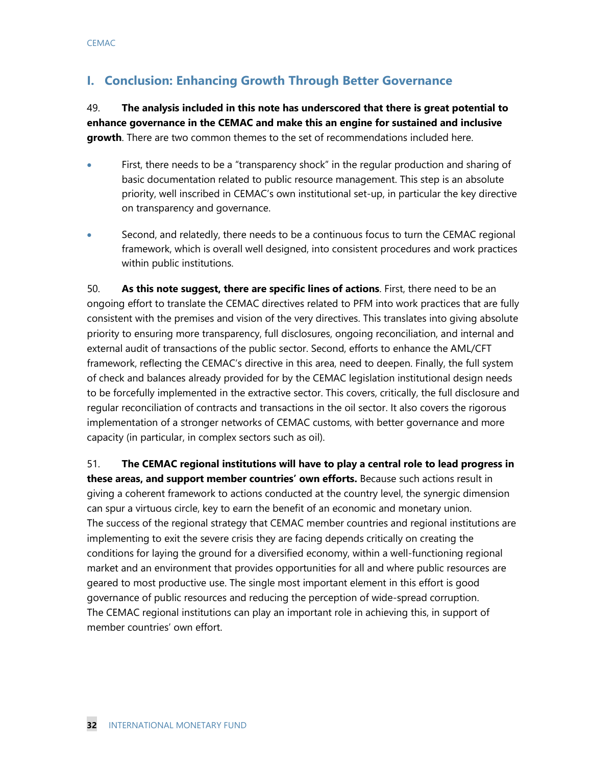## I. Conclusion: Enhancing Growth Through Better Governance

49. **The analysis included in this note has underscored that there is great potential to enhance governance in the CEMAC and make this an engine for sustained and inclusive growth**. There are two common themes to the set of recommendations included here.

- First, there needs to be a "transparency shock" in the regular production and sharing of basic documentation related to public resource management. This step is an absolute priority, well inscribed in CEMAC's own institutional set-up, in particular the key directive on transparency and governance.
- Second, and relatedly, there needs to be a continuous focus to turn the CEMAC regional framework, which is overall well designed, into consistent procedures and work practices within public institutions.

50. **As this note suggest, there are specific lines of actions**. First, there need to be an ongoing effort to translate the CEMAC directives related to PFM into work practices that are fully consistent with the premises and vision of the very directives. This translates into giving absolute priority to ensuring more transparency, full disclosures, ongoing reconciliation, and internal and external audit of transactions of the public sector. Second, efforts to enhance the AML/CFT framework, reflecting the CEMAC's directive in this area, need to deepen. Finally, the full system of check and balances already provided for by the CEMAC legislation institutional design needs to be forcefully implemented in the extractive sector. This covers, critically, the full disclosure and regular reconciliation of contracts and transactions in the oil sector. It also covers the rigorous implementation of a stronger networks of CEMAC customs, with better governance and more capacity (in particular, in complex sectors such as oil).

51. **The CEMAC regional institutions will have to play a central role to lead progress in these areas, and support member countries' own efforts.** Because such actions result in giving a coherent framework to actions conducted at the country level, the synergic dimension can spur a virtuous circle, key to earn the benefit of an economic and monetary union. The success of the regional strategy that CEMAC member countries and regional institutions are implementing to exit the severe crisis they are facing depends critically on creating the conditions for laying the ground for a diversified economy, within a well-functioning regional market and an environment that provides opportunities for all and where public resources are geared to most productive use. The single most important element in this effort is good governance of public resources and reducing the perception of wide-spread corruption. The CEMAC regional institutions can play an important role in achieving this, in support of member countries' own effort.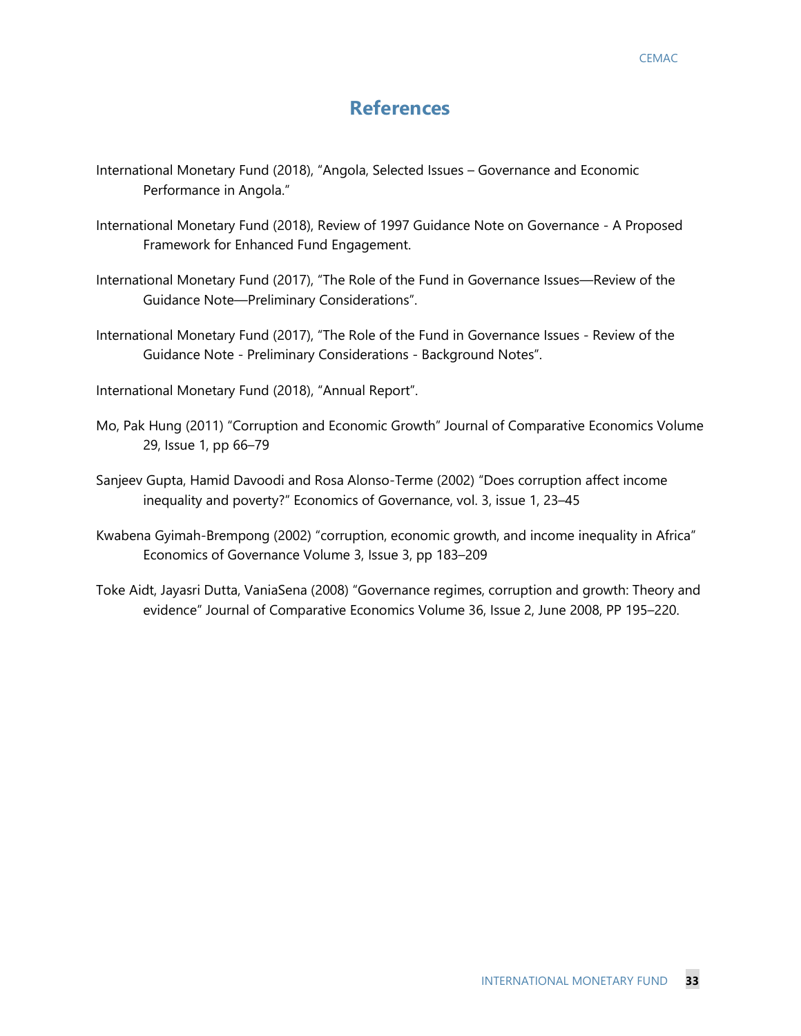# References

International Monetary Fund (2018), "Angola, Selected Issues – Governance and Economic Performance in Angola."

International Monetary Fund (2018), Review of 1997 Guidance Note on Governance - A Proposed Framework for Enhanced Fund Engagement.

International Monetary Fund (2017), "The Role of the Fund in Governance Issues—Review of the Guidance Note—Preliminary Considerations".

International Monetary Fund (2017), "The Role of the Fund in Governance Issues - Review of the Guidance Note - Preliminary Considerations - Background Notes".

International Monetary Fund (2018), "Annual Report".

Mo, Pak Hung (2011) "Corruption and Economic Growth" Journal of Comparative Economics Volume 29, Issue 1, pp 66–79

Sanjeev Gupta, Hamid Davoodi and Rosa Alonso-Terme (2002) "Does corruption affect income inequality and poverty?" Economics of Governance, vol. 3, issue 1, 23–45

Kwabena Gyimah-Brempong (2002) "corruption, economic growth, and income inequality in Africa" Economics of Governance Volume 3, Issue 3, pp 183–209

Toke Aidt, Jayasri Dutta, VaniaSena (2008) "Governance regimes, corruption and growth: Theory and evidence" Journal of Comparative Economics Volume 36, Issue 2, June 2008, PP 195–220.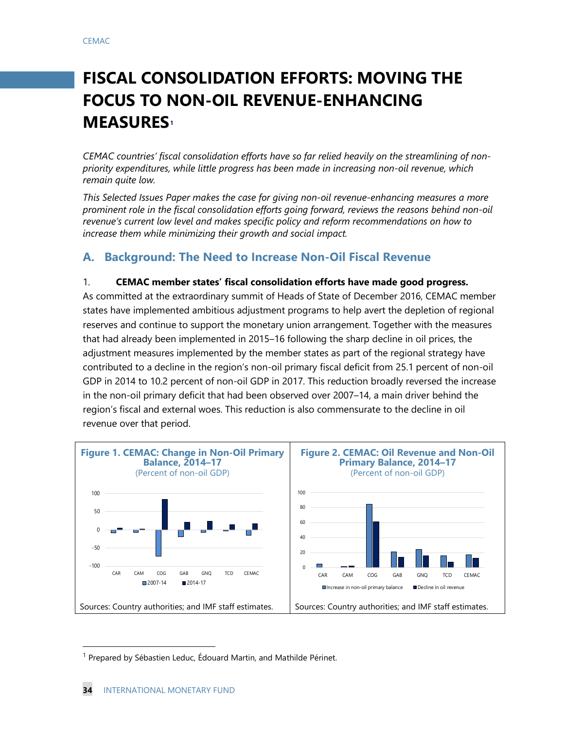# FISCAL CONSOLIDATION EFFORTS: MOVING THE FOCUS TO NON-OIL REVENUE-ENHANCING MEASURES[1]

*CEMAC countries' fiscal consolidation efforts have so far relied heavily on the streamlining of non-priority expenditures, while little progress has been made in increasing non-oil revenue, which remain quite low.*

*This Selected Issues Paper makes the case for giving non-oil revenue-enhancing measures a more prominent role in the fiscal consolidation efforts going forward, reviews the reasons behind non-oil revenue's current low level and makes specific policy and reform recommendations on how to increase them while minimizing their growth and social impact.*

## A. Background: The Need to Increase Non-Oil Fiscal Revenue

1. **CEMAC member states' fiscal consolidation efforts have made good progress.** As committed at the extraordinary summit of Heads of State of December 2016, CEMAC member states have implemented ambitious adjustment programs to help avert the depletion of regional reserves and continue to support the monetary union arrangement. Together with the measures that had already been implemented in 2015–16 following the sharp decline in oil prices, the adjustment measures implemented by the member states as part of the regional strategy have contributed to a decline in the region's non-oil primary fiscal deficit from 25.1 percent of non-oil GDP in 2014 to 10.2 percent of non-oil GDP in 2017. This reduction broadly reversed the increase in the non-oil primary deficit that had been observed over 2007–14, a main driver behind the region's fiscal and external woes. This reduction is also commensurate to the decline in oil revenue over that period.

**Figure 1. CEMAC: Change in Non-Oil Primary Balance, 2014–17**
(Percent of non-oil GDP)

Sources: Country authorities; and IMF staff estimates.

**Figure 2. CEMAC: Oil Revenue and Non-Oil Primary Balance, 2014–17**
(Percent of non-oil GDP)

Sources: Country authorities; and IMF staff estimates.

---

[1] Prepared by Sébastien Leduc, Édouard Martin, and Mathilde Périnet.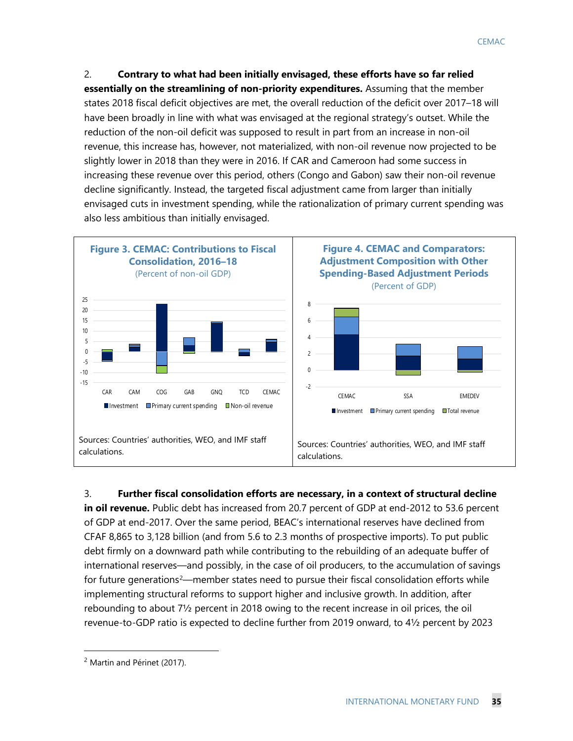2. **Contrary to what had been initially envisaged, these efforts have so far relied essentially on the streamlining of non-priority expenditures.** Assuming that the member states 2018 fiscal deficit objectives are met, the overall reduction of the deficit over 2017–18 will have been broadly in line with what was envisaged at the regional strategy's outset. While the reduction of the non-oil deficit was supposed to result in part from an increase in non-oil revenue, this increase has, however, not materialized, with non-oil revenue now projected to be slightly lower in 2018 than they were in 2016. If CAR and Cameroon had some success in increasing these revenue over this period, others (Congo and Gabon) saw their non-oil revenue decline significantly. Instead, the targeted fiscal adjustment came from larger than initially envisaged cuts in investment spending, while the rationalization of primary current spending was also less ambitious than initially envisaged.

**Figure 3. CEMAC: Contributions to Fiscal Consolidation, 2016–18**
(Percent of non-oil GDP)

Sources: Countries' authorities, WEO, and IMF staff calculations.

**Figure 4. CEMAC and Comparators: Adjustment Composition with Other Spending-Based Adjustment Periods**
(Percent of GDP)

Sources: Countries' authorities, WEO, and IMF staff calculations.

3. **Further fiscal consolidation efforts are necessary, in a context of structural decline in oil revenue.** Public debt has increased from 20.7 percent of GDP at end-2012 to 53.6 percent of GDP at end-2017. Over the same period, BEAC's international reserves have declined from CFAF 8,865 to 3,128 billion (and from 5.6 to 2.3 months of prospective imports). To put public debt firmly on a downward path while contributing to the rebuilding of an adequate buffer of international reserves—and possibly, in the case of oil producers, to the accumulation of savings for future generations[2]—member states need to pursue their fiscal consolidation efforts while implementing structural reforms to support higher and inclusive growth. In addition, after rebounding to about 7½ percent in 2018 owing to the recent increase in oil prices, the oil revenue-to-GDP ratio is expected to decline further from 2019 onward, to 4½ percent by 2023

[2] Martin and Périnet (2017).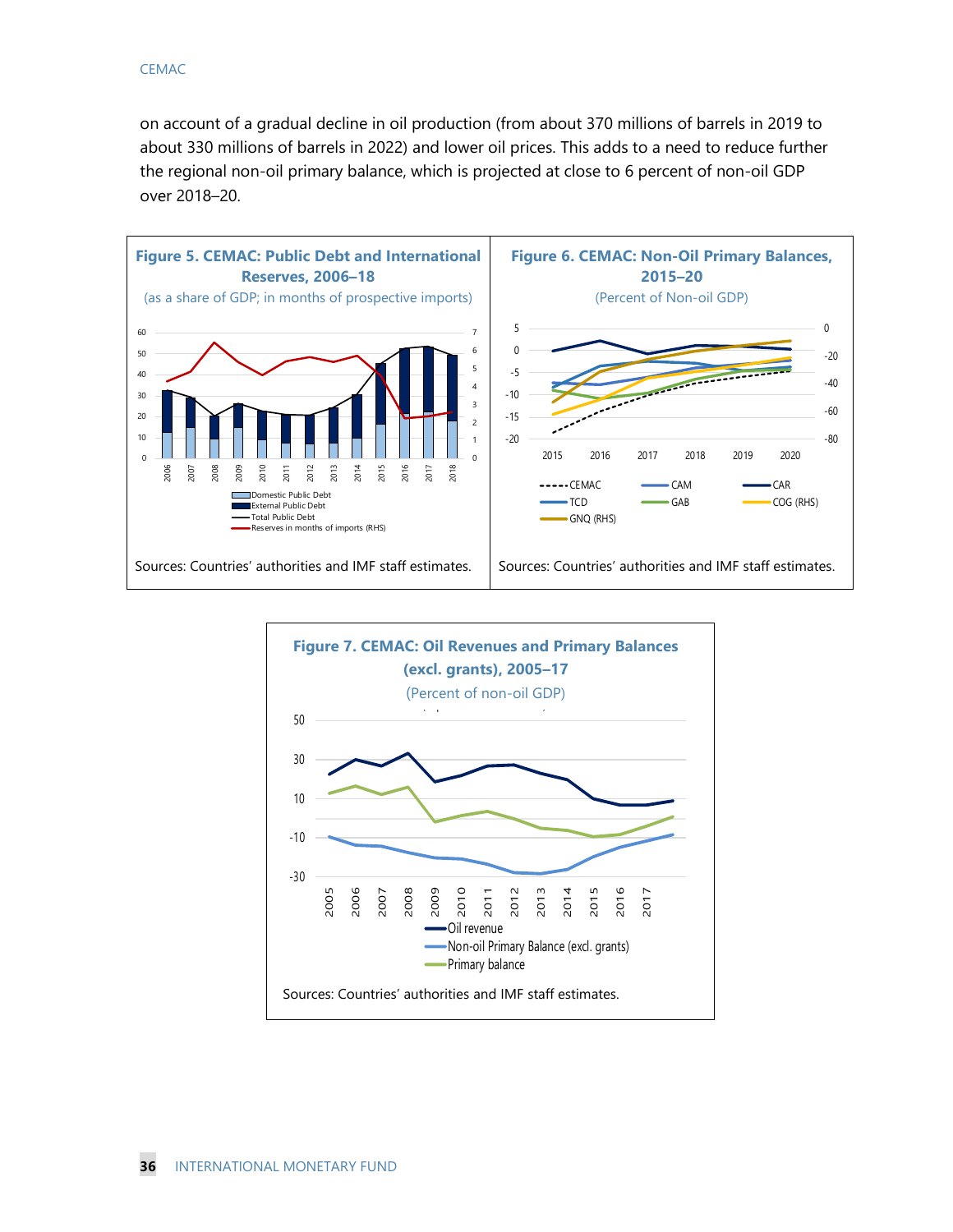on account of a gradual decline in oil production (from about 370 millions of barrels in 2019 to about 330 millions of barrels in 2022) and lower oil prices. This adds to a need to reduce further the regional non-oil primary balance, which is projected at close to 6 percent of non-oil GDP over 2018–20.

**Figure 5. CEMAC: Public Debt and International Reserves, 2006–18**

(as a share of GDP; in months of prospective imports)

Sources: Countries' authorities and IMF staff estimates.

**Figure 6. CEMAC: Non-Oil Primary Balances, 2015–20**

(Percent of Non-oil GDP)

Sources: Countries' authorities and IMF staff estimates.

**Figure 7. CEMAC: Oil Revenues and Primary Balances (excl. grants), 2005–17**

(Percent of non-oil GDP)

Sources: Countries' authorities and IMF staff estimates.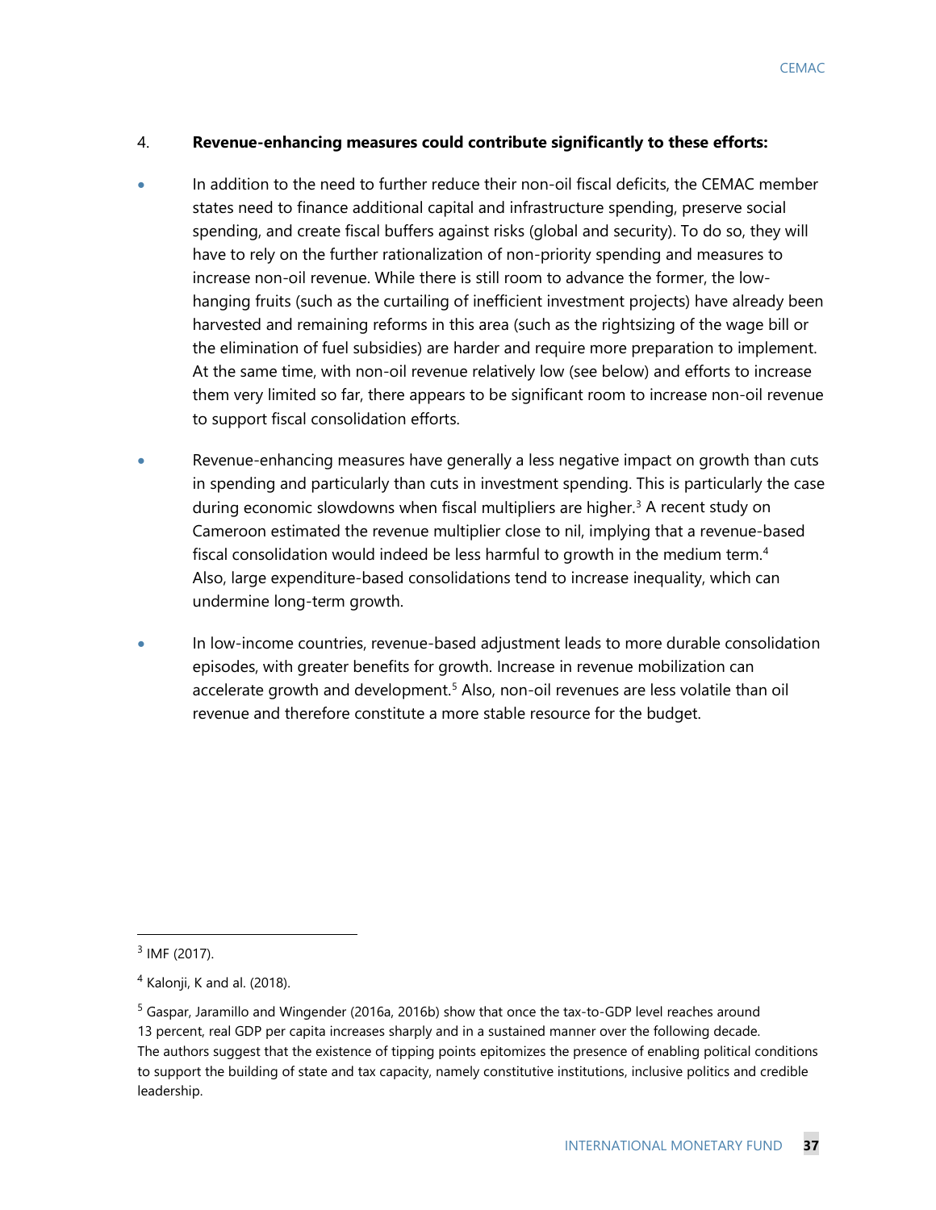4. **Revenue-enhancing measures could contribute significantly to these efforts:**

- In addition to the need to further reduce their non-oil fiscal deficits, the CEMAC member states need to finance additional capital and infrastructure spending, preserve social spending, and create fiscal buffers against risks (global and security). To do so, they will have to rely on the further rationalization of non-priority spending and measures to increase non-oil revenue. While there is still room to advance the former, the low-hanging fruits (such as the curtailing of inefficient investment projects) have already been harvested and remaining reforms in this area (such as the rightsizing of the wage bill or the elimination of fuel subsidies) are harder and require more preparation to implement. At the same time, with non-oil revenue relatively low (see below) and efforts to increase them very limited so far, there appears to be significant room to increase non-oil revenue to support fiscal consolidation efforts.

- Revenue-enhancing measures have generally a less negative impact on growth than cuts in spending and particularly than cuts in investment spending. This is particularly the case during economic slowdowns when fiscal multipliers are higher.[3] A recent study on Cameroon estimated the revenue multiplier close to nil, implying that a revenue-based fiscal consolidation would indeed be less harmful to growth in the medium term.[4] Also, large expenditure-based consolidations tend to increase inequality, which can undermine long-term growth.

- In low-income countries, revenue-based adjustment leads to more durable consolidation episodes, with greater benefits for growth. Increase in revenue mobilization can accelerate growth and development.[5] Also, non-oil revenues are less volatile than oil revenue and therefore constitute a more stable resource for the budget.

---

[3] IMF (2017).

[4] Kalonji, K and al. (2018).

[5] Gaspar, Jaramillo and Wingender (2016a, 2016b) show that once the tax-to-GDP level reaches around 13 percent, real GDP per capita increases sharply and in a sustained manner over the following decade. The authors suggest that the existence of tipping points epitomizes the presence of enabling political conditions to support the building of state and tax capacity, namely constitutive institutions, inclusive politics and credible leadership.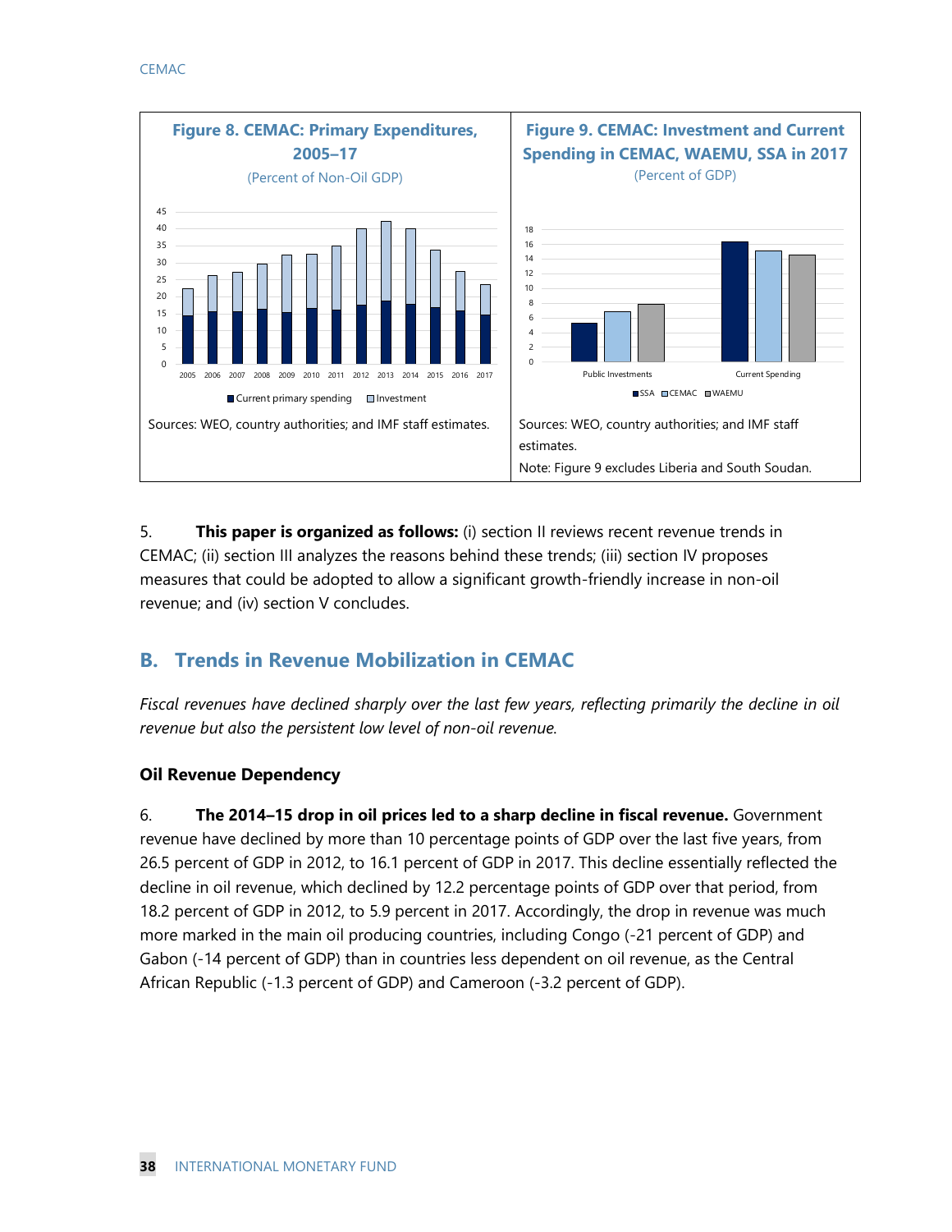**Figure 8. CEMAC: Primary Expenditures, 2005–17**

(Percent of Non-Oil GDP)

Sources: WEO, country authorities; and IMF staff estimates.

**Figure 9. CEMAC: Investment and Current Spending in CEMAC, WAEMU, SSA in 2017**

(Percent of GDP)

Sources: WEO, country authorities; and IMF staff estimates.

Note: Figure 9 excludes Liberia and South Soudan.

5. **This paper is organized as follows:** (i) section II reviews recent revenue trends in CEMAC; (ii) section III analyzes the reasons behind these trends; (iii) section IV proposes measures that could be adopted to allow a significant growth-friendly increase in non-oil revenue; and (iv) section V concludes.

## B. Trends in Revenue Mobilization in CEMAC

*Fiscal revenues have declined sharply over the last few years, reflecting primarily the decline in oil revenue but also the persistent low level of non-oil revenue.*

### Oil Revenue Dependency

6. **The 2014–15 drop in oil prices led to a sharp decline in fiscal revenue.** Government revenue have declined by more than 10 percentage points of GDP over the last five years, from 26.5 percent of GDP in 2012, to 16.1 percent of GDP in 2017. This decline essentially reflected the decline in oil revenue, which declined by 12.2 percentage points of GDP over that period, from 18.2 percent of GDP in 2012, to 5.9 percent in 2017. Accordingly, the drop in revenue was much more marked in the main oil producing countries, including Congo (-21 percent of GDP) and Gabon (-14 percent of GDP) than in countries less dependent on oil revenue, as the Central African Republic (-1.3 percent of GDP) and Cameroon (-3.2 percent of GDP).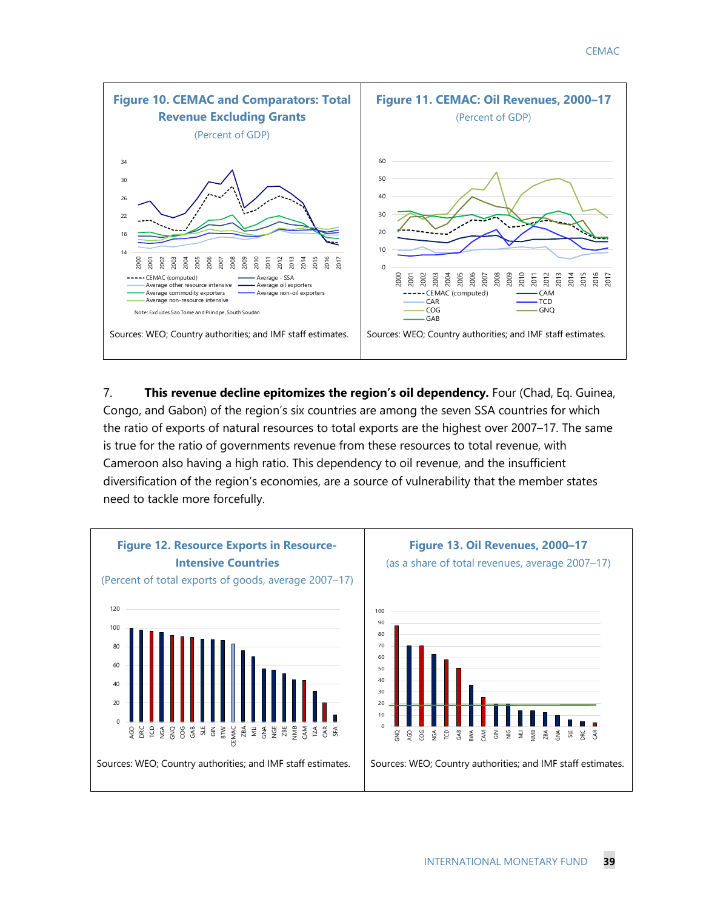**Figure 10. CEMAC and Comparators: Total Revenue Excluding Grants**

(Percent of GDP)

Note: Excludes Sao Tome and Principe, South Soudan

Sources: WEO; Country authorities; and IMF staff estimates.

**Figure 11. CEMAC: Oil Revenues, 2000–17**

(Percent of GDP)

Sources: WEO; Country authorities; and IMF staff estimates.

7. **This revenue decline epitomizes the region's oil dependency.** Four (Chad, Eq. Guinea, Congo, and Gabon) of the region's six countries are among the seven SSA countries for which the ratio of exports of natural resources to total exports are the highest over 2007–17. The same is true for the ratio of governments revenue from these resources to total revenue, with Cameroon also having a high ratio. This dependency to oil revenue, and the insufficient diversification of the region's economies, are a source of vulnerability that the member states need to tackle more forcefully.

**Figure 12. Resource Exports in Resource-Intensive Countries**

(Percent of total exports of goods, average 2007–17)

Sources: WEO; Country authorities; and IMF staff estimates.

**Figure 13. Oil Revenues, 2000–17**

(as a share of total revenues, average 2007–17)

Sources: WEO; Country authorities; and IMF staff estimates.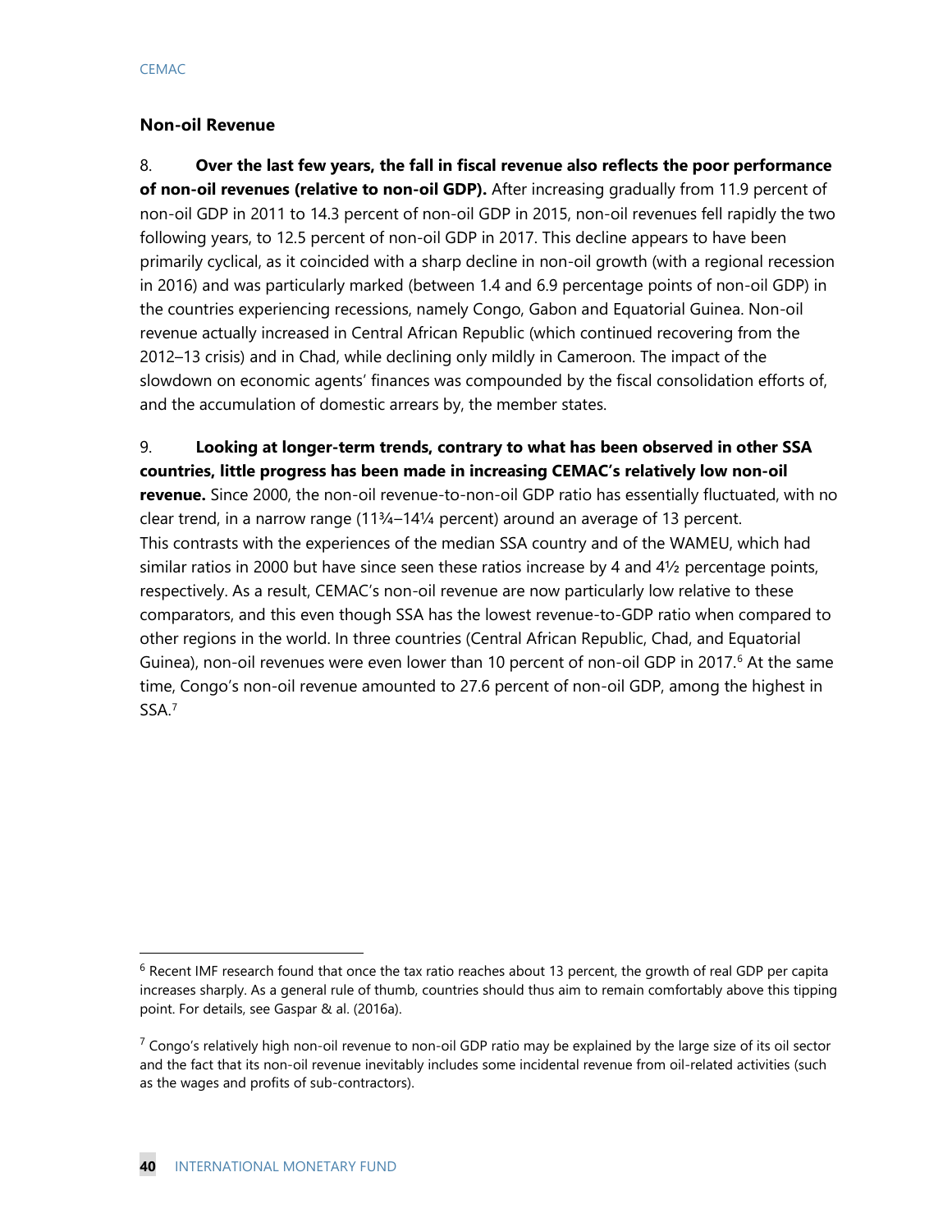### Non-oil Revenue

8. **Over the last few years, the fall in fiscal revenue also reflects the poor performance of non-oil revenues (relative to non-oil GDP).** After increasing gradually from 11.9 percent of non-oil GDP in 2011 to 14.3 percent of non-oil GDP in 2015, non-oil revenues fell rapidly the two following years, to 12.5 percent of non-oil GDP in 2017. This decline appears to have been primarily cyclical, as it coincided with a sharp decline in non-oil growth (with a regional recession in 2016) and was particularly marked (between 1.4 and 6.9 percentage points of non-oil GDP) in the countries experiencing recessions, namely Congo, Gabon and Equatorial Guinea. Non-oil revenue actually increased in Central African Republic (which continued recovering from the 2012–13 crisis) and in Chad, while declining only mildly in Cameroon. The impact of the slowdown on economic agents' finances was compounded by the fiscal consolidation efforts of, and the accumulation of domestic arrears by, the member states.

9. **Looking at longer-term trends, contrary to what has been observed in other SSA countries, little progress has been made in increasing CEMAC's relatively low non-oil revenue.** Since 2000, the non-oil revenue-to-non-oil GDP ratio has essentially fluctuated, with no clear trend, in a narrow range (11¾–14¼ percent) around an average of 13 percent. This contrasts with the experiences of the median SSA country and of the WAMEU, which had similar ratios in 2000 but have since seen these ratios increase by 4 and 4½ percentage points, respectively. As a result, CEMAC's non-oil revenue are now particularly low relative to these comparators, and this even though SSA has the lowest revenue-to-GDP ratio when compared to other regions in the world. In three countries (Central African Republic, Chad, and Equatorial Guinea), non-oil revenues were even lower than 10 percent of non-oil GDP in 2017.[6] At the same time, Congo's non-oil revenue amounted to 27.6 percent of non-oil GDP, among the highest in SSA.[7]

[6] Recent IMF research found that once the tax ratio reaches about 13 percent, the growth of real GDP per capita increases sharply. As a general rule of thumb, countries should thus aim to remain comfortably above this tipping point. For details, see Gaspar & al. (2016a).

[7] Congo's relatively high non-oil revenue to non-oil GDP ratio may be explained by the large size of its oil sector and the fact that its non-oil revenue inevitably includes some incidental revenue from oil-related activities (such as the wages and profits of sub-contractors).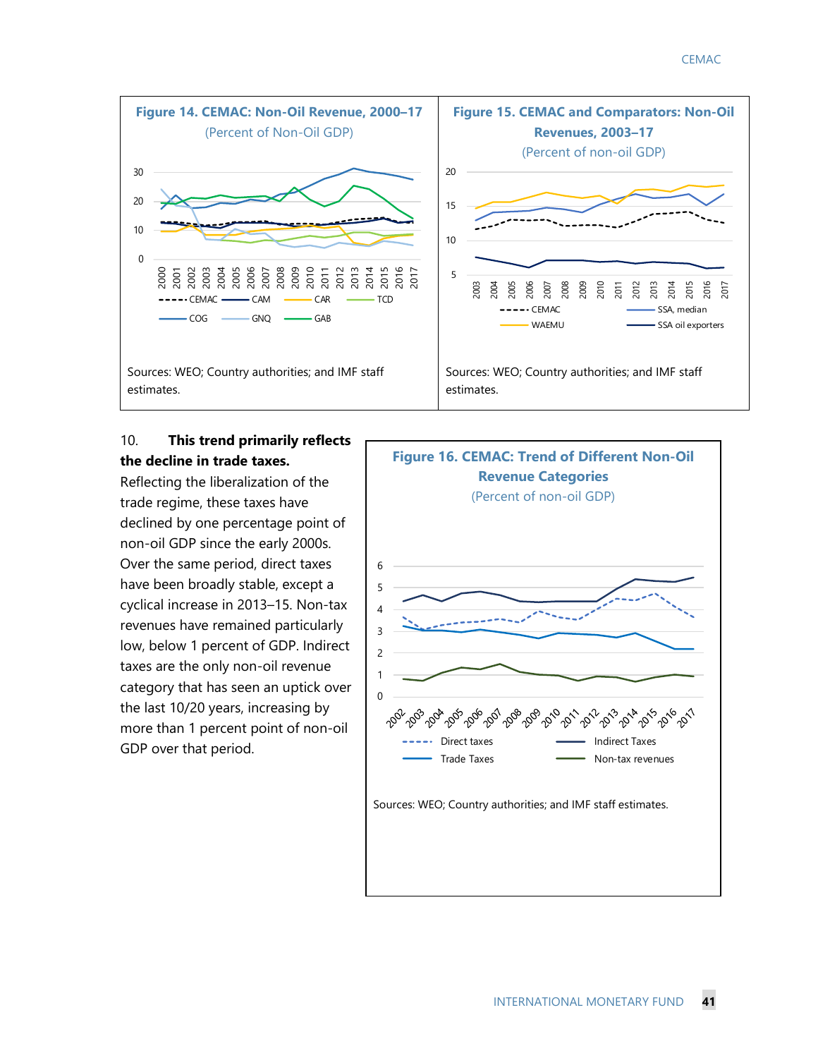**Figure 14. CEMAC: Non-Oil Revenue, 2000–17**
(Percent of Non-Oil GDP)

Sources: WEO; Country authorities; and IMF staff estimates.

**Figure 15. CEMAC and Comparators: Non-Oil Revenues, 2003–17**
(Percent of non-oil GDP)

Sources: WEO; Country authorities; and IMF staff estimates.

10. **This trend primarily reflects the decline in trade taxes.** Reflecting the liberalization of the trade regime, these taxes have declined by one percentage point of non-oil GDP since the early 2000s. Over the same period, direct taxes have been broadly stable, except a cyclical increase in 2013–15. Non-tax revenues have remained particularly low, below 1 percent of GDP. Indirect taxes are the only non-oil revenue category that has seen an uptick over the last 10/20 years, increasing by more than 1 percent point of non-oil GDP over that period.

**Figure 16. CEMAC: Trend of Different Non-Oil Revenue Categories**
(Percent of non-oil GDP)

Sources: WEO; Country authorities; and IMF staff estimates.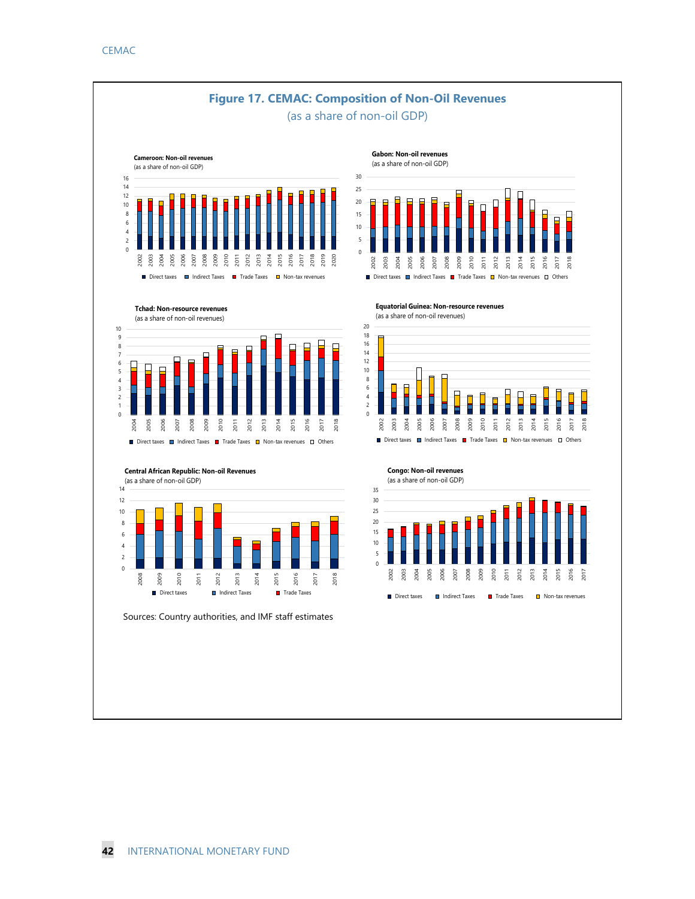## Figure 17. CEMAC: Composition of Non-Oil Revenues

(as a share of non-oil GDP)

**Cameroon: Non-oil revenues**
(as a share of non-oil GDP)

Direct taxes, Indirect Taxes, Trade Taxes, Non-tax revenues

**Gabon: Non-oil revenues**
(as a share of non-oil GDP)

Direct taxes, Indirect Taxes, Trade Taxes, Non-tax revenues, Others

**Tchad: Non-resource revenues**
(as a share of non-oil revenues)

Direct taxes, Indirect Taxes, Trade Taxes, Non-tax revenues, Others

**Equatorial Guinea: Non-resource revenues**
(as a share of non-oil revenues)

Direct taxes, Indirect Taxes, Trade Taxes, Non-tax revenues, Others

**Central African Republic: Non-oil Revenues**
(as a share of non-oil GDP)

Direct taxes, Indirect Taxes, Trade Taxes

**Congo: Non-oil revenues**
(as a share of non-oil GDP)

Direct taxes, Indirect Taxes, Trade Taxes, Non-tax revenues

Sources: Country authorities, and IMF staff estimates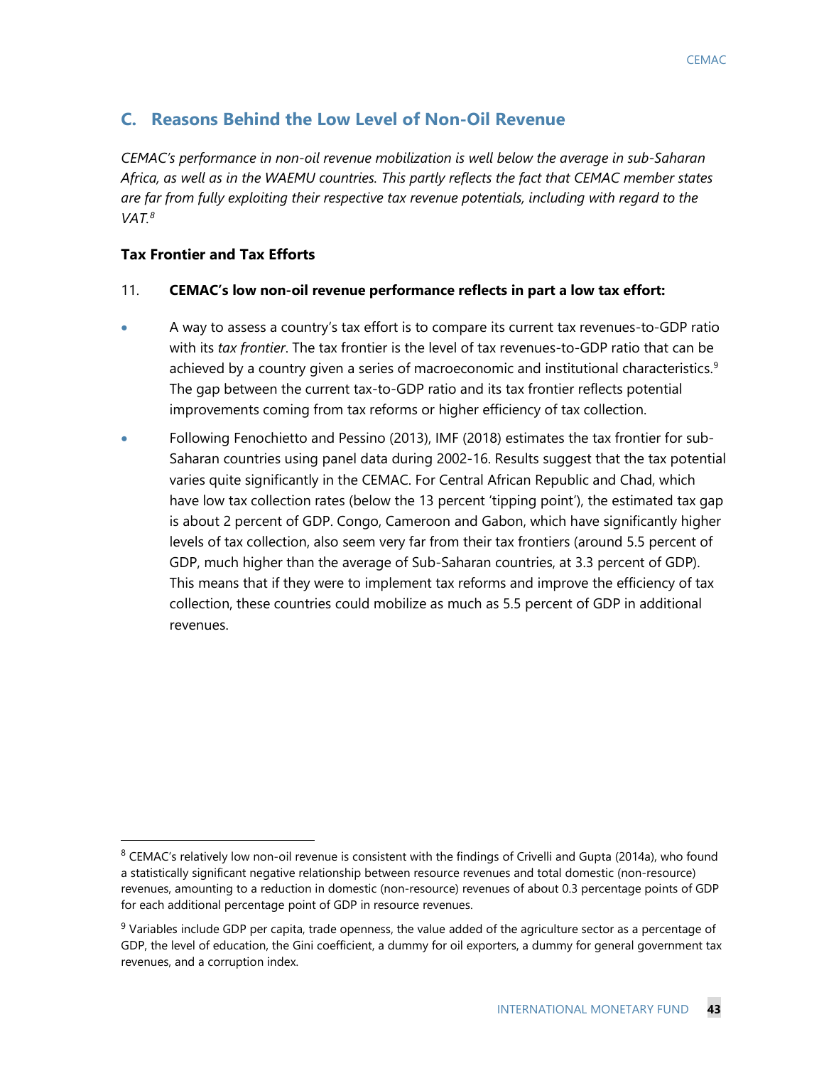## C. Reasons Behind the Low Level of Non-Oil Revenue

*CEMAC's performance in non-oil revenue mobilization is well below the average in sub-Saharan Africa, as well as in the WAEMU countries. This partly reflects the fact that CEMAC member states are far from fully exploiting their respective tax revenue potentials, including with regard to the VAT.*[8]

### Tax Frontier and Tax Efforts

11. **CEMAC's low non-oil revenue performance reflects in part a low tax effort:**

- A way to assess a country's tax effort is to compare its current tax revenues-to-GDP ratio with its *tax frontier*. The tax frontier is the level of tax revenues-to-GDP ratio that can be achieved by a country given a series of macroeconomic and institutional characteristics.[9] The gap between the current tax-to-GDP ratio and its tax frontier reflects potential improvements coming from tax reforms or higher efficiency of tax collection.
- Following Fenochietto and Pessino (2013), IMF (2018) estimates the tax frontier for sub-Saharan countries using panel data during 2002-16. Results suggest that the tax potential varies quite significantly in the CEMAC. For Central African Republic and Chad, which have low tax collection rates (below the 13 percent 'tipping point'), the estimated tax gap is about 2 percent of GDP. Congo, Cameroon and Gabon, which have significantly higher levels of tax collection, also seem very far from their tax frontiers (around 5.5 percent of GDP, much higher than the average of Sub-Saharan countries, at 3.3 percent of GDP). This means that if they were to implement tax reforms and improve the efficiency of tax collection, these countries could mobilize as much as 5.5 percent of GDP in additional revenues.

---

[8] CEMAC's relatively low non-oil revenue is consistent with the findings of Crivelli and Gupta (2014a), who found a statistically significant negative relationship between resource revenues and total domestic (non-resource) revenues, amounting to a reduction in domestic (non-resource) revenues of about 0.3 percentage points of GDP for each additional percentage point of GDP in resource revenues.

[9] Variables include GDP per capita, trade openness, the value added of the agriculture sector as a percentage of GDP, the level of education, the Gini coefficient, a dummy for oil exporters, a dummy for general government tax revenues, and a corruption index.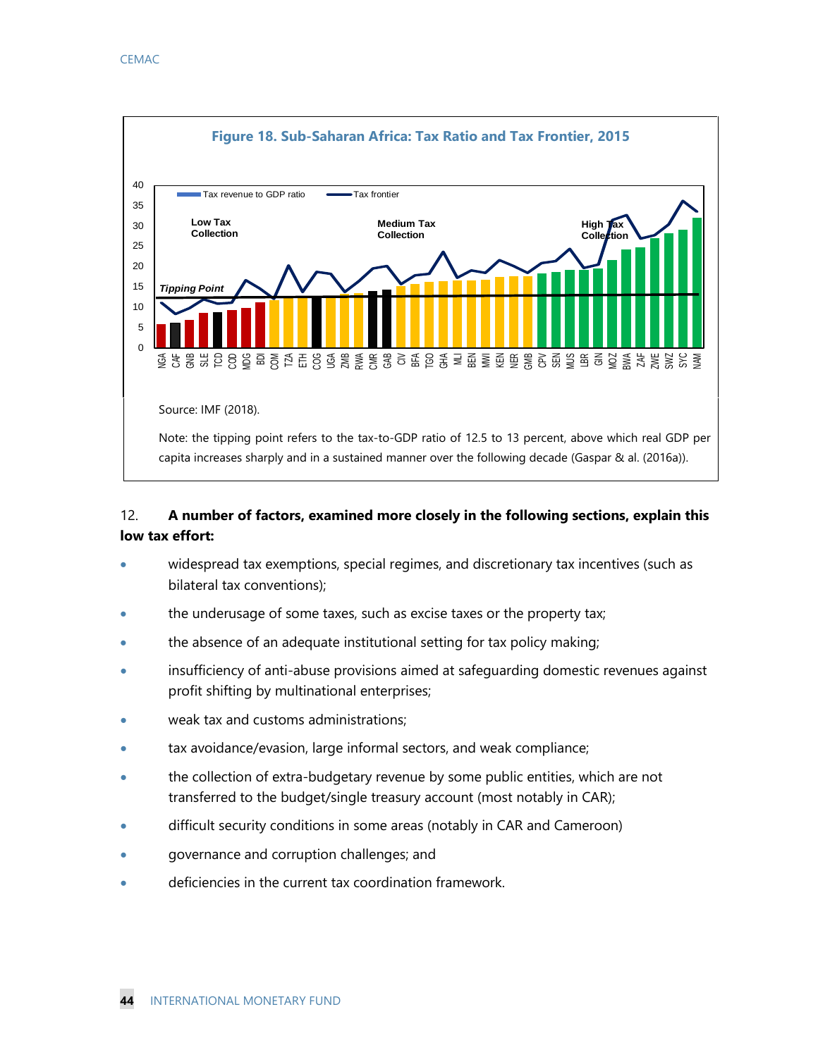**Figure 18. Sub-Saharan Africa: Tax Ratio and Tax Frontier, 2015**

Source: IMF (2018).

Note: the tipping point refers to the tax-to-GDP ratio of 12.5 to 13 percent, above which real GDP per capita increases sharply and in a sustained manner over the following decade (Gaspar & al. (2016a)).

12. **A number of factors, examined more closely in the following sections, explain this low tax effort:**

- widespread tax exemptions, special regimes, and discretionary tax incentives (such as bilateral tax conventions);
- the underusage of some taxes, such as excise taxes or the property tax;
- the absence of an adequate institutional setting for tax policy making;
- insufficiency of anti-abuse provisions aimed at safeguarding domestic revenues against profit shifting by multinational enterprises;
- weak tax and customs administrations;
- tax avoidance/evasion, large informal sectors, and weak compliance;
- the collection of extra-budgetary revenue by some public entities, which are not transferred to the budget/single treasury account (most notably in CAR);
- difficult security conditions in some areas (notably in CAR and Cameroon)
- governance and corruption challenges; and
- deficiencies in the current tax coordination framework.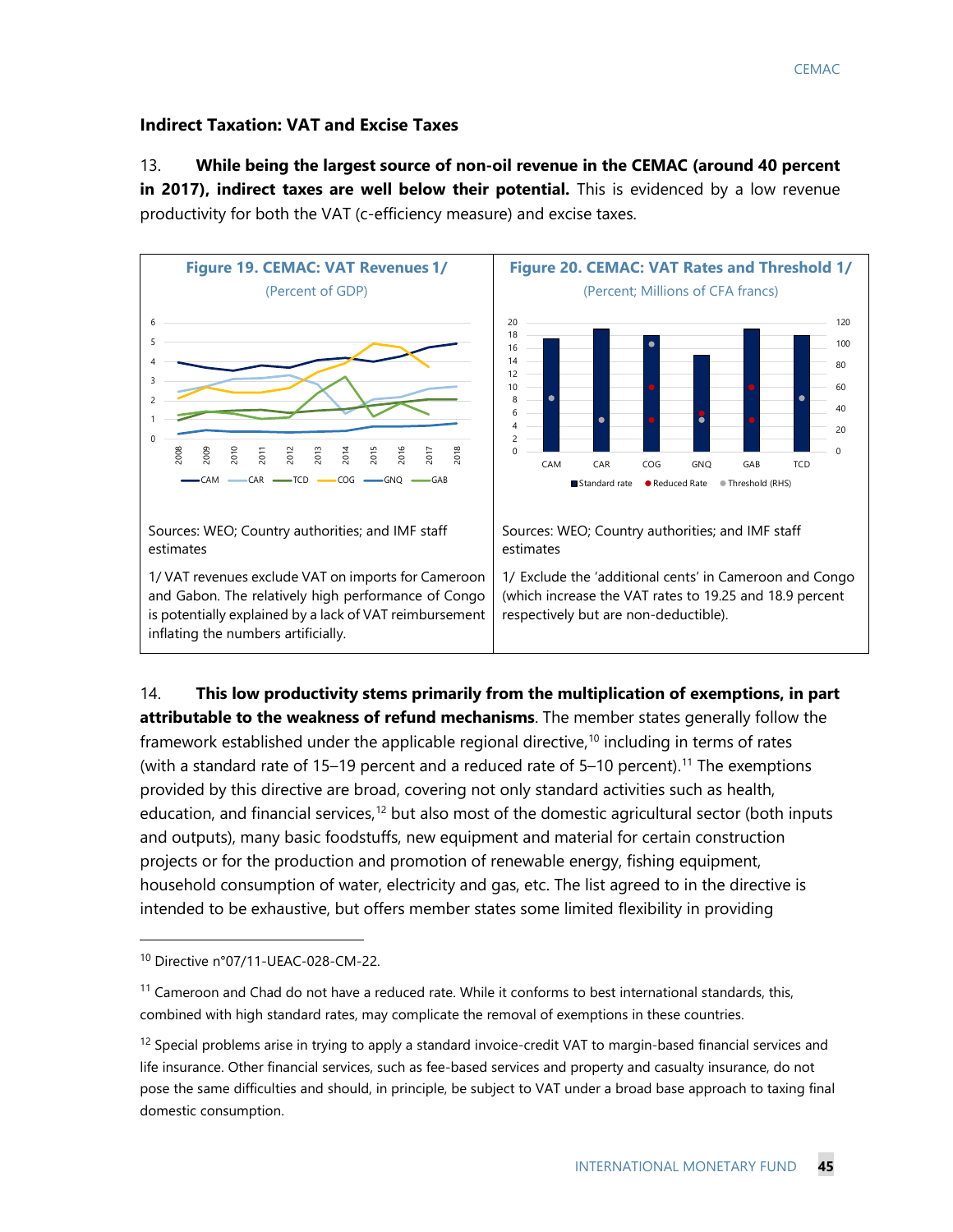### Indirect Taxation: VAT and Excise Taxes

13. **While being the largest source of non-oil revenue in the CEMAC (around 40 percent in 2017), indirect taxes are well below their potential.** This is evidenced by a low revenue productivity for both the VAT (c-efficiency measure) and excise taxes.

**Figure 19. CEMAC: VAT Revenues 1/**
(Percent of GDP)

Sources: WEO; Country authorities; and IMF staff estimates

1/ VAT revenues exclude VAT on imports for Cameroon and Gabon. The relatively high performance of Congo is potentially explained by a lack of VAT reimbursement inflating the numbers artificially.

**Figure 20. CEMAC: VAT Rates and Threshold 1/**
(Percent; Millions of CFA francs)

Sources: WEO; Country authorities; and IMF staff estimates

1/ Exclude the 'additional cents' in Cameroon and Congo (which increase the VAT rates to 19.25 and 18.9 percent respectively but are non-deductible).

14. **This low productivity stems primarily from the multiplication of exemptions, in part attributable to the weakness of refund mechanisms**. The member states generally follow the framework established under the applicable regional directive,[10] including in terms of rates (with a standard rate of 15–19 percent and a reduced rate of 5–10 percent).[11] The exemptions provided by this directive are broad, covering not only standard activities such as health, education, and financial services,[12] but also most of the domestic agricultural sector (both inputs and outputs), many basic foodstuffs, new equipment and material for certain construction projects or for the production and promotion of renewable energy, fishing equipment, household consumption of water, electricity and gas, etc. The list agreed to in the directive is intended to be exhaustive, but offers member states some limited flexibility in providing

---

[10] Directive n°07/11-UEAC-028-CM-22.

[11] Cameroon and Chad do not have a reduced rate. While it conforms to best international standards, this, combined with high standard rates, may complicate the removal of exemptions in these countries.

[12] Special problems arise in trying to apply a standard invoice-credit VAT to margin-based financial services and life insurance. Other financial services, such as fee-based services and property and casualty insurance, do not pose the same difficulties and should, in principle, be subject to VAT under a broad base approach to taxing final domestic consumption.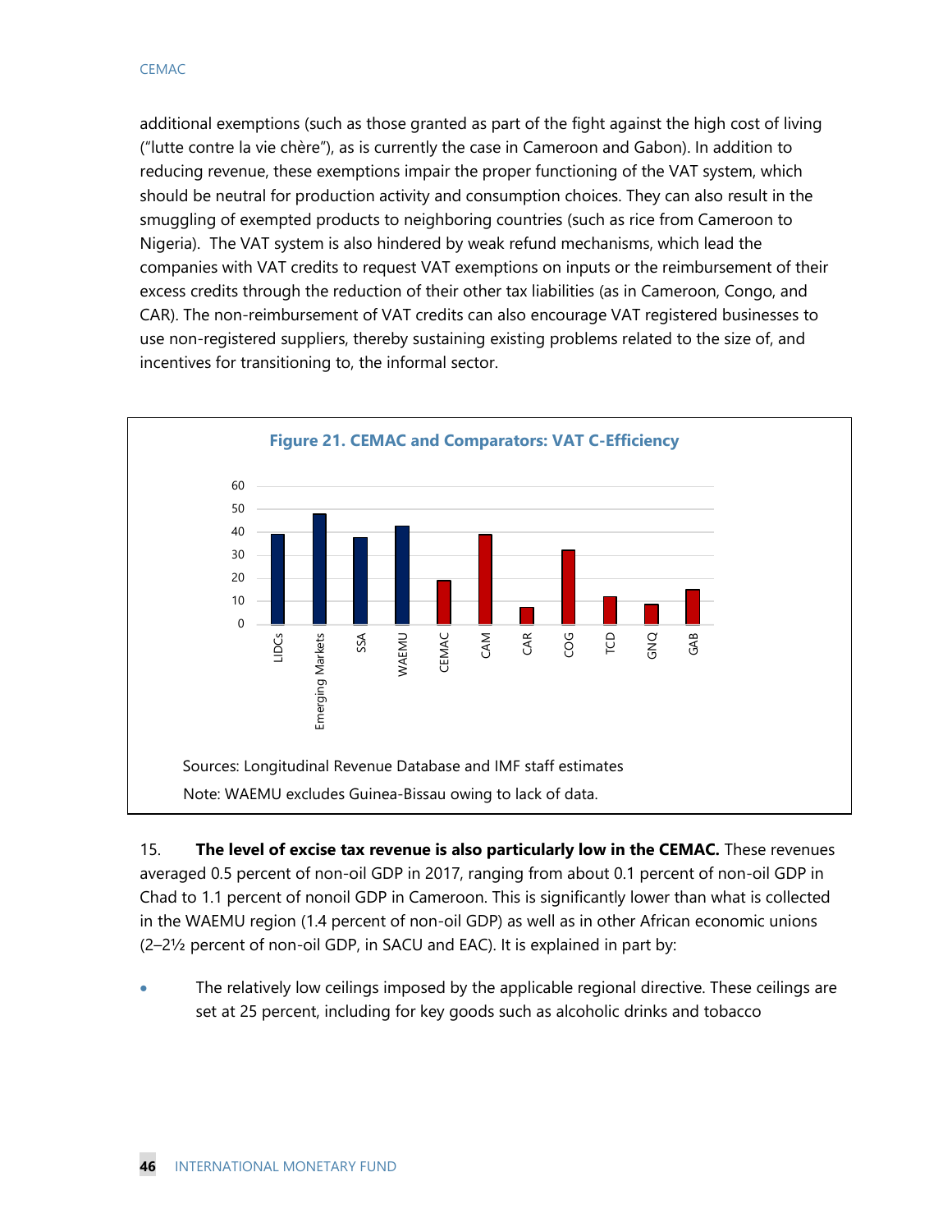additional exemptions (such as those granted as part of the fight against the high cost of living ("lutte contre la vie chère"), as is currently the case in Cameroon and Gabon). In addition to reducing revenue, these exemptions impair the proper functioning of the VAT system, which should be neutral for production activity and consumption choices. They can also result in the smuggling of exempted products to neighboring countries (such as rice from Cameroon to Nigeria). The VAT system is also hindered by weak refund mechanisms, which lead the companies with VAT credits to request VAT exemptions on inputs or the reimbursement of their excess credits through the reduction of their other tax liabilities (as in Cameroon, Congo, and CAR). The non-reimbursement of VAT credits can also encourage VAT registered businesses to use non-registered suppliers, thereby sustaining existing problems related to the size of, and incentives for transitioning to, the informal sector.

**Figure 21. CEMAC and Comparators: VAT C-Efficiency**

Sources: Longitudinal Revenue Database and IMF staff estimates

Note: WAEMU excludes Guinea-Bissau owing to lack of data.

15. **The level of excise tax revenue is also particularly low in the CEMAC.** These revenues averaged 0.5 percent of non-oil GDP in 2017, ranging from about 0.1 percent of non-oil GDP in Chad to 1.1 percent of nonoil GDP in Cameroon. This is significantly lower than what is collected in the WAEMU region (1.4 percent of non-oil GDP) as well as in other African economic unions (2–2½ percent of non-oil GDP, in SACU and EAC). It is explained in part by:

- The relatively low ceilings imposed by the applicable regional directive. These ceilings are set at 25 percent, including for key goods such as alcoholic drinks and tobacco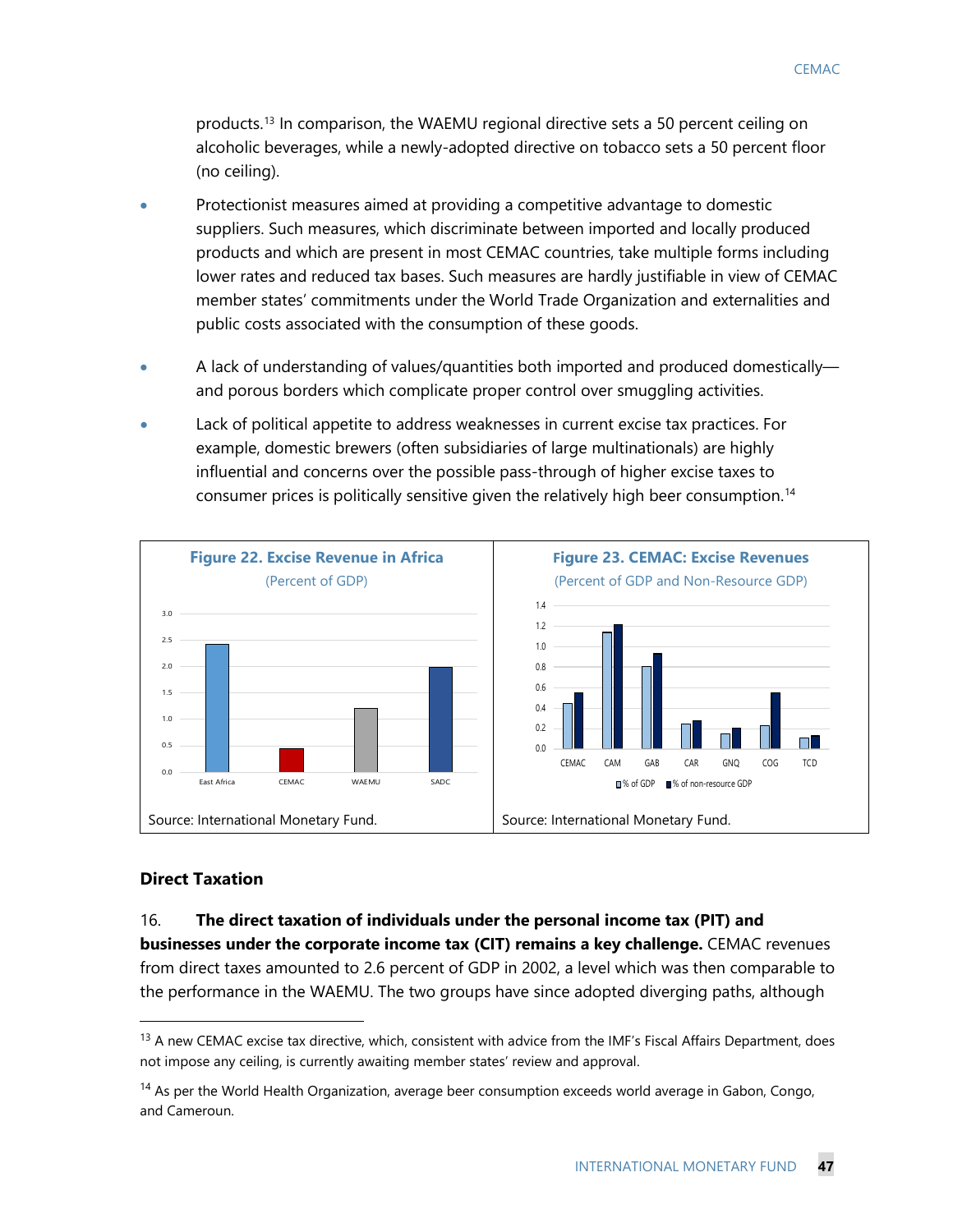products.[13] In comparison, the WAEMU regional directive sets a 50 percent ceiling on alcoholic beverages, while a newly-adopted directive on tobacco sets a 50 percent floor (no ceiling).

- Protectionist measures aimed at providing a competitive advantage to domestic suppliers. Such measures, which discriminate between imported and locally produced products and which are present in most CEMAC countries, take multiple forms including lower rates and reduced tax bases. Such measures are hardly justifiable in view of CEMAC member states' commitments under the World Trade Organization and externalities and public costs associated with the consumption of these goods.
- A lack of understanding of values/quantities both imported and produced domestically—and porous borders which complicate proper control over smuggling activities.
- Lack of political appetite to address weaknesses in current excise tax practices. For example, domestic brewers (often subsidiaries of large multinationals) are highly influential and concerns over the possible pass-through of higher excise taxes to consumer prices is politically sensitive given the relatively high beer consumption.[14]

**Figure 22. Excise Revenue in Africa**
(Percent of GDP)

Source: International Monetary Fund.

**Figure 23. CEMAC: Excise Revenues**
(Percent of GDP and Non-Resource GDP)

Source: International Monetary Fund.

## Direct Taxation

16. **The direct taxation of individuals under the personal income tax (PIT) and businesses under the corporate income tax (CIT) remains a key challenge.** CEMAC revenues from direct taxes amounted to 2.6 percent of GDP in 2002, a level which was then comparable to the performance in the WAEMU. The two groups have since adopted diverging paths, although

---

[13] A new CEMAC excise tax directive, which, consistent with advice from the IMF's Fiscal Affairs Department, does not impose any ceiling, is currently awaiting member states' review and approval.

[14] As per the World Health Organization, average beer consumption exceeds world average in Gabon, Congo, and Cameroun.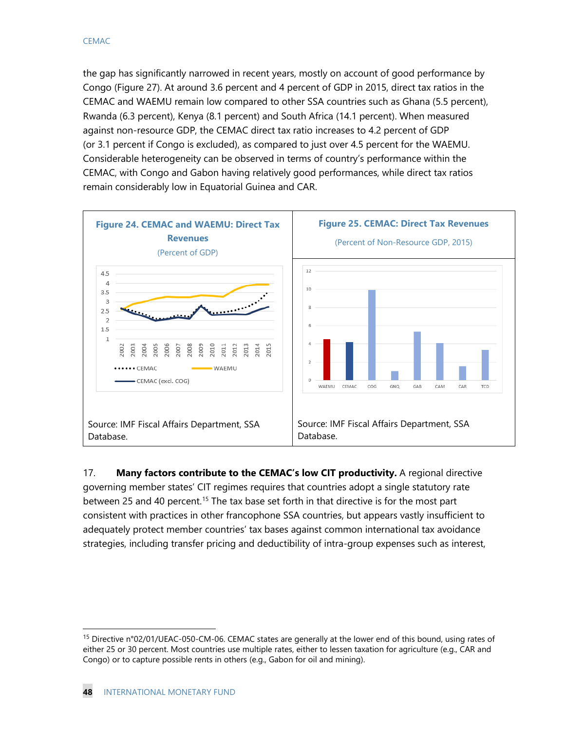the gap has significantly narrowed in recent years, mostly on account of good performance by Congo (Figure 27). At around 3.6 percent and 4 percent of GDP in 2015, direct tax ratios in the CEMAC and WAEMU remain low compared to other SSA countries such as Ghana (5.5 percent), Rwanda (6.3 percent), Kenya (8.1 percent) and South Africa (14.1 percent). When measured against non-resource GDP, the CEMAC direct tax ratio increases to 4.2 percent of GDP (or 3.1 percent if Congo is excluded), as compared to just over 4.5 percent for the WAEMU. Considerable heterogeneity can be observed in terms of country's performance within the CEMAC, with Congo and Gabon having relatively good performances, while direct tax ratios remain considerably low in Equatorial Guinea and CAR.

**Figure 24. CEMAC and WAEMU: Direct Tax Revenues**

(Percent of GDP)

Source: IMF Fiscal Affairs Department, SSA Database.

**Figure 25. CEMAC: Direct Tax Revenues**

(Percent of Non-Resource GDP, 2015)

Source: IMF Fiscal Affairs Department, SSA Database.

17. **Many factors contribute to the CEMAC's low CIT productivity.** A regional directive governing member states' CIT regimes requires that countries adopt a single statutory rate between 25 and 40 percent.[15] The tax base set forth in that directive is for the most part consistent with practices in other francophone SSA countries, but appears vastly insufficient to adequately protect member countries' tax bases against common international tax avoidance strategies, including transfer pricing and deductibility of intra-group expenses such as interest,

[15] Directive n°02/01/UEAC-050-CM-06. CEMAC states are generally at the lower end of this bound, using rates of either 25 or 30 percent. Most countries use multiple rates, either to lessen taxation for agriculture (e.g., CAR and Congo) or to capture possible rents in others (e.g., Gabon for oil and mining).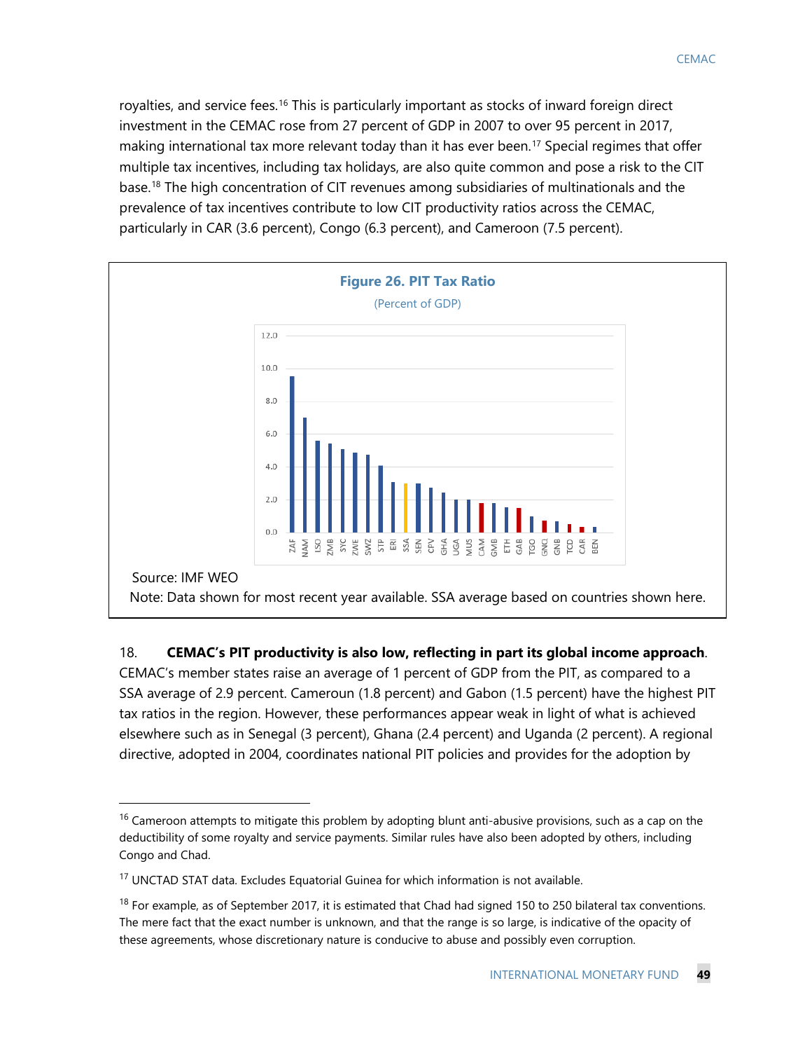royalties, and service fees.[16] This is particularly important as stocks of inward foreign direct investment in the CEMAC rose from 27 percent of GDP in 2007 to over 95 percent in 2017, making international tax more relevant today than it has ever been.[17] Special regimes that offer multiple tax incentives, including tax holidays, are also quite common and pose a risk to the CIT base.[18] The high concentration of CIT revenues among subsidiaries of multinationals and the prevalence of tax incentives contribute to low CIT productivity ratios across the CEMAC, particularly in CAR (3.6 percent), Congo (6.3 percent), and Cameroon (7.5 percent).

**Figure 26. PIT Tax Ratio**

(Percent of GDP)

Source: IMF WEO

Note: Data shown for most recent year available. SSA average based on countries shown here.

18. **CEMAC's PIT productivity is also low, reflecting in part its global income approach**. CEMAC's member states raise an average of 1 percent of GDP from the PIT, as compared to a SSA average of 2.9 percent. Cameroun (1.8 percent) and Gabon (1.5 percent) have the highest PIT tax ratios in the region. However, these performances appear weak in light of what is achieved elsewhere such as in Senegal (3 percent), Ghana (2.4 percent) and Uganda (2 percent). A regional directive, adopted in 2004, coordinates national PIT policies and provides for the adoption by

---

[16] Cameroon attempts to mitigate this problem by adopting blunt anti-abusive provisions, such as a cap on the deductibility of some royalty and service payments. Similar rules have also been adopted by others, including Congo and Chad.

[17] UNCTAD STAT data. Excludes Equatorial Guinea for which information is not available.

[18] For example, as of September 2017, it is estimated that Chad had signed 150 to 250 bilateral tax conventions. The mere fact that the exact number is unknown, and that the range is so large, is indicative of the opacity of these agreements, whose discretionary nature is conducive to abuse and possibly even corruption.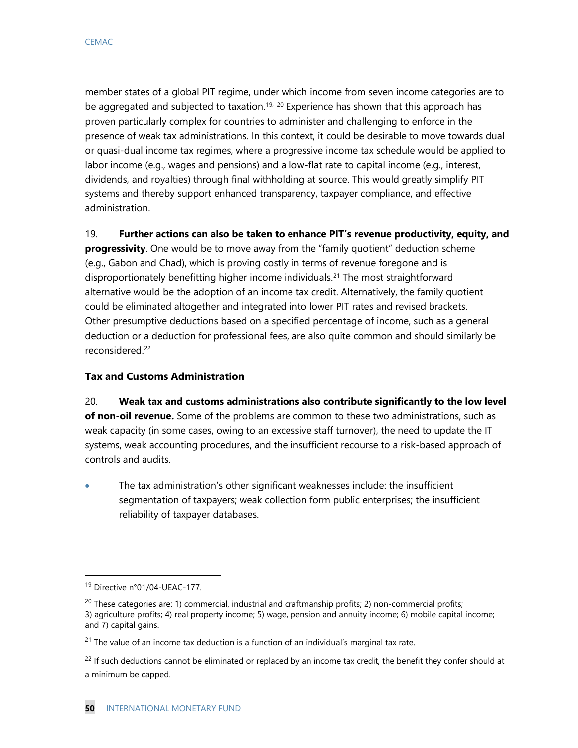member states of a global PIT regime, under which income from seven income categories are to be aggregated and subjected to taxation.[19, 20] Experience has shown that this approach has proven particularly complex for countries to administer and challenging to enforce in the presence of weak tax administrations. In this context, it could be desirable to move towards dual or quasi-dual income tax regimes, where a progressive income tax schedule would be applied to labor income (e.g., wages and pensions) and a low-flat rate to capital income (e.g., interest, dividends, and royalties) through final withholding at source. This would greatly simplify PIT systems and thereby support enhanced transparency, taxpayer compliance, and effective administration.

19. **Further actions can also be taken to enhance PIT's revenue productivity, equity, and progressivity**. One would be to move away from the "family quotient" deduction scheme (e.g., Gabon and Chad), which is proving costly in terms of revenue foregone and is disproportionately benefitting higher income individuals.[21] The most straightforward alternative would be the adoption of an income tax credit. Alternatively, the family quotient could be eliminated altogether and integrated into lower PIT rates and revised brackets. Other presumptive deductions based on a specified percentage of income, such as a general deduction or a deduction for professional fees, are also quite common and should similarly be reconsidered.[22]

### Tax and Customs Administration

20. **Weak tax and customs administrations also contribute significantly to the low level of non-oil revenue.** Some of the problems are common to these two administrations, such as weak capacity (in some cases, owing to an excessive staff turnover), the need to update the IT systems, weak accounting procedures, and the insufficient recourse to a risk-based approach of controls and audits.

- The tax administration's other significant weaknesses include: the insufficient segmentation of taxpayers; weak collection form public enterprises; the insufficient reliability of taxpayer databases.

---

[19] Directive n°01/04-UEAC-177.

[20] These categories are: 1) commercial, industrial and craftmanship profits; 2) non-commercial profits; 3) agriculture profits; 4) real property income; 5) wage, pension and annuity income; 6) mobile capital income; and 7) capital gains.

[21] The value of an income tax deduction is a function of an individual's marginal tax rate.

[22] If such deductions cannot be eliminated or replaced by an income tax credit, the benefit they confer should at a minimum be capped.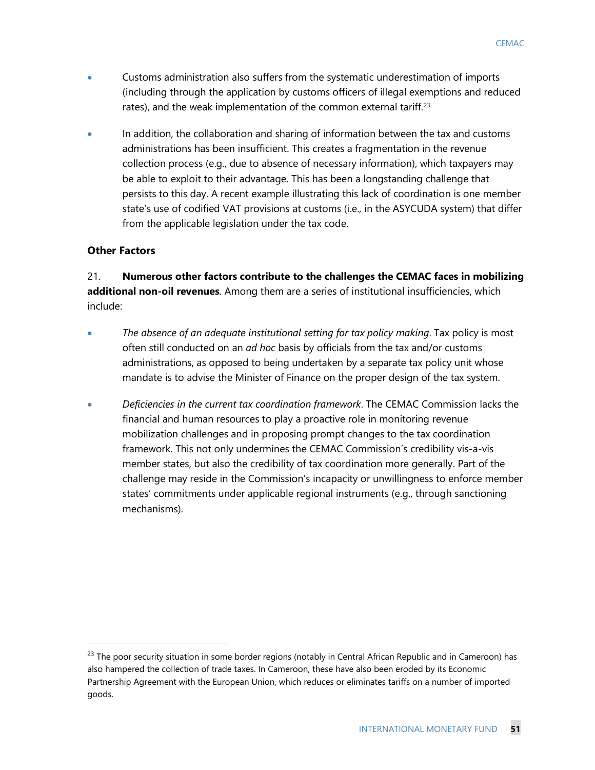- Customs administration also suffers from the systematic underestimation of imports (including through the application by customs officers of illegal exemptions and reduced rates), and the weak implementation of the common external tariff.[23]

- In addition, the collaboration and sharing of information between the tax and customs administrations has been insufficient. This creates a fragmentation in the revenue collection process (e.g., due to absence of necessary information), which taxpayers may be able to exploit to their advantage. This has been a longstanding challenge that persists to this day. A recent example illustrating this lack of coordination is one member state's use of codified VAT provisions at customs (i.e., in the ASYCUDA system) that differ from the applicable legislation under the tax code.

### Other Factors

21. **Numerous other factors contribute to the challenges the CEMAC faces in mobilizing additional non-oil revenues**. Among them are a series of institutional insufficiencies, which include:

- *The absence of an adequate institutional setting for tax policy making*. Tax policy is most often still conducted on an *ad hoc* basis by officials from the tax and/or customs administrations, as opposed to being undertaken by a separate tax policy unit whose mandate is to advise the Minister of Finance on the proper design of the tax system.

- *Deficiencies in the current tax coordination framework*. The CEMAC Commission lacks the financial and human resources to play a proactive role in monitoring revenue mobilization challenges and in proposing prompt changes to the tax coordination framework. This not only undermines the CEMAC Commission's credibility vis-a-vis member states, but also the credibility of tax coordination more generally. Part of the challenge may reside in the Commission's incapacity or unwillingness to enforce member states' commitments under applicable regional instruments (e.g., through sanctioning mechanisms).

---

[23] The poor security situation in some border regions (notably in Central African Republic and in Cameroon) has also hampered the collection of trade taxes. In Cameroon, these have also been eroded by its Economic Partnership Agreement with the European Union, which reduces or eliminates tariffs on a number of imported goods.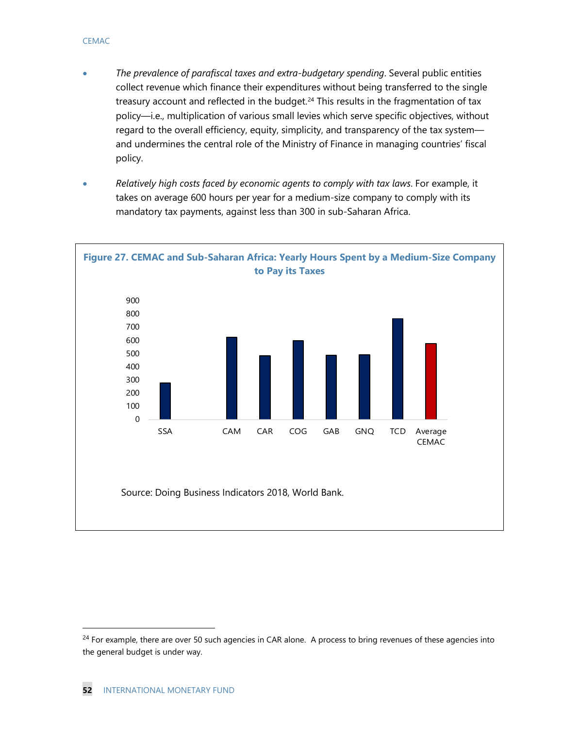- *The prevalence of parafiscal taxes and extra-budgetary spending*. Several public entities collect revenue which finance their expenditures without being transferred to the single treasury account and reflected in the budget.[24] This results in the fragmentation of tax policy—i.e., multiplication of various small levies which serve specific objectives, without regard to the overall efficiency, equity, simplicity, and transparency of the tax system—and undermines the central role of the Ministry of Finance in managing countries' fiscal policy.

- *Relatively high costs faced by economic agents to comply with tax laws*. For example, it takes on average 600 hours per year for a medium-size company to comply with its mandatory tax payments, against less than 300 in sub-Saharan Africa.

**Figure 27. CEMAC and Sub-Saharan Africa: Yearly Hours Spent by a Medium-Size Company to Pay its Taxes**

Source: Doing Business Indicators 2018, World Bank.

---

[24] For example, there are over 50 such agencies in CAR alone. A process to bring revenues of these agencies into the general budget is under way.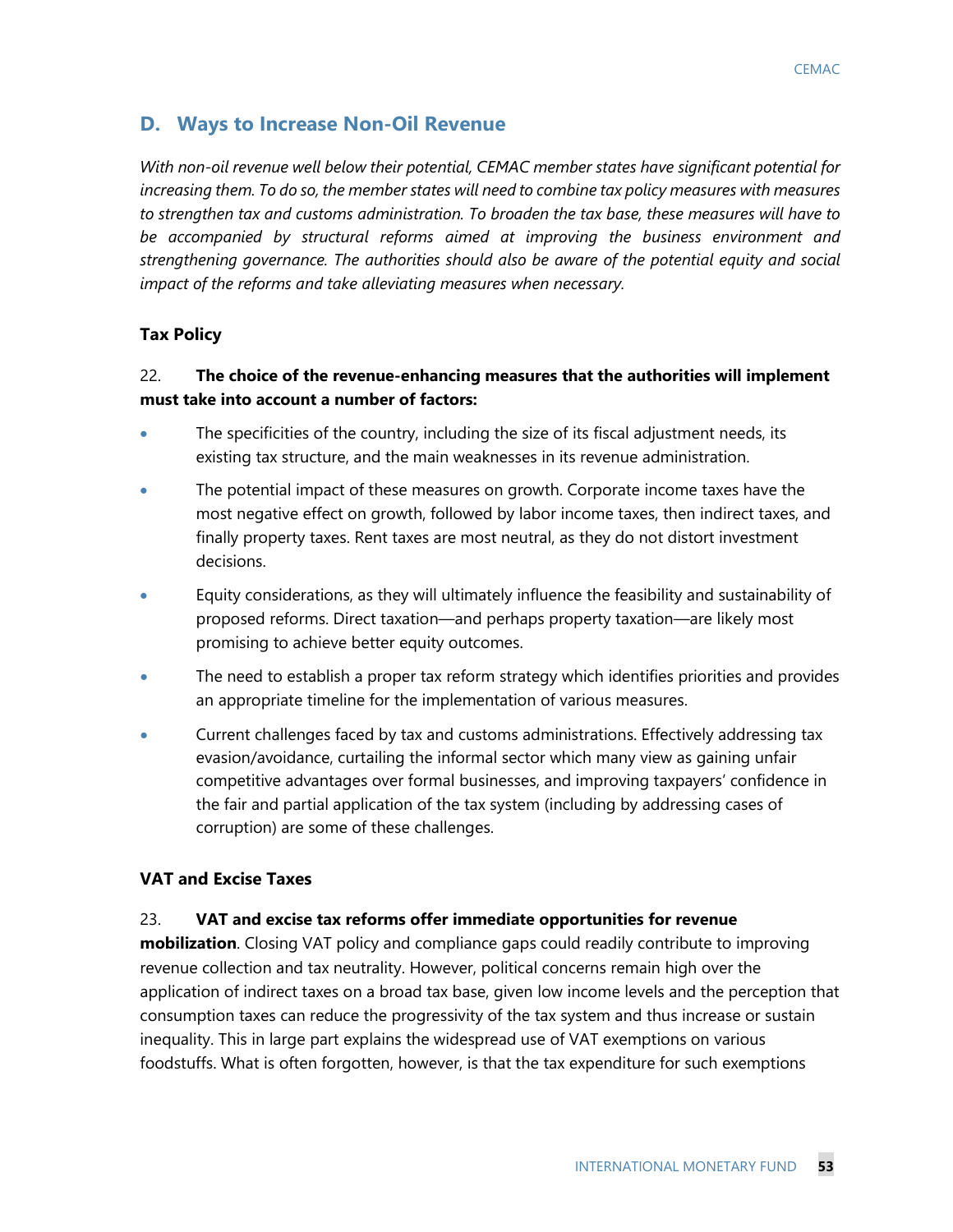## D. Ways to Increase Non-Oil Revenue

*With non-oil revenue well below their potential, CEMAC member states have significant potential for increasing them. To do so, the member states will need to combine tax policy measures with measures to strengthen tax and customs administration. To broaden the tax base, these measures will have to be accompanied by structural reforms aimed at improving the business environment and strengthening governance. The authorities should also be aware of the potential equity and social impact of the reforms and take alleviating measures when necessary.*

### Tax Policy

22. **The choice of the revenue-enhancing measures that the authorities will implement must take into account a number of factors:**

- The specificities of the country, including the size of its fiscal adjustment needs, its existing tax structure, and the main weaknesses in its revenue administration.
- The potential impact of these measures on growth. Corporate income taxes have the most negative effect on growth, followed by labor income taxes, then indirect taxes, and finally property taxes. Rent taxes are most neutral, as they do not distort investment decisions.
- Equity considerations, as they will ultimately influence the feasibility and sustainability of proposed reforms. Direct taxation—and perhaps property taxation—are likely most promising to achieve better equity outcomes.
- The need to establish a proper tax reform strategy which identifies priorities and provides an appropriate timeline for the implementation of various measures.
- Current challenges faced by tax and customs administrations. Effectively addressing tax evasion/avoidance, curtailing the informal sector which many view as gaining unfair competitive advantages over formal businesses, and improving taxpayers' confidence in the fair and partial application of the tax system (including by addressing cases of corruption) are some of these challenges.

### VAT and Excise Taxes

23. **VAT and excise tax reforms offer immediate opportunities for revenue mobilization**. Closing VAT policy and compliance gaps could readily contribute to improving revenue collection and tax neutrality. However, political concerns remain high over the application of indirect taxes on a broad tax base, given low income levels and the perception that consumption taxes can reduce the progressivity of the tax system and thus increase or sustain inequality. This in large part explains the widespread use of VAT exemptions on various foodstuffs. What is often forgotten, however, is that the tax expenditure for such exemptions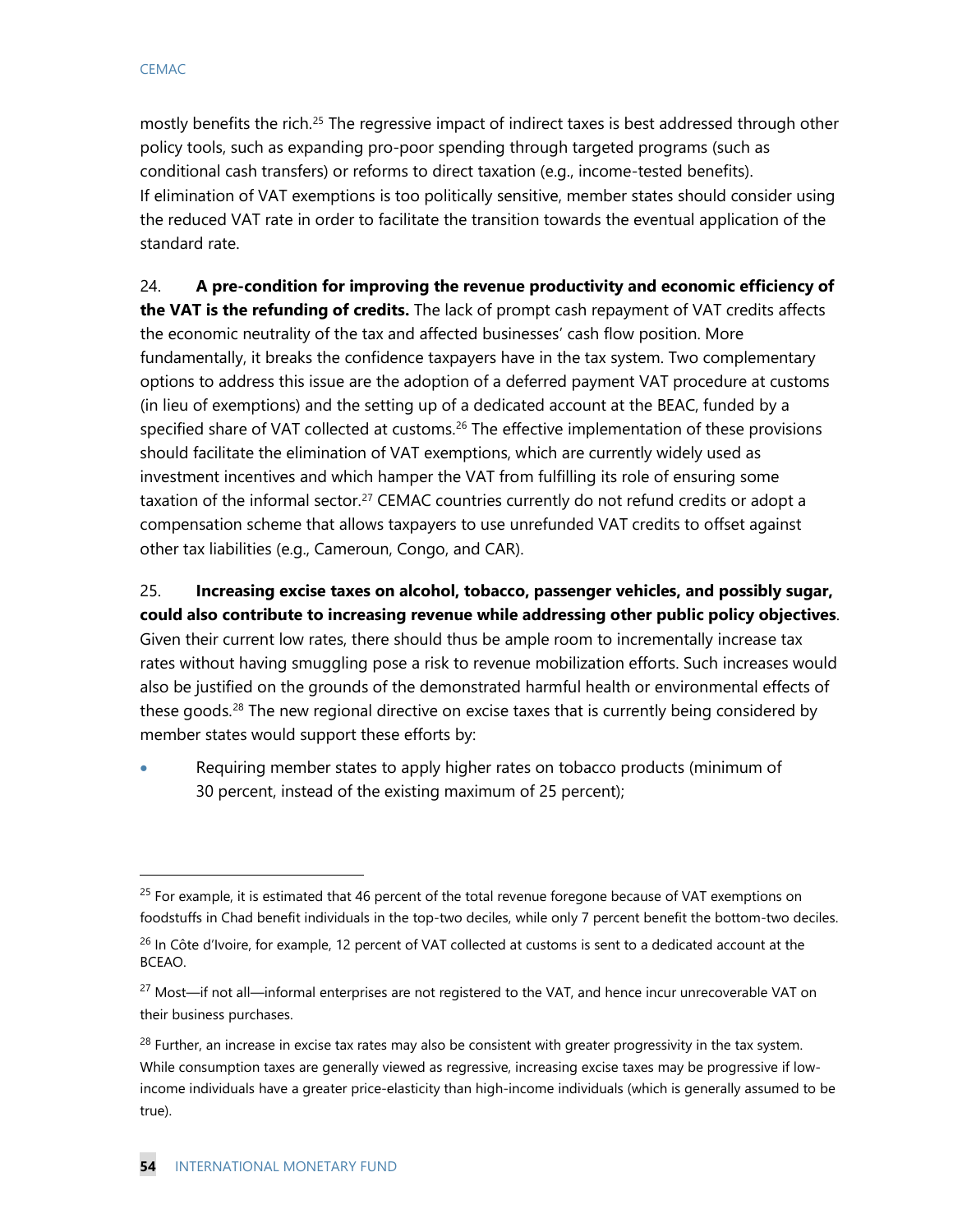mostly benefits the rich.[25] The regressive impact of indirect taxes is best addressed through other policy tools, such as expanding pro-poor spending through targeted programs (such as conditional cash transfers) or reforms to direct taxation (e.g., income-tested benefits). If elimination of VAT exemptions is too politically sensitive, member states should consider using the reduced VAT rate in order to facilitate the transition towards the eventual application of the standard rate.

24. **A pre-condition for improving the revenue productivity and economic efficiency of the VAT is the refunding of credits.** The lack of prompt cash repayment of VAT credits affects the economic neutrality of the tax and affected businesses' cash flow position. More fundamentally, it breaks the confidence taxpayers have in the tax system. Two complementary options to address this issue are the adoption of a deferred payment VAT procedure at customs (in lieu of exemptions) and the setting up of a dedicated account at the BEAC, funded by a specified share of VAT collected at customs.[26] The effective implementation of these provisions should facilitate the elimination of VAT exemptions, which are currently widely used as investment incentives and which hamper the VAT from fulfilling its role of ensuring some taxation of the informal sector.[27] CEMAC countries currently do not refund credits or adopt a compensation scheme that allows taxpayers to use unrefunded VAT credits to offset against other tax liabilities (e.g., Cameroun, Congo, and CAR).

25. **Increasing excise taxes on alcohol, tobacco, passenger vehicles, and possibly sugar, could also contribute to increasing revenue while addressing other public policy objectives**. Given their current low rates, there should thus be ample room to incrementally increase tax rates without having smuggling pose a risk to revenue mobilization efforts. Such increases would also be justified on the grounds of the demonstrated harmful health or environmental effects of these goods.[28] The new regional directive on excise taxes that is currently being considered by member states would support these efforts by:

- Requiring member states to apply higher rates on tobacco products (minimum of 30 percent, instead of the existing maximum of 25 percent);

---

[25] For example, it is estimated that 46 percent of the total revenue foregone because of VAT exemptions on foodstuffs in Chad benefit individuals in the top-two deciles, while only 7 percent benefit the bottom-two deciles.

[26] In Côte d'Ivoire, for example, 12 percent of VAT collected at customs is sent to a dedicated account at the BCEAO.

[27] Most—if not all—informal enterprises are not registered to the VAT, and hence incur unrecoverable VAT on their business purchases.

[28] Further, an increase in excise tax rates may also be consistent with greater progressivity in the tax system. While consumption taxes are generally viewed as regressive, increasing excise taxes may be progressive if low-income individuals have a greater price-elasticity than high-income individuals (which is generally assumed to be true).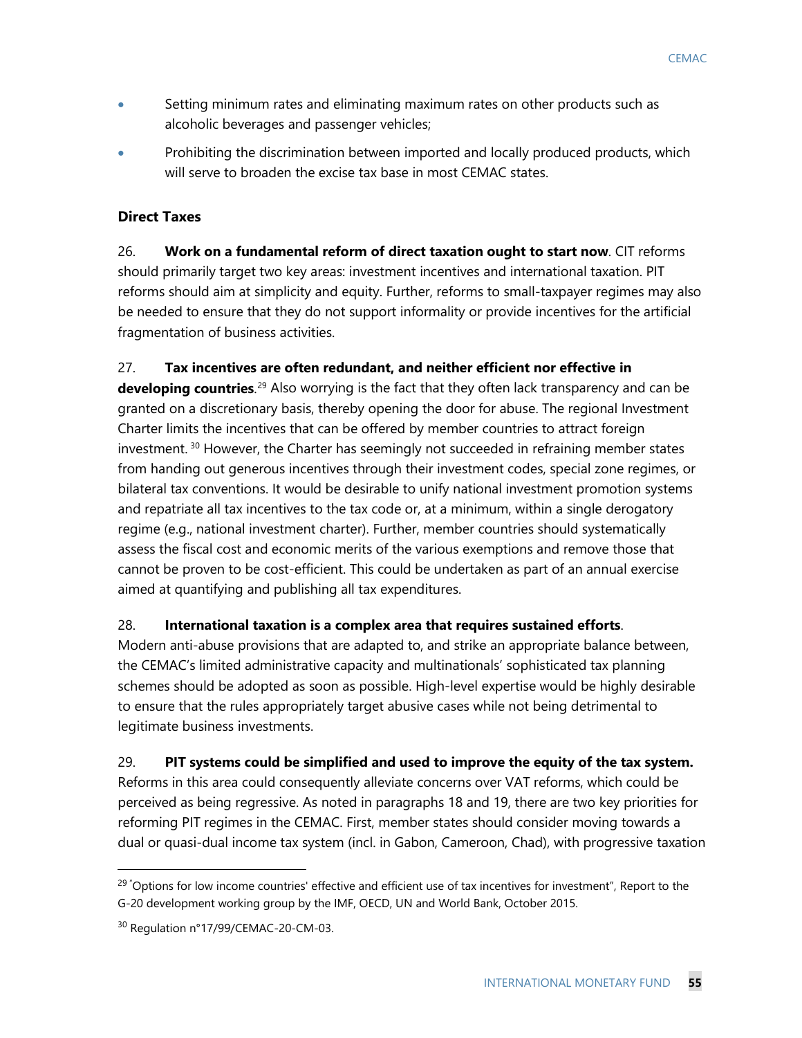- Setting minimum rates and eliminating maximum rates on other products such as alcoholic beverages and passenger vehicles;
- Prohibiting the discrimination between imported and locally produced products, which will serve to broaden the excise tax base in most CEMAC states.

### Direct Taxes

26. **Work on a fundamental reform of direct taxation ought to start now**. CIT reforms should primarily target two key areas: investment incentives and international taxation. PIT reforms should aim at simplicity and equity. Further, reforms to small-taxpayer regimes may also be needed to ensure that they do not support informality or provide incentives for the artificial fragmentation of business activities.

27. **Tax incentives are often redundant, and neither efficient nor effective in developing countries**.[29] Also worrying is the fact that they often lack transparency and can be granted on a discretionary basis, thereby opening the door for abuse. The regional Investment Charter limits the incentives that can be offered by member countries to attract foreign investment.[30] However, the Charter has seemingly not succeeded in refraining member states from handing out generous incentives through their investment codes, special zone regimes, or bilateral tax conventions. It would be desirable to unify national investment promotion systems and repatriate all tax incentives to the tax code or, at a minimum, within a single derogatory regime (e.g., national investment charter). Further, member countries should systematically assess the fiscal cost and economic merits of the various exemptions and remove those that cannot be proven to be cost-efficient. This could be undertaken as part of an annual exercise aimed at quantifying and publishing all tax expenditures.

28. **International taxation is a complex area that requires sustained efforts**. Modern anti-abuse provisions that are adapted to, and strike an appropriate balance between, the CEMAC's limited administrative capacity and multinationals' sophisticated tax planning schemes should be adopted as soon as possible. High-level expertise would be highly desirable to ensure that the rules appropriately target abusive cases while not being detrimental to legitimate business investments.

29. **PIT systems could be simplified and used to improve the equity of the tax system.** Reforms in this area could consequently alleviate concerns over VAT reforms, which could be perceived as being regressive. As noted in paragraphs 18 and 19, there are two key priorities for reforming PIT regimes in the CEMAC. First, member states should consider moving towards a dual or quasi-dual income tax system (incl. in Gabon, Cameroon, Chad), with progressive taxation

---

[29] "Options for low income countries' effective and efficient use of tax incentives for investment", Report to the G-20 development working group by the IMF, OECD, UN and World Bank, October 2015.

[30] Regulation n°17/99/CEMAC-20-CM-03.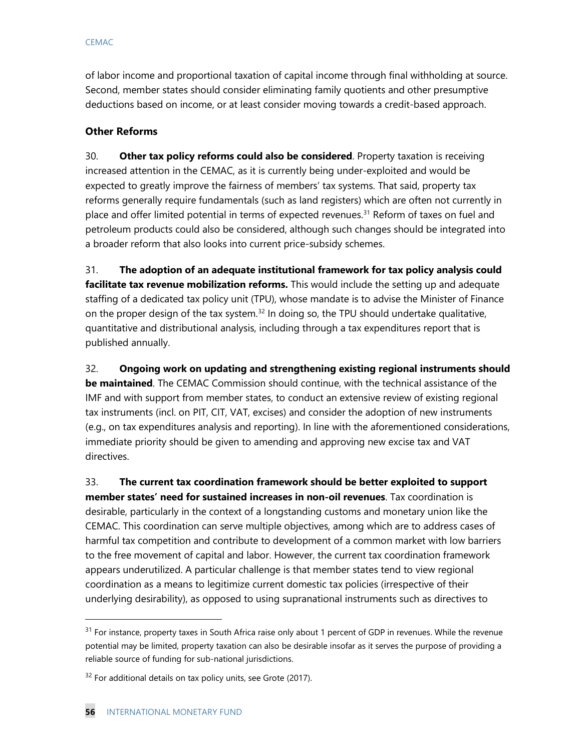of labor income and proportional taxation of capital income through final withholding at source. Second, member states should consider eliminating family quotients and other presumptive deductions based on income, or at least consider moving towards a credit-based approach.

### Other Reforms

30. **Other tax policy reforms could also be considered**. Property taxation is receiving increased attention in the CEMAC, as it is currently being under-exploited and would be expected to greatly improve the fairness of members' tax systems. That said, property tax reforms generally require fundamentals (such as land registers) which are often not currently in place and offer limited potential in terms of expected revenues.[31] Reform of taxes on fuel and petroleum products could also be considered, although such changes should be integrated into a broader reform that also looks into current price-subsidy schemes.

31. **The adoption of an adequate institutional framework for tax policy analysis could facilitate tax revenue mobilization reforms.** This would include the setting up and adequate staffing of a dedicated tax policy unit (TPU), whose mandate is to advise the Minister of Finance on the proper design of the tax system.[32] In doing so, the TPU should undertake qualitative, quantitative and distributional analysis, including through a tax expenditures report that is published annually.

32. **Ongoing work on updating and strengthening existing regional instruments should be maintained**. The CEMAC Commission should continue, with the technical assistance of the IMF and with support from member states, to conduct an extensive review of existing regional tax instruments (incl. on PIT, CIT, VAT, excises) and consider the adoption of new instruments (e.g., on tax expenditures analysis and reporting). In line with the aforementioned considerations, immediate priority should be given to amending and approving new excise tax and VAT directives.

33. **The current tax coordination framework should be better exploited to support member states' need for sustained increases in non-oil revenues**. Tax coordination is desirable, particularly in the context of a longstanding customs and monetary union like the CEMAC. This coordination can serve multiple objectives, among which are to address cases of harmful tax competition and contribute to development of a common market with low barriers to the free movement of capital and labor. However, the current tax coordination framework appears underutilized. A particular challenge is that member states tend to view regional coordination as a means to legitimize current domestic tax policies (irrespective of their underlying desirability), as opposed to using supranational instruments such as directives to

---

[31] For instance, property taxes in South Africa raise only about 1 percent of GDP in revenues. While the revenue potential may be limited, property taxation can also be desirable insofar as it serves the purpose of providing a reliable source of funding for sub-national jurisdictions.

[32] For additional details on tax policy units, see Grote (2017).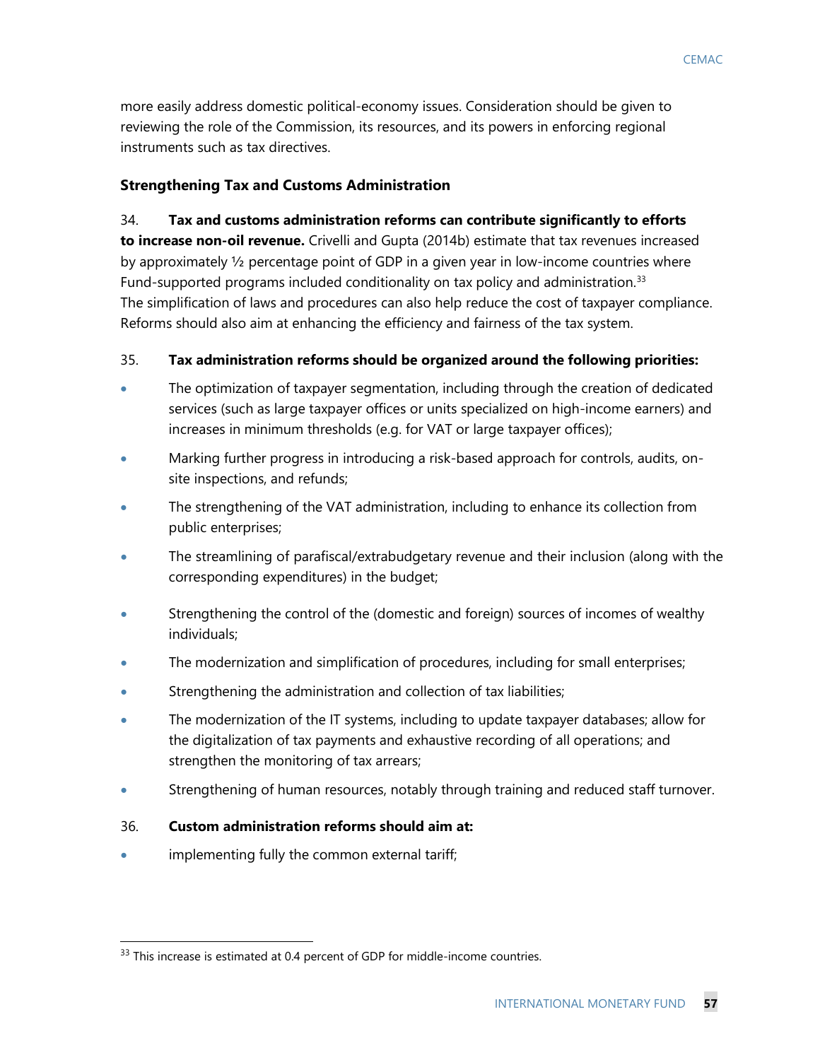more easily address domestic political-economy issues. Consideration should be given to reviewing the role of the Commission, its resources, and its powers in enforcing regional instruments such as tax directives.

### Strengthening Tax and Customs Administration

34. **Tax and customs administration reforms can contribute significantly to efforts to increase non-oil revenue.** Crivelli and Gupta (2014b) estimate that tax revenues increased by approximately ½ percentage point of GDP in a given year in low-income countries where Fund-supported programs included conditionality on tax policy and administration.[33] The simplification of laws and procedures can also help reduce the cost of taxpayer compliance. Reforms should also aim at enhancing the efficiency and fairness of the tax system.

35. **Tax administration reforms should be organized around the following priorities:**

- The optimization of taxpayer segmentation, including through the creation of dedicated services (such as large taxpayer offices or units specialized on high-income earners) and increases in minimum thresholds (e.g. for VAT or large taxpayer offices);
- Marking further progress in introducing a risk-based approach for controls, audits, on-site inspections, and refunds;
- The strengthening of the VAT administration, including to enhance its collection from public enterprises;
- The streamlining of parafiscal/extrabudgetary revenue and their inclusion (along with the corresponding expenditures) in the budget;
- Strengthening the control of the (domestic and foreign) sources of incomes of wealthy individuals;
- The modernization and simplification of procedures, including for small enterprises;
- Strengthening the administration and collection of tax liabilities;
- The modernization of the IT systems, including to update taxpayer databases; allow for the digitalization of tax payments and exhaustive recording of all operations; and strengthen the monitoring of tax arrears;
- Strengthening of human resources, notably through training and reduced staff turnover.

36. **Custom administration reforms should aim at:**

- implementing fully the common external tariff;

[33] This increase is estimated at 0.4 percent of GDP for middle-income countries.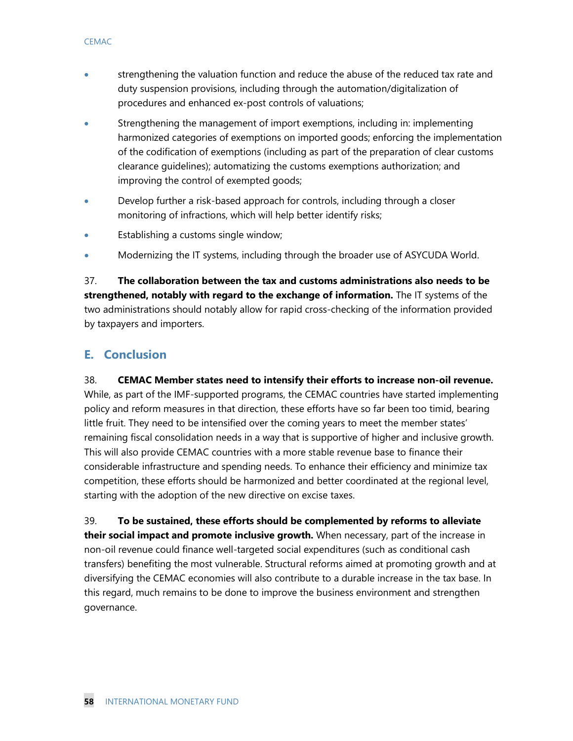- strengthening the valuation function and reduce the abuse of the reduced tax rate and duty suspension provisions, including through the automation/digitalization of procedures and enhanced ex-post controls of valuations;
- Strengthening the management of import exemptions, including in: implementing harmonized categories of exemptions on imported goods; enforcing the implementation of the codification of exemptions (including as part of the preparation of clear customs clearance guidelines); automatizing the customs exemptions authorization; and improving the control of exempted goods;
- Develop further a risk-based approach for controls, including through a closer monitoring of infractions, which will help better identify risks;
- Establishing a customs single window;
- Modernizing the IT systems, including through the broader use of ASYCUDA World.

37. **The collaboration between the tax and customs administrations also needs to be strengthened, notably with regard to the exchange of information.** The IT systems of the two administrations should notably allow for rapid cross-checking of the information provided by taxpayers and importers.

## E. Conclusion

38. **CEMAC Member states need to intensify their efforts to increase non-oil revenue.** While, as part of the IMF-supported programs, the CEMAC countries have started implementing policy and reform measures in that direction, these efforts have so far been too timid, bearing little fruit. They need to be intensified over the coming years to meet the member states' remaining fiscal consolidation needs in a way that is supportive of higher and inclusive growth. This will also provide CEMAC countries with a more stable revenue base to finance their considerable infrastructure and spending needs. To enhance their efficiency and minimize tax competition, these efforts should be harmonized and better coordinated at the regional level, starting with the adoption of the new directive on excise taxes.

39. **To be sustained, these efforts should be complemented by reforms to alleviate their social impact and promote inclusive growth.** When necessary, part of the increase in non-oil revenue could finance well-targeted social expenditures (such as conditional cash transfers) benefiting the most vulnerable. Structural reforms aimed at promoting growth and at diversifying the CEMAC economies will also contribute to a durable increase in the tax base. In this regard, much remains to be done to improve the business environment and strengthen governance.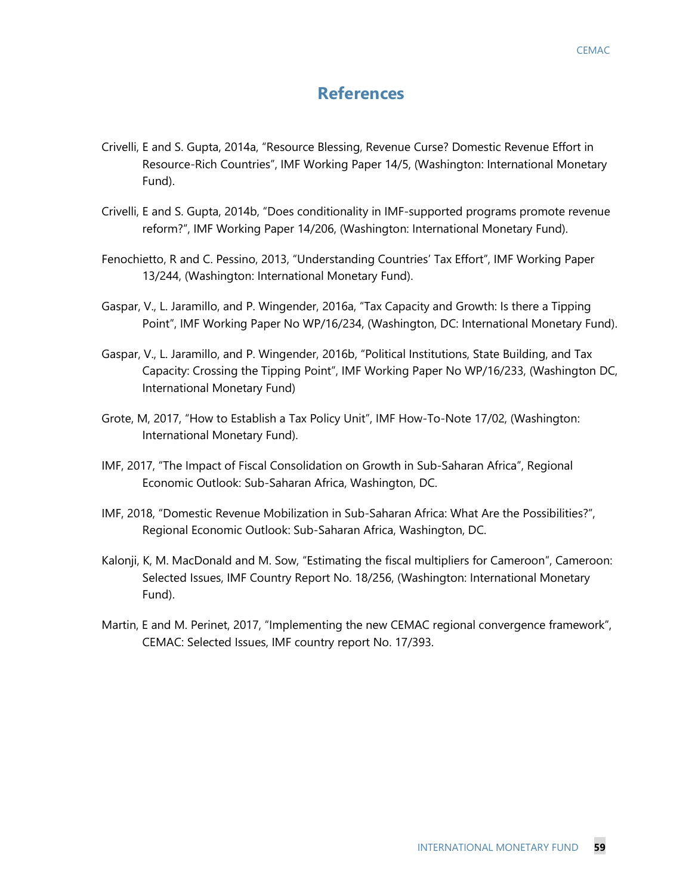# References

Crivelli, E and S. Gupta, 2014a, "Resource Blessing, Revenue Curse? Domestic Revenue Effort in Resource-Rich Countries", IMF Working Paper 14/5, (Washington: International Monetary Fund).

Crivelli, E and S. Gupta, 2014b, "Does conditionality in IMF-supported programs promote revenue reform?", IMF Working Paper 14/206, (Washington: International Monetary Fund).

Fenochietto, R and C. Pessino, 2013, "Understanding Countries' Tax Effort", IMF Working Paper 13/244, (Washington: International Monetary Fund).

Gaspar, V., L. Jaramillo, and P. Wingender, 2016a, "Tax Capacity and Growth: Is there a Tipping Point", IMF Working Paper No WP/16/234, (Washington, DC: International Monetary Fund).

Gaspar, V., L. Jaramillo, and P. Wingender, 2016b, "Political Institutions, State Building, and Tax Capacity: Crossing the Tipping Point", IMF Working Paper No WP/16/233, (Washington DC, International Monetary Fund)

Grote, M, 2017, "How to Establish a Tax Policy Unit", IMF How-To-Note 17/02, (Washington: International Monetary Fund).

IMF, 2017, "The Impact of Fiscal Consolidation on Growth in Sub-Saharan Africa", Regional Economic Outlook: Sub-Saharan Africa, Washington, DC.

IMF, 2018, "Domestic Revenue Mobilization in Sub-Saharan Africa: What Are the Possibilities?", Regional Economic Outlook: Sub-Saharan Africa, Washington, DC.

Kalonji, K, M. MacDonald and M. Sow, "Estimating the fiscal multipliers for Cameroon", Cameroon: Selected Issues, IMF Country Report No. 18/256, (Washington: International Monetary Fund).

Martin, E and M. Perinet, 2017, "Implementing the new CEMAC regional convergence framework", CEMAC: Selected Issues, IMF country report No. 17/393.